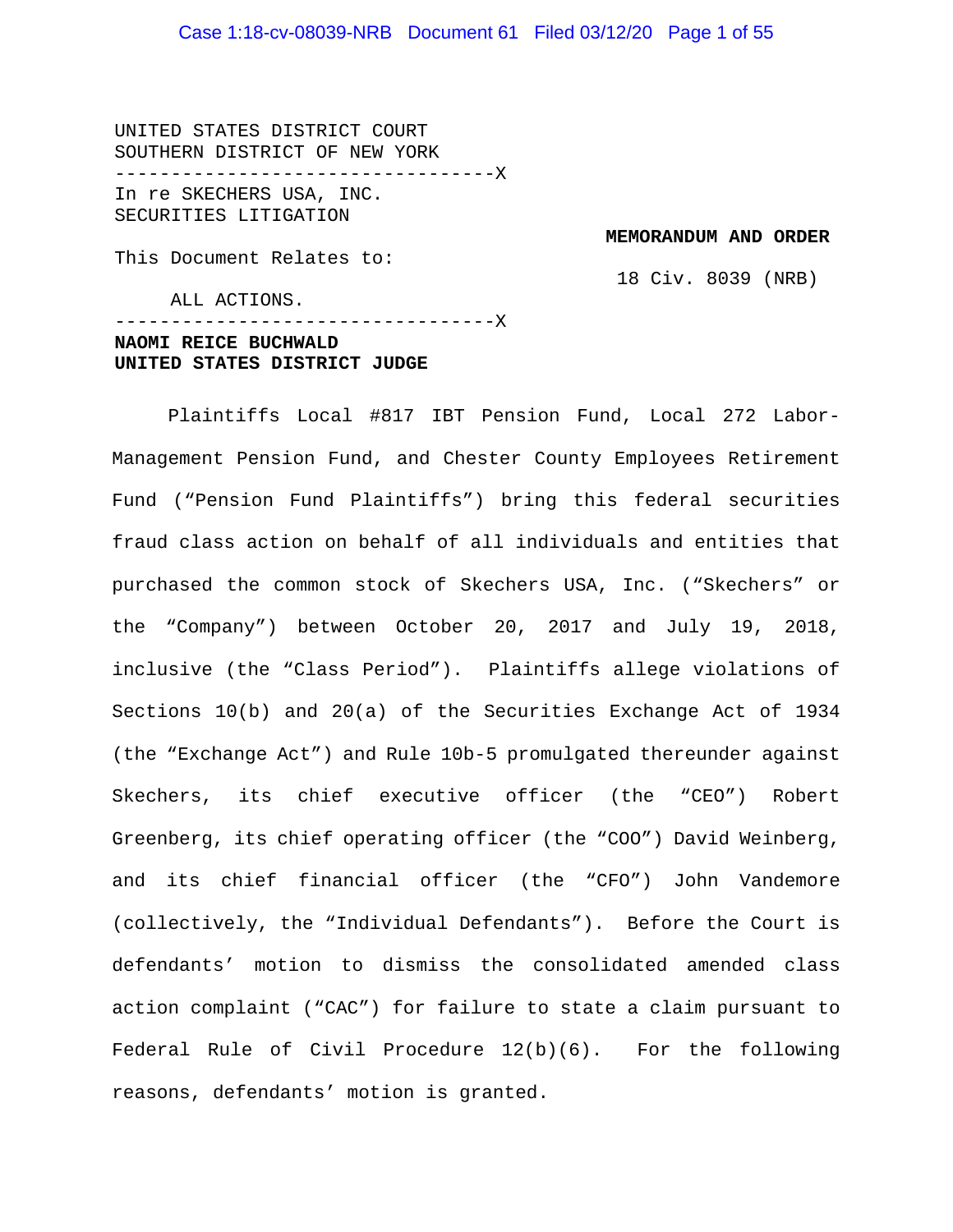UNITED STATES DISTRICT COURT
SOUTHERN DISTRICT OF NEW YORK

----------------------------------X

In re SKECHERS USA, INC.
SECURITIES LITIGATION

This Document Relates to:

ALL ACTIONS.

----------------------------------X

**MEMORANDUM AND ORDER**

18 Civ. 8039 (NRB)

**NAOMI REICE BUCHWALD**
**UNITED STATES DISTRICT JUDGE**

Plaintiffs Local #817 IBT Pension Fund, Local 272 Labor-Management Pension Fund, and Chester County Employees Retirement Fund ("Pension Fund Plaintiffs") bring this federal securities fraud class action on behalf of all individuals and entities that purchased the common stock of Skechers USA, Inc. ("Skechers" or the "Company") between October 20, 2017 and July 19, 2018, inclusive (the "Class Period"). Plaintiffs allege violations of Sections 10(b) and 20(a) of the Securities Exchange Act of 1934 (the "Exchange Act") and Rule 10b-5 promulgated thereunder against Skechers, its chief executive officer (the "CEO") Robert Greenberg, its chief operating officer (the "COO") David Weinberg, and its chief financial officer (the "CFO") John Vandemore (collectively, the "Individual Defendants"). Before the Court is defendants' motion to dismiss the consolidated amended class action complaint ("CAC") for failure to state a claim pursuant to Federal Rule of Civil Procedure 12(b)(6). For the following reasons, defendants' motion is granted.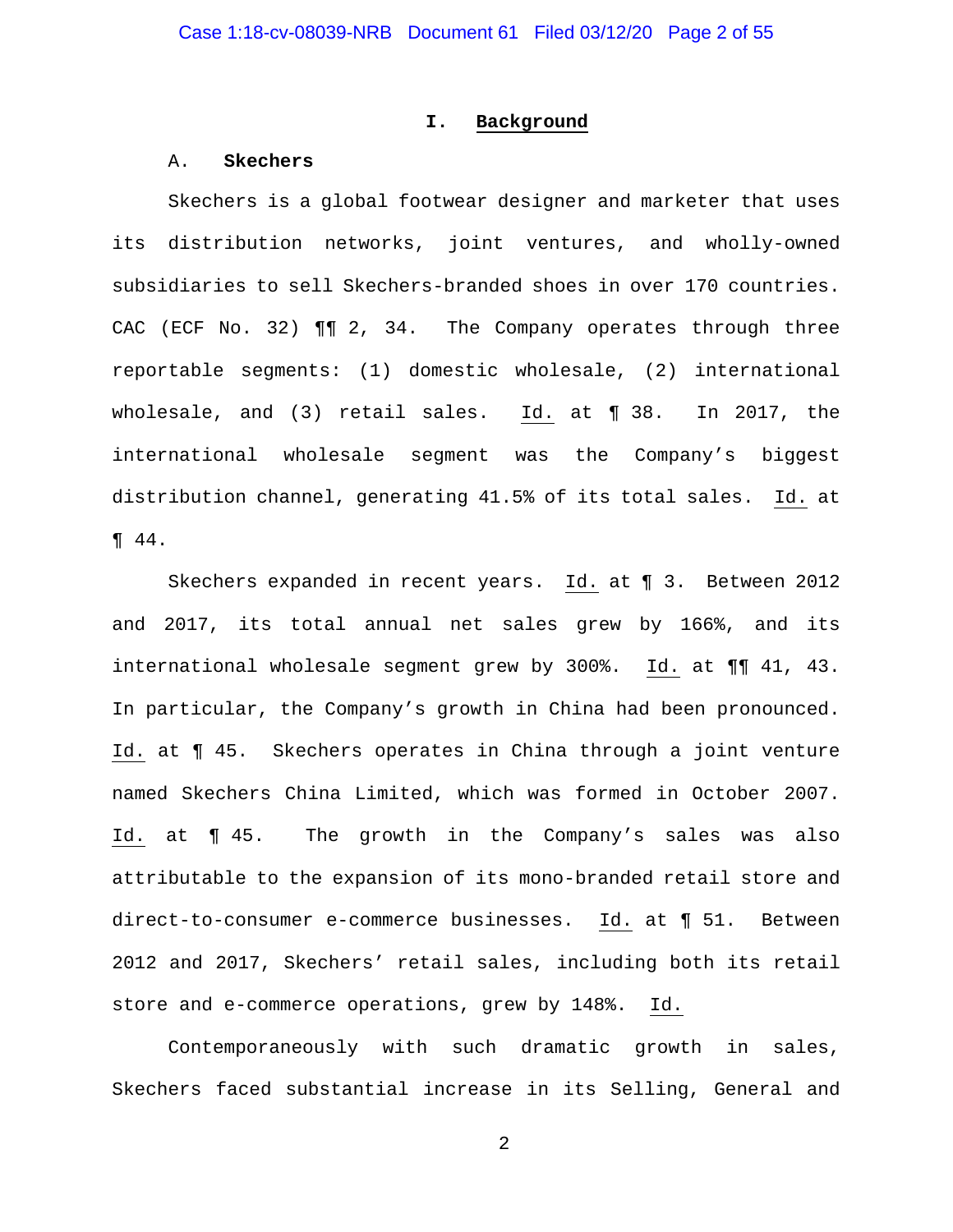# I. Background

## A. Skechers

Skechers is a global footwear designer and marketer that uses its distribution networks, joint ventures, and wholly-owned subsidiaries to sell Skechers-branded shoes in over 170 countries. CAC (ECF No. 32) ¶¶ 2, 34. The Company operates through three reportable segments: (1) domestic wholesale, (2) international wholesale, and (3) retail sales. Id. at ¶ 38. In 2017, the international wholesale segment was the Company's biggest distribution channel, generating 41.5% of its total sales. Id. at ¶ 44.

Skechers expanded in recent years. Id. at ¶ 3. Between 2012 and 2017, its total annual net sales grew by 166%, and its international wholesale segment grew by 300%. Id. at ¶¶ 41, 43. In particular, the Company's growth in China had been pronounced. Id. at ¶ 45. Skechers operates in China through a joint venture named Skechers China Limited, which was formed in October 2007. Id. at ¶ 45. The growth in the Company's sales was also attributable to the expansion of its mono-branded retail store and direct-to-consumer e-commerce businesses. Id. at ¶ 51. Between 2012 and 2017, Skechers' retail sales, including both its retail store and e-commerce operations, grew by 148%. Id.

Contemporaneously with such dramatic growth in sales, Skechers faced substantial increase in its Selling, General and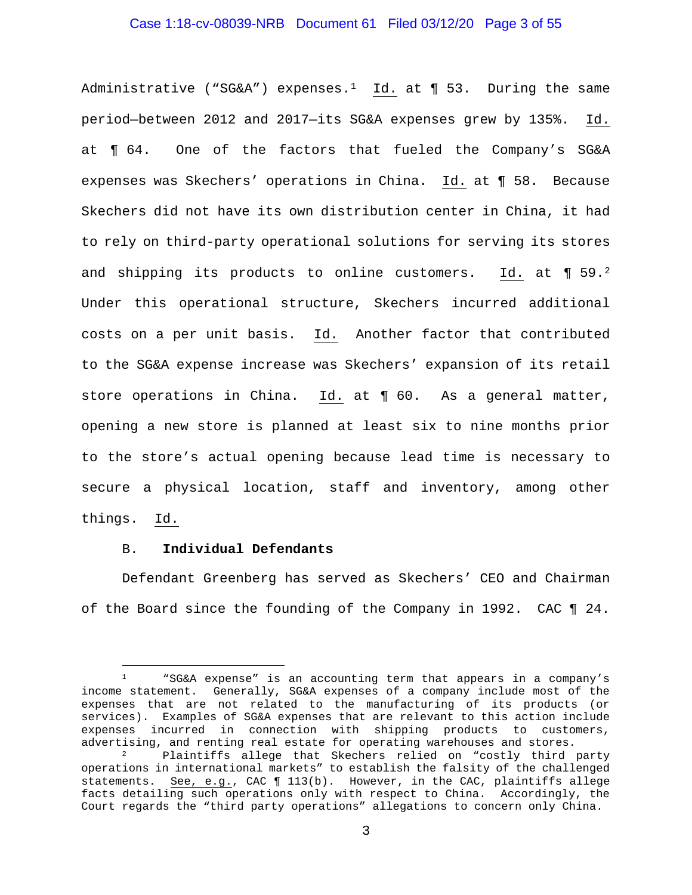Administrative ("SG&A") expenses.[1] Id. at ¶ 53. During the same period—between 2012 and 2017—its SG&A expenses grew by 135%. Id. at ¶ 64. One of the factors that fueled the Company's SG&A expenses was Skechers' operations in China. Id. at ¶ 58. Because Skechers did not have its own distribution center in China, it had to rely on third-party operational solutions for serving its stores and shipping its products to online customers. Id. at ¶ 59.[2] Under this operational structure, Skechers incurred additional costs on a per unit basis. Id. Another factor that contributed to the SG&A expense increase was Skechers' expansion of its retail store operations in China. Id. at ¶ 60. As a general matter, opening a new store is planned at least six to nine months prior to the store's actual opening because lead time is necessary to secure a physical location, staff and inventory, among other things. Id.

B. **Individual Defendants**

Defendant Greenberg has served as Skechers' CEO and Chairman of the Board since the founding of the Company in 1992. CAC ¶ 24.

---

[1] "SG&A expense" is an accounting term that appears in a company's income statement. Generally, SG&A expenses of a company include most of the expenses that are not related to the manufacturing of its products (or services). Examples of SG&A expenses that are relevant to this action include expenses incurred in connection with shipping products to customers, advertising, and renting real estate for operating warehouses and stores.

[2] Plaintiffs allege that Skechers relied on "costly third party operations in international markets" to establish the falsity of the challenged statements. See, e.g., CAC ¶ 113(b). However, in the CAC, plaintiffs allege facts detailing such operations only with respect to China. Accordingly, the Court regards the "third party operations" allegations to concern only China.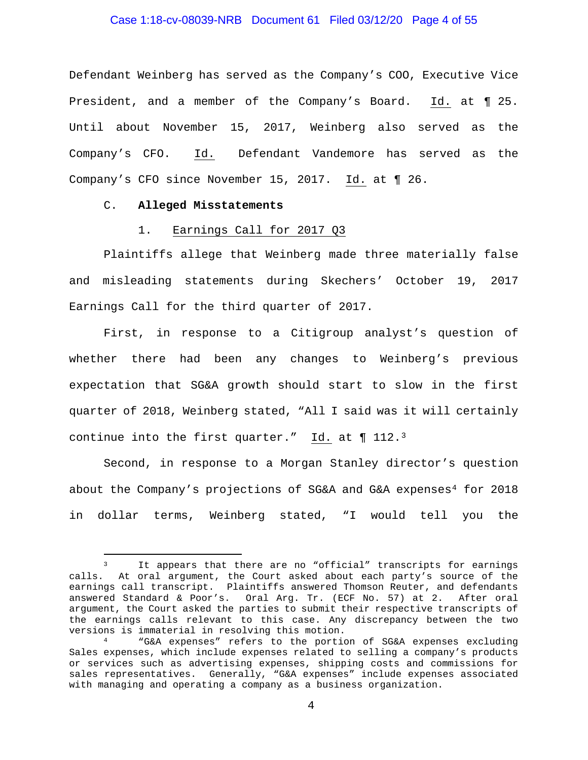Defendant Weinberg has served as the Company's COO, Executive Vice President, and a member of the Company's Board. Id. at ¶ 25. Until about November 15, 2017, Weinberg also served as the Company's CFO. Id. Defendant Vandemore has served as the Company's CFO since November 15, 2017. Id. at ¶ 26.

C. **Alleged Misstatements**

1. Earnings Call for 2017 Q3

Plaintiffs allege that Weinberg made three materially false and misleading statements during Skechers' October 19, 2017 Earnings Call for the third quarter of 2017.

First, in response to a Citigroup analyst's question of whether there had been any changes to Weinberg's previous expectation that SG&A growth should start to slow in the first quarter of 2018, Weinberg stated, "All I said was it will certainly continue into the first quarter." Id. at ¶ 112.[3]

Second, in response to a Morgan Stanley director's question about the Company's projections of SG&A and G&A expenses[4] for 2018 in dollar terms, Weinberg stated, "I would tell you the

---

[3] It appears that there are no "official" transcripts for earnings calls. At oral argument, the Court asked about each party's source of the earnings call transcript. Plaintiffs answered Thomson Reuter, and defendants answered Standard & Poor's. Oral Arg. Tr. (ECF No. 57) at 2. After oral argument, the Court asked the parties to submit their respective transcripts of the earnings calls relevant to this case. Any discrepancy between the two versions is immaterial in resolving this motion.

[4] "G&A expenses" refers to the portion of SG&A expenses excluding Sales expenses, which include expenses related to selling a company's products or services such as advertising expenses, shipping costs and commissions for sales representatives. Generally, "G&A expenses" include expenses associated with managing and operating a company as a business organization.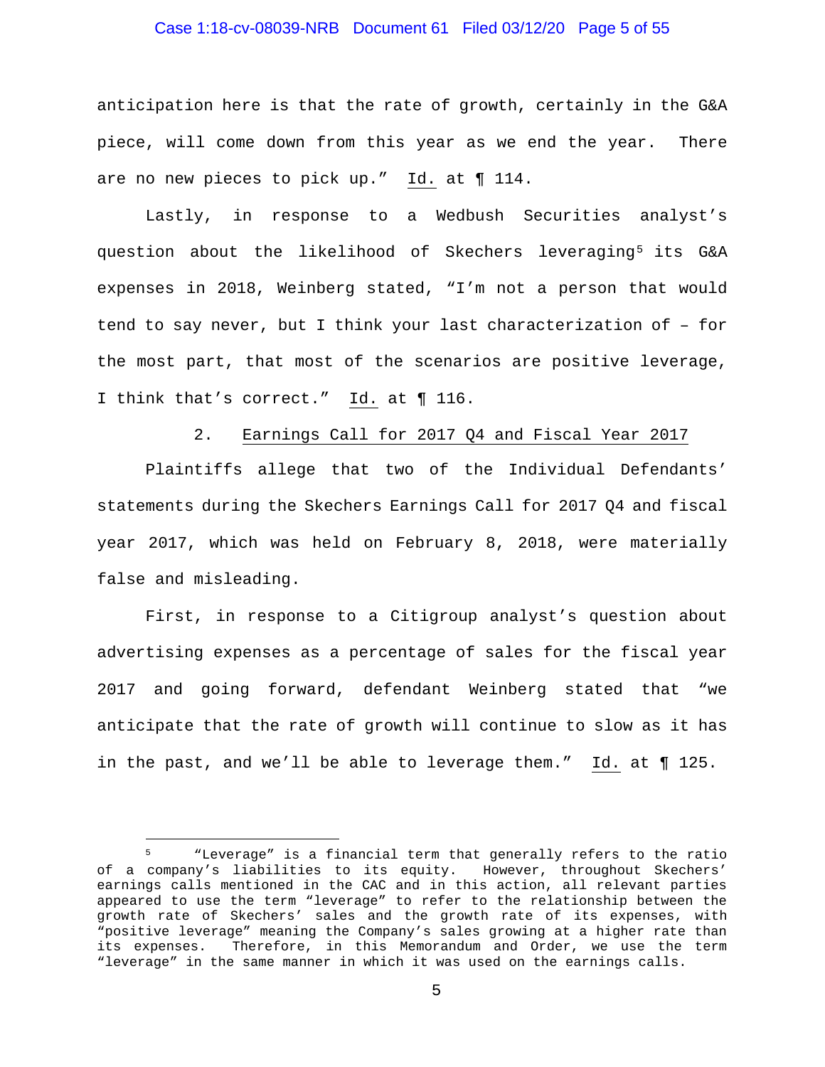anticipation here is that the rate of growth, certainly in the G&A piece, will come down from this year as we end the year. There are no new pieces to pick up." Id. at ¶ 114.

Lastly, in response to a Wedbush Securities analyst's question about the likelihood of Skechers leveraging[5] its G&A expenses in 2018, Weinberg stated, "I'm not a person that would tend to say never, but I think your last characterization of – for the most part, that most of the scenarios are positive leverage, I think that's correct." Id. at ¶ 116.

2. Earnings Call for 2017 Q4 and Fiscal Year 2017

Plaintiffs allege that two of the Individual Defendants' statements during the Skechers Earnings Call for 2017 Q4 and fiscal year 2017, which was held on February 8, 2018, were materially false and misleading.

First, in response to a Citigroup analyst's question about advertising expenses as a percentage of sales for the fiscal year 2017 and going forward, defendant Weinberg stated that "we anticipate that the rate of growth will continue to slow as it has in the past, and we'll be able to leverage them." Id. at ¶ 125.

[5] "Leverage" is a financial term that generally refers to the ratio of a company's liabilities to its equity. However, throughout Skechers' earnings calls mentioned in the CAC and in this action, all relevant parties appeared to use the term "leverage" to refer to the relationship between the growth rate of Skechers' sales and the growth rate of its expenses, with "positive leverage" meaning the Company's sales growing at a higher rate than its expenses. Therefore, in this Memorandum and Order, we use the term "leverage" in the same manner in which it was used on the earnings calls.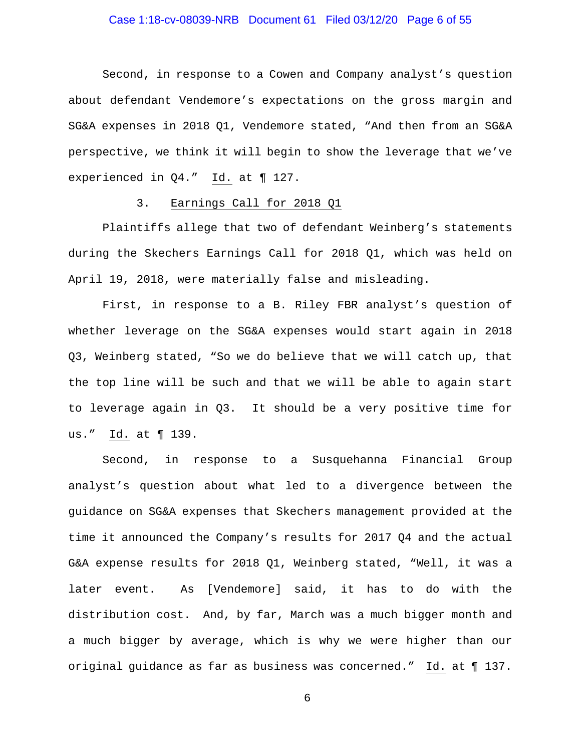Second, in response to a Cowen and Company analyst's question about defendant Vendemore's expectations on the gross margin and SG&A expenses in 2018 Q1, Vendemore stated, "And then from an SG&A perspective, we think it will begin to show the leverage that we've experienced in Q4." Id. at ¶ 127.

### 3. Earnings Call for 2018 Q1

Plaintiffs allege that two of defendant Weinberg's statements during the Skechers Earnings Call for 2018 Q1, which was held on April 19, 2018, were materially false and misleading.

First, in response to a B. Riley FBR analyst's question of whether leverage on the SG&A expenses would start again in 2018 Q3, Weinberg stated, "So we do believe that we will catch up, that the top line will be such and that we will be able to again start to leverage again in Q3. It should be a very positive time for us." Id. at ¶ 139.

Second, in response to a Susquehanna Financial Group analyst's question about what led to a divergence between the guidance on SG&A expenses that Skechers management provided at the time it announced the Company's results for 2017 Q4 and the actual G&A expense results for 2018 Q1, Weinberg stated, "Well, it was a later event. As [Vendemore] said, it has to do with the distribution cost. And, by far, March was a much bigger month and a much bigger by average, which is why we were higher than our original guidance as far as business was concerned." Id. at ¶ 137.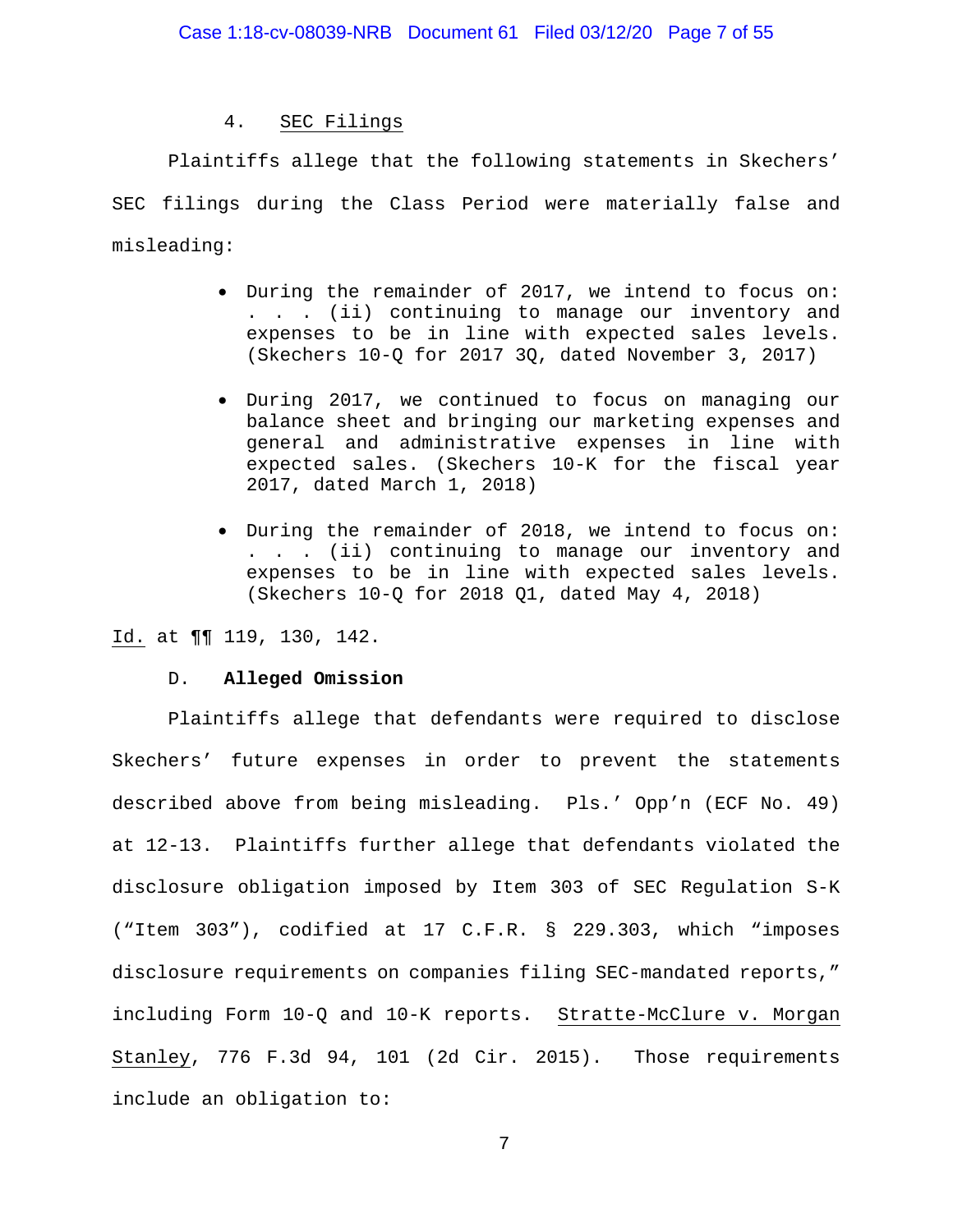4. SEC Filings

Plaintiffs allege that the following statements in Skechers' SEC filings during the Class Period were materially false and misleading:

- During the remainder of 2017, we intend to focus on: . . . (ii) continuing to manage our inventory and expenses to be in line with expected sales levels. (Skechers 10-Q for 2017 3Q, dated November 3, 2017)
- During 2017, we continued to focus on managing our balance sheet and bringing our marketing expenses and general and administrative expenses in line with expected sales. (Skechers 10-K for the fiscal year 2017, dated March 1, 2018)
- During the remainder of 2018, we intend to focus on: . . . (ii) continuing to manage our inventory and expenses to be in line with expected sales levels. (Skechers 10-Q for 2018 Q1, dated May 4, 2018)

Id. at ¶¶ 119, 130, 142.

D. **Alleged Omission**

Plaintiffs allege that defendants were required to disclose Skechers' future expenses in order to prevent the statements described above from being misleading. Pls.' Opp'n (ECF No. 49) at 12-13. Plaintiffs further allege that defendants violated the disclosure obligation imposed by Item 303 of SEC Regulation S-K ("Item 303"), codified at 17 C.F.R. § 229.303, which "imposes disclosure requirements on companies filing SEC-mandated reports," including Form 10-Q and 10-K reports. Stratte-McClure v. Morgan Stanley, 776 F.3d 94, 101 (2d Cir. 2015). Those requirements include an obligation to: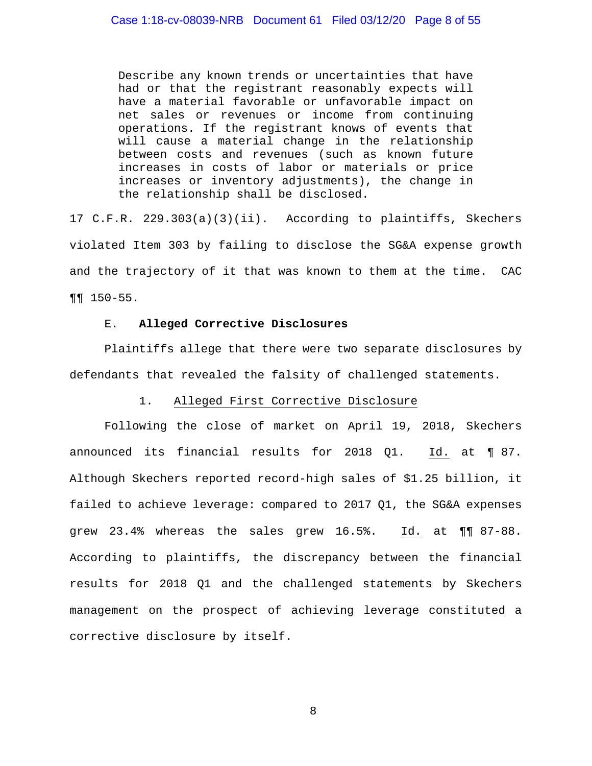> Describe any known trends or uncertainties that have had or that the registrant reasonably expects will have a material favorable or unfavorable impact on net sales or revenues or income from continuing operations. If the registrant knows of events that will cause a material change in the relationship between costs and revenues (such as known future increases in costs of labor or materials or price increases or inventory adjustments), the change in the relationship shall be disclosed.

17 C.F.R. 229.303(a)(3)(ii). According to plaintiffs, Skechers violated Item 303 by failing to disclose the SG&A expense growth and the trajectory of it that was known to them at the time. CAC ¶¶ 150-55.

### E. **Alleged Corrective Disclosures**

Plaintiffs allege that there were two separate disclosures by defendants that revealed the falsity of challenged statements.

#### 1. Alleged First Corrective Disclosure

Following the close of market on April 19, 2018, Skechers announced its financial results for 2018 Q1. Id. at ¶ 87. Although Skechers reported record-high sales of $1.25 billion, it failed to achieve leverage: compared to 2017 Q1, the SG&A expenses grew 23.4% whereas the sales grew 16.5%. Id. at ¶¶ 87-88. According to plaintiffs, the discrepancy between the financial results for 2018 Q1 and the challenged statements by Skechers management on the prospect of achieving leverage constituted a corrective disclosure by itself.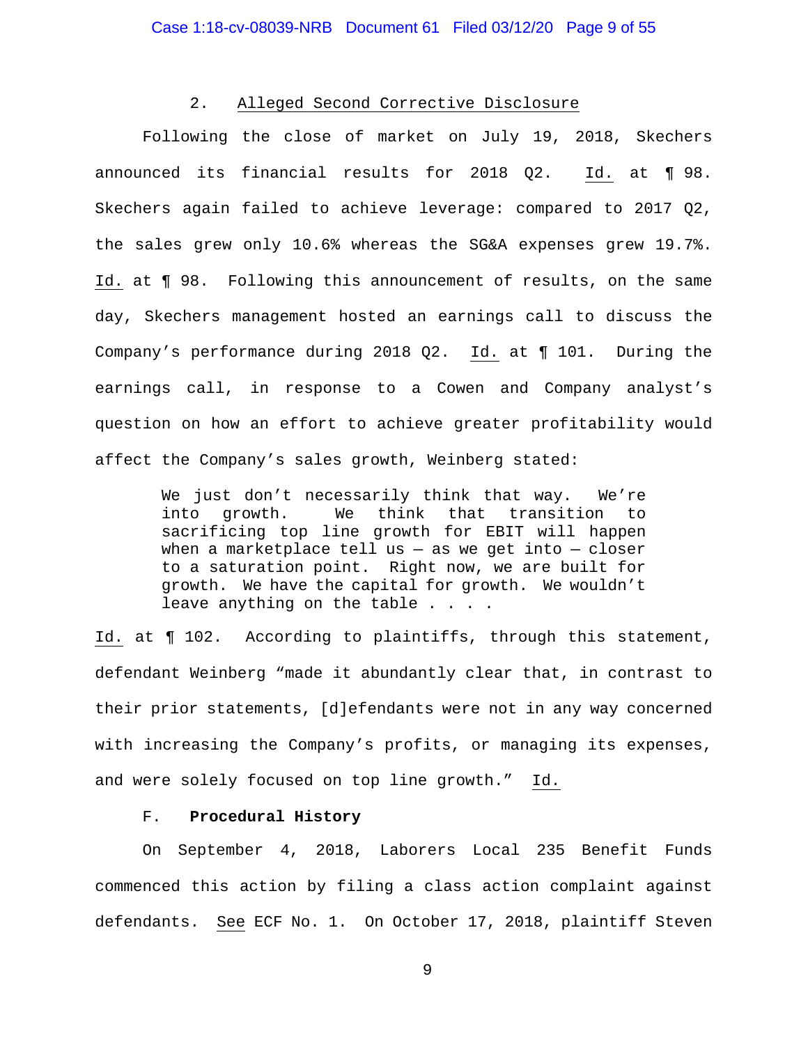2. Alleged Second Corrective Disclosure

Following the close of market on July 19, 2018, Skechers announced its financial results for 2018 Q2. Id. at ¶ 98. Skechers again failed to achieve leverage: compared to 2017 Q2, the sales grew only 10.6% whereas the SG&A expenses grew 19.7%. Id. at ¶ 98. Following this announcement of results, on the same day, Skechers management hosted an earnings call to discuss the Company's performance during 2018 Q2. Id. at ¶ 101. During the earnings call, in response to a Cowen and Company analyst's question on how an effort to achieve greater profitability would affect the Company's sales growth, Weinberg stated:

> We just don't necessarily think that way. We're into growth. We think that transition to sacrificing top line growth for EBIT will happen when a marketplace tell us — as we get into — closer to a saturation point. Right now, we are built for growth. We have the capital for growth. We wouldn't leave anything on the table . . . .

Id. at ¶ 102. According to plaintiffs, through this statement, defendant Weinberg "made it abundantly clear that, in contrast to their prior statements, [d]efendants were not in any way concerned with increasing the Company's profits, or managing its expenses, and were solely focused on top line growth." Id.

F. **Procedural History**

On September 4, 2018, Laborers Local 235 Benefit Funds commenced this action by filing a class action complaint against defendants. See ECF No. 1. On October 17, 2018, plaintiff Steven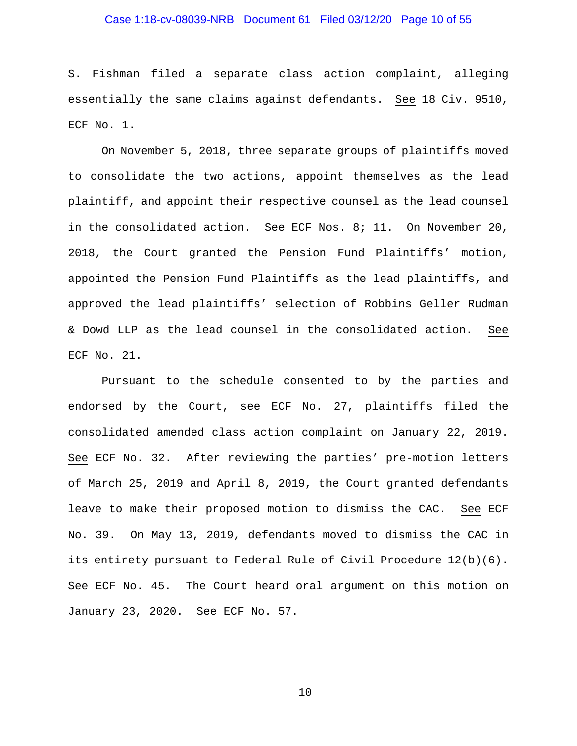S. Fishman filed a separate class action complaint, alleging essentially the same claims against defendants. See 18 Civ. 9510, ECF No. 1.

On November 5, 2018, three separate groups of plaintiffs moved to consolidate the two actions, appoint themselves as the lead plaintiff, and appoint their respective counsel as the lead counsel in the consolidated action. See ECF Nos. 8; 11. On November 20, 2018, the Court granted the Pension Fund Plaintiffs' motion, appointed the Pension Fund Plaintiffs as the lead plaintiffs, and approved the lead plaintiffs' selection of Robbins Geller Rudman & Dowd LLP as the lead counsel in the consolidated action. See ECF No. 21.

Pursuant to the schedule consented to by the parties and endorsed by the Court, see ECF No. 27, plaintiffs filed the consolidated amended class action complaint on January 22, 2019. See ECF No. 32. After reviewing the parties' pre-motion letters of March 25, 2019 and April 8, 2019, the Court granted defendants leave to make their proposed motion to dismiss the CAC. See ECF No. 39. On May 13, 2019, defendants moved to dismiss the CAC in its entirety pursuant to Federal Rule of Civil Procedure 12(b)(6). See ECF No. 45. The Court heard oral argument on this motion on January 23, 2020. See ECF No. 57.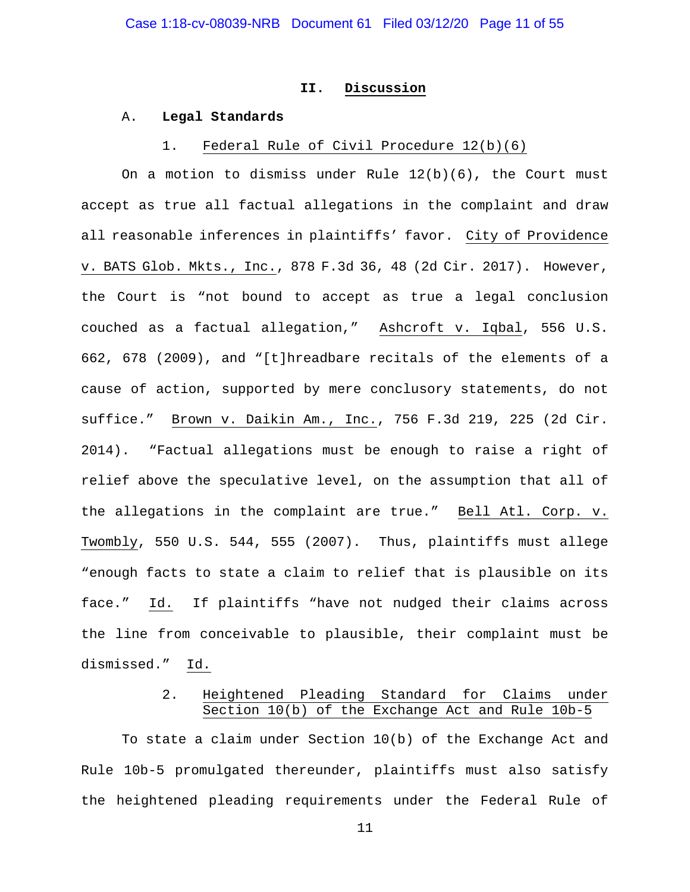## II. Discussion

### A. Legal Standards

#### 1. Federal Rule of Civil Procedure 12(b)(6)

On a motion to dismiss under Rule 12(b)(6), the Court must accept as true all factual allegations in the complaint and draw all reasonable inferences in plaintiffs' favor. City of Providence v. BATS Glob. Mkts., Inc., 878 F.3d 36, 48 (2d Cir. 2017). However, the Court is "not bound to accept as true a legal conclusion couched as a factual allegation," Ashcroft v. Iqbal, 556 U.S. 662, 678 (2009), and "[t]hreadbare recitals of the elements of a cause of action, supported by mere conclusory statements, do not suffice." Brown v. Daikin Am., Inc., 756 F.3d 219, 225 (2d Cir. 2014). "Factual allegations must be enough to raise a right of relief above the speculative level, on the assumption that all of the allegations in the complaint are true." Bell Atl. Corp. v. Twombly, 550 U.S. 544, 555 (2007). Thus, plaintiffs must allege "enough facts to state a claim to relief that is plausible on its face." Id. If plaintiffs "have not nudged their claims across the line from conceivable to plausible, their complaint must be dismissed." Id.

#### 2. Heightened Pleading Standard for Claims under Section 10(b) of the Exchange Act and Rule 10b-5

To state a claim under Section 10(b) of the Exchange Act and Rule 10b-5 promulgated thereunder, plaintiffs must also satisfy the heightened pleading requirements under the Federal Rule of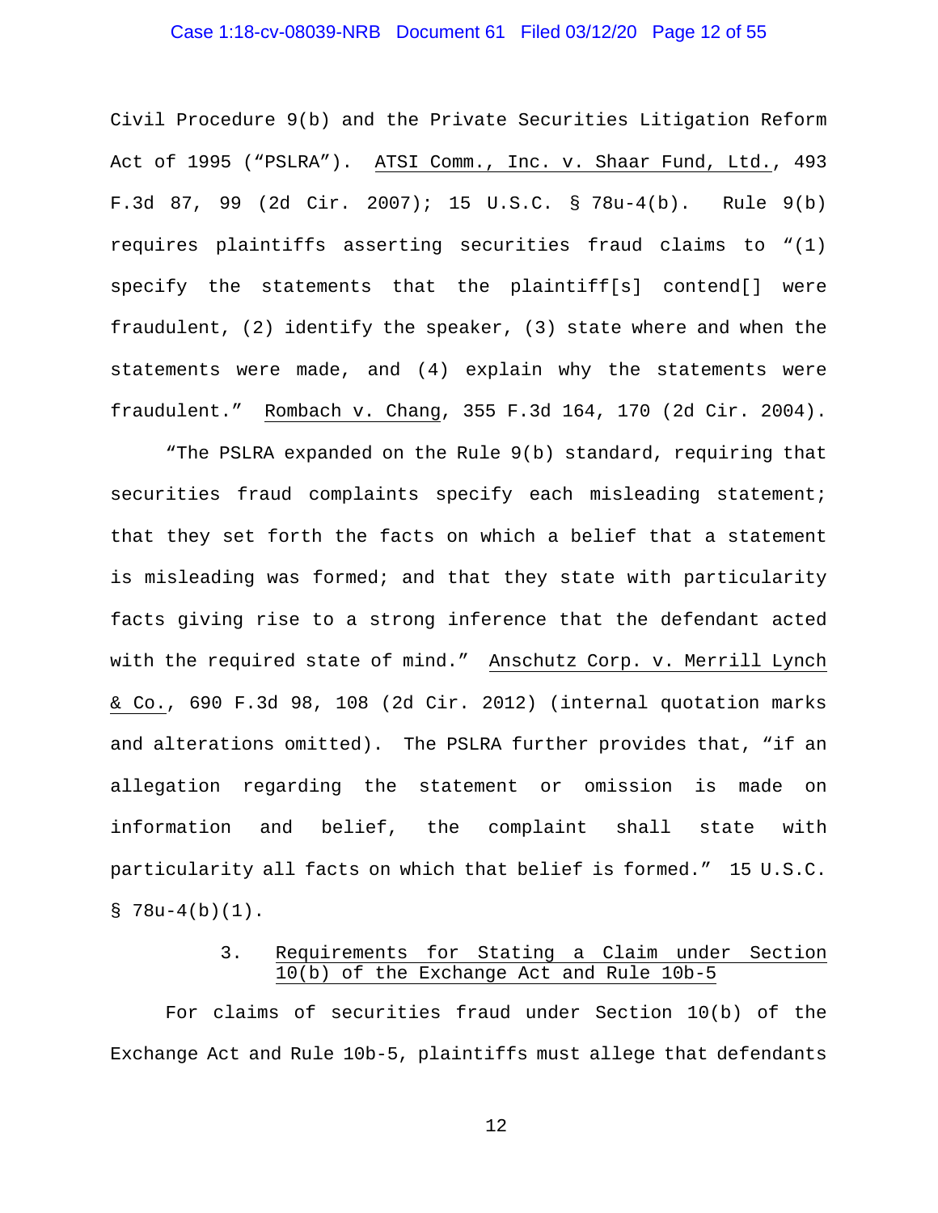Civil Procedure 9(b) and the Private Securities Litigation Reform Act of 1995 ("PSLRA"). ATSI Comm., Inc. v. Shaar Fund, Ltd., 493 F.3d 87, 99 (2d Cir. 2007); 15 U.S.C. § 78u-4(b). Rule 9(b) requires plaintiffs asserting securities fraud claims to "(1) specify the statements that the plaintiff[s] contend[] were fraudulent, (2) identify the speaker, (3) state where and when the statements were made, and (4) explain why the statements were fraudulent." Rombach v. Chang, 355 F.3d 164, 170 (2d Cir. 2004).

"The PSLRA expanded on the Rule 9(b) standard, requiring that securities fraud complaints specify each misleading statement; that they set forth the facts on which a belief that a statement is misleading was formed; and that they state with particularity facts giving rise to a strong inference that the defendant acted with the required state of mind." Anschutz Corp. v. Merrill Lynch & Co., 690 F.3d 98, 108 (2d Cir. 2012) (internal quotation marks and alterations omitted). The PSLRA further provides that, "if an allegation regarding the statement or omission is made on information and belief, the complaint shall state with particularity all facts on which that belief is formed." 15 U.S.C. § 78u-4(b)(1).

### 3. Requirements for Stating a Claim under Section 10(b) of the Exchange Act and Rule 10b-5

For claims of securities fraud under Section 10(b) of the Exchange Act and Rule 10b-5, plaintiffs must allege that defendants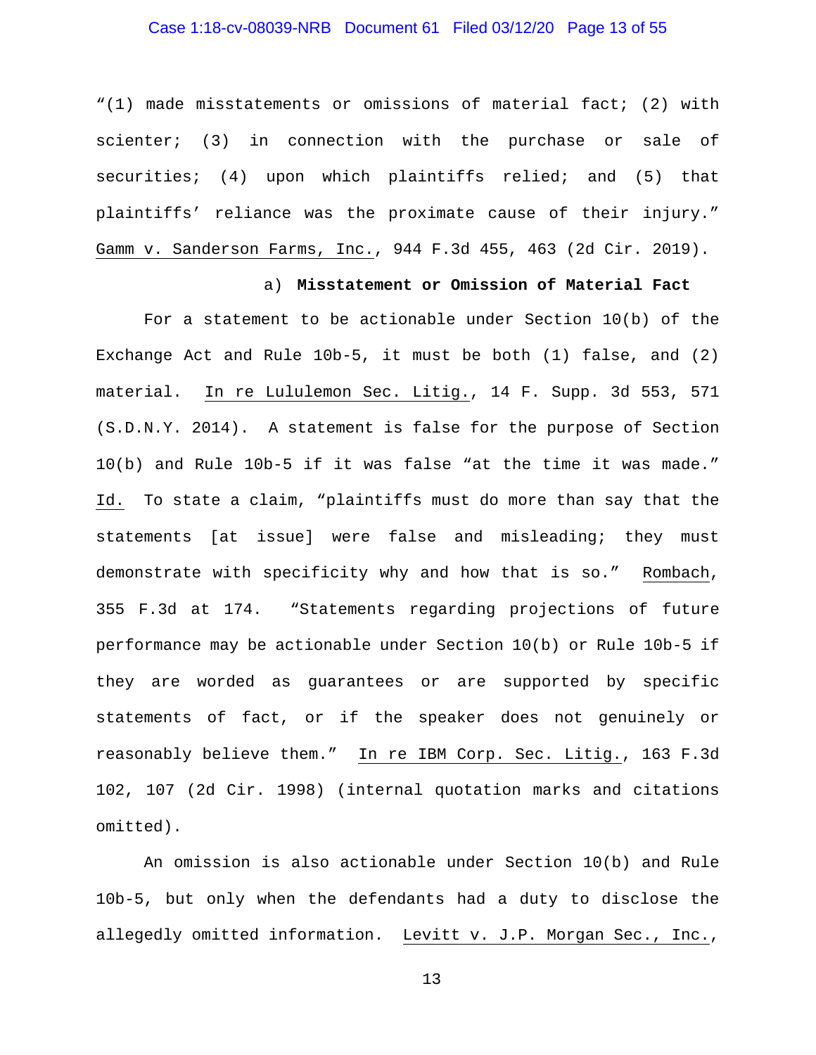"(1) made misstatements or omissions of material fact; (2) with scienter; (3) in connection with the purchase or sale of securities; (4) upon which plaintiffs relied; and (5) that plaintiffs' reliance was the proximate cause of their injury." Gamm v. Sanderson Farms, Inc., 944 F.3d 455, 463 (2d Cir. 2019).

a) **Misstatement or Omission of Material Fact**

For a statement to be actionable under Section 10(b) of the Exchange Act and Rule 10b-5, it must be both (1) false, and (2) material. In re Lululemon Sec. Litig., 14 F. Supp. 3d 553, 571 (S.D.N.Y. 2014). A statement is false for the purpose of Section 10(b) and Rule 10b-5 if it was false "at the time it was made." Id. To state a claim, "plaintiffs must do more than say that the statements [at issue] were false and misleading; they must demonstrate with specificity why and how that is so." Rombach, 355 F.3d at 174. "Statements regarding projections of future performance may be actionable under Section 10(b) or Rule 10b-5 if they are worded as guarantees or are supported by specific statements of fact, or if the speaker does not genuinely or reasonably believe them." In re IBM Corp. Sec. Litig., 163 F.3d 102, 107 (2d Cir. 1998) (internal quotation marks and citations omitted).

An omission is also actionable under Section 10(b) and Rule 10b-5, but only when the defendants had a duty to disclose the allegedly omitted information. Levitt v. J.P. Morgan Sec., Inc.,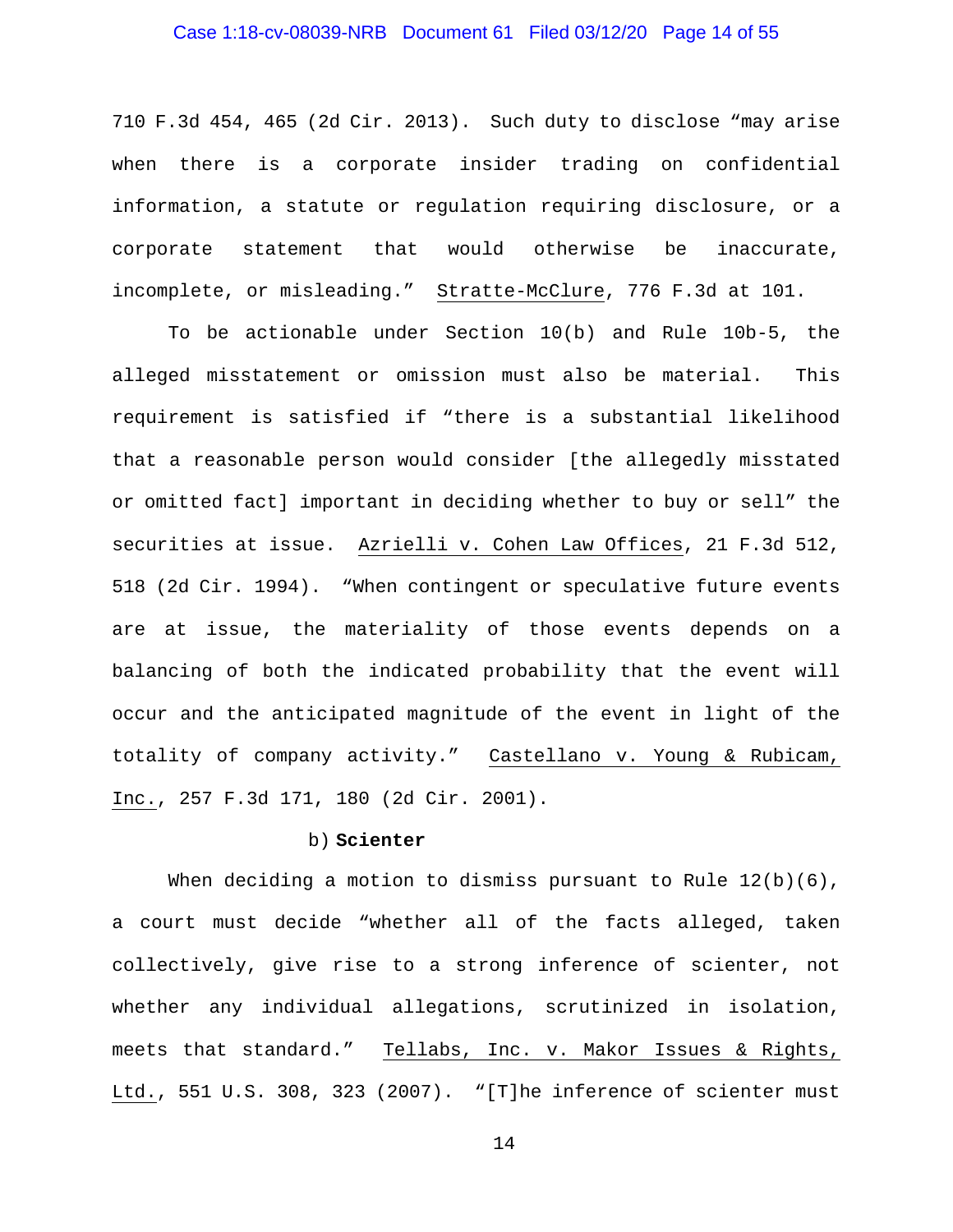710 F.3d 454, 465 (2d Cir. 2013). Such duty to disclose "may arise when there is a corporate insider trading on confidential information, a statute or regulation requiring disclosure, or a corporate statement that would otherwise be inaccurate, incomplete, or misleading." Stratte-McClure, 776 F.3d at 101.

To be actionable under Section 10(b) and Rule 10b-5, the alleged misstatement or omission must also be material. This requirement is satisfied if "there is a substantial likelihood that a reasonable person would consider [the allegedly misstated or omitted fact] important in deciding whether to buy or sell" the securities at issue. Azrielli v. Cohen Law Offices, 21 F.3d 512, 518 (2d Cir. 1994). "When contingent or speculative future events are at issue, the materiality of those events depends on a balancing of both the indicated probability that the event will occur and the anticipated magnitude of the event in light of the totality of company activity." Castellano v. Young & Rubicam, Inc., 257 F.3d 171, 180 (2d Cir. 2001).

b) **Scienter**

When deciding a motion to dismiss pursuant to Rule 12(b)(6), a court must decide "whether all of the facts alleged, taken collectively, give rise to a strong inference of scienter, not whether any individual allegations, scrutinized in isolation, meets that standard." Tellabs, Inc. v. Makor Issues & Rights, Ltd., 551 U.S. 308, 323 (2007). "[T]he inference of scienter must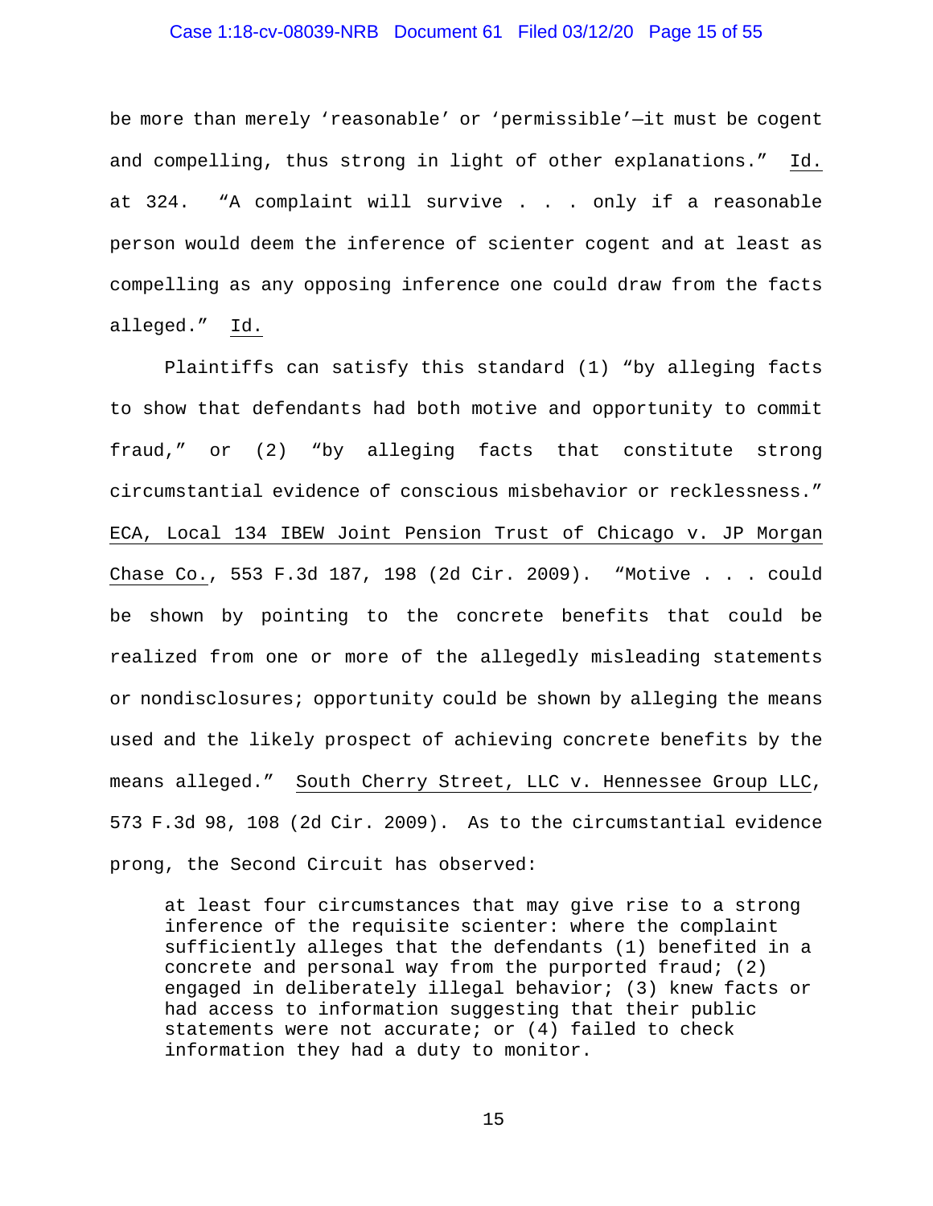be more than merely 'reasonable' or 'permissible'—it must be cogent and compelling, thus strong in light of other explanations." Id. at 324. "A complaint will survive . . . only if a reasonable person would deem the inference of scienter cogent and at least as compelling as any opposing inference one could draw from the facts alleged." Id.

Plaintiffs can satisfy this standard (1) "by alleging facts to show that defendants had both motive and opportunity to commit fraud," or (2) "by alleging facts that constitute strong circumstantial evidence of conscious misbehavior or recklessness." ECA, Local 134 IBEW Joint Pension Trust of Chicago v. JP Morgan Chase Co., 553 F.3d 187, 198 (2d Cir. 2009). "Motive . . . could be shown by pointing to the concrete benefits that could be realized from one or more of the allegedly misleading statements or nondisclosures; opportunity could be shown by alleging the means used and the likely prospect of achieving concrete benefits by the means alleged." South Cherry Street, LLC v. Hennessee Group LLC, 573 F.3d 98, 108 (2d Cir. 2009). As to the circumstantial evidence prong, the Second Circuit has observed:

> at least four circumstances that may give rise to a strong inference of the requisite scienter: where the complaint sufficiently alleges that the defendants (1) benefited in a concrete and personal way from the purported fraud; (2) engaged in deliberately illegal behavior; (3) knew facts or had access to information suggesting that their public statements were not accurate; or (4) failed to check information they had a duty to monitor.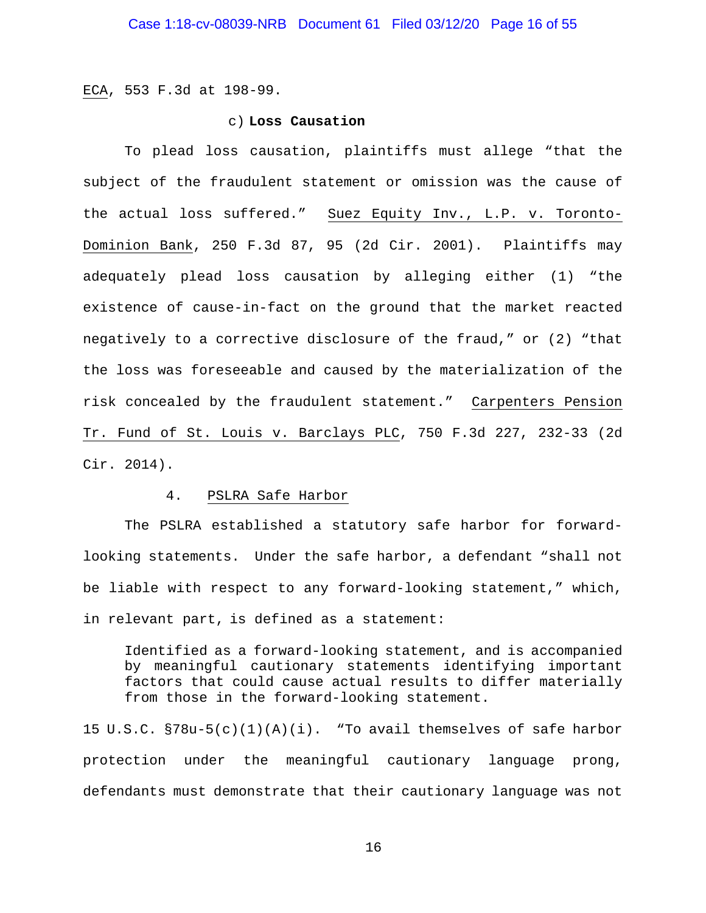ECA, 553 F.3d at 198-99.

c) **Loss Causation**

To plead loss causation, plaintiffs must allege "that the subject of the fraudulent statement or omission was the cause of the actual loss suffered." Suez Equity Inv., L.P. v. Toronto-Dominion Bank, 250 F.3d 87, 95 (2d Cir. 2001). Plaintiffs may adequately plead loss causation by alleging either (1) "the existence of cause-in-fact on the ground that the market reacted negatively to a corrective disclosure of the fraud," or (2) "that the loss was foreseeable and caused by the materialization of the risk concealed by the fraudulent statement." Carpenters Pension Tr. Fund of St. Louis v. Barclays PLC, 750 F.3d 227, 232-33 (2d Cir. 2014).

4. PSLRA Safe Harbor

The PSLRA established a statutory safe harbor for forward-looking statements. Under the safe harbor, a defendant "shall not be liable with respect to any forward-looking statement," which, in relevant part, is defined as a statement:

> Identified as a forward-looking statement, and is accompanied by meaningful cautionary statements identifying important factors that could cause actual results to differ materially from those in the forward-looking statement.

15 U.S.C. §78u-5(c)(1)(A)(i). "To avail themselves of safe harbor protection under the meaningful cautionary language prong, defendants must demonstrate that their cautionary language was not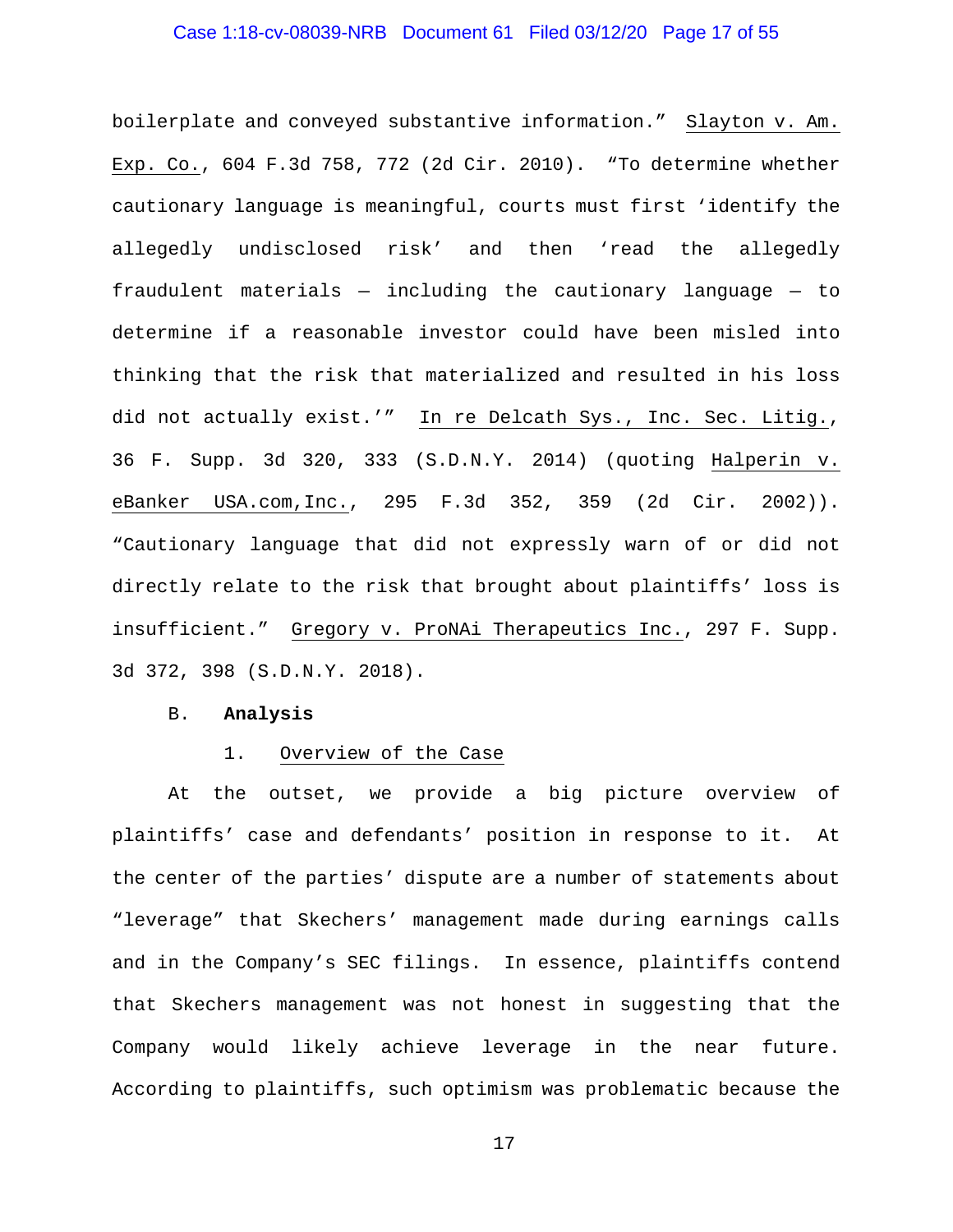boilerplate and conveyed substantive information." Slayton v. Am. Exp. Co., 604 F.3d 758, 772 (2d Cir. 2010). "To determine whether cautionary language is meaningful, courts must first 'identify the allegedly undisclosed risk' and then 'read the allegedly fraudulent materials — including the cautionary language — to determine if a reasonable investor could have been misled into thinking that the risk that materialized and resulted in his loss did not actually exist.'" In re Delcath Sys., Inc. Sec. Litig., 36 F. Supp. 3d 320, 333 (S.D.N.Y. 2014) (quoting Halperin v. eBanker USA.com,Inc., 295 F.3d 352, 359 (2d Cir. 2002)). "Cautionary language that did not expressly warn of or did not directly relate to the risk that brought about plaintiffs' loss is insufficient." Gregory v. ProNAi Therapeutics Inc., 297 F. Supp. 3d 372, 398 (S.D.N.Y. 2018).

## B. **Analysis**

### 1. Overview of the Case

At the outset, we provide a big picture overview of plaintiffs' case and defendants' position in response to it. At the center of the parties' dispute are a number of statements about "leverage" that Skechers' management made during earnings calls and in the Company's SEC filings. In essence, plaintiffs contend that Skechers management was not honest in suggesting that the Company would likely achieve leverage in the near future. According to plaintiffs, such optimism was problematic because the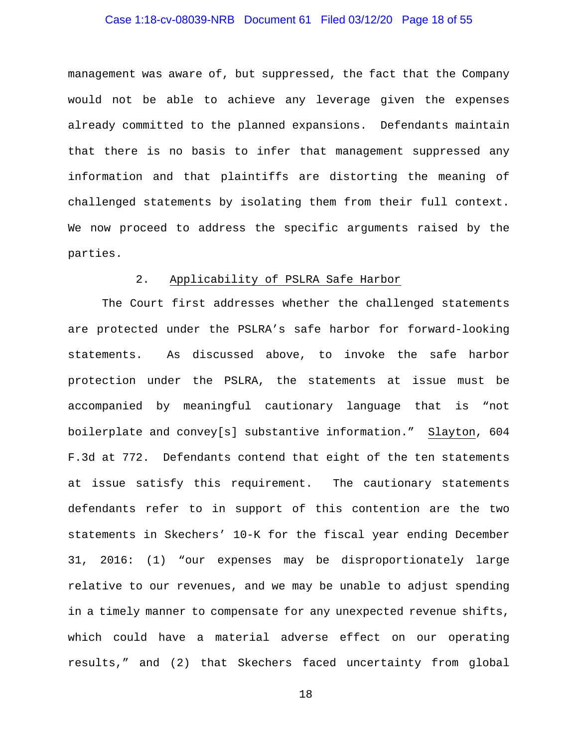management was aware of, but suppressed, the fact that the Company would not be able to achieve any leverage given the expenses already committed to the planned expansions. Defendants maintain that there is no basis to infer that management suppressed any information and that plaintiffs are distorting the meaning of challenged statements by isolating them from their full context. We now proceed to address the specific arguments raised by the parties.

### 2. Applicability of PSLRA Safe Harbor

The Court first addresses whether the challenged statements are protected under the PSLRA's safe harbor for forward-looking statements. As discussed above, to invoke the safe harbor protection under the PSLRA, the statements at issue must be accompanied by meaningful cautionary language that is "not boilerplate and convey[s] substantive information." Slayton, 604 F.3d at 772. Defendants contend that eight of the ten statements at issue satisfy this requirement. The cautionary statements defendants refer to in support of this contention are the two statements in Skechers' 10-K for the fiscal year ending December 31, 2016: (1) "our expenses may be disproportionately large relative to our revenues, and we may be unable to adjust spending in a timely manner to compensate for any unexpected revenue shifts, which could have a material adverse effect on our operating results," and (2) that Skechers faced uncertainty from global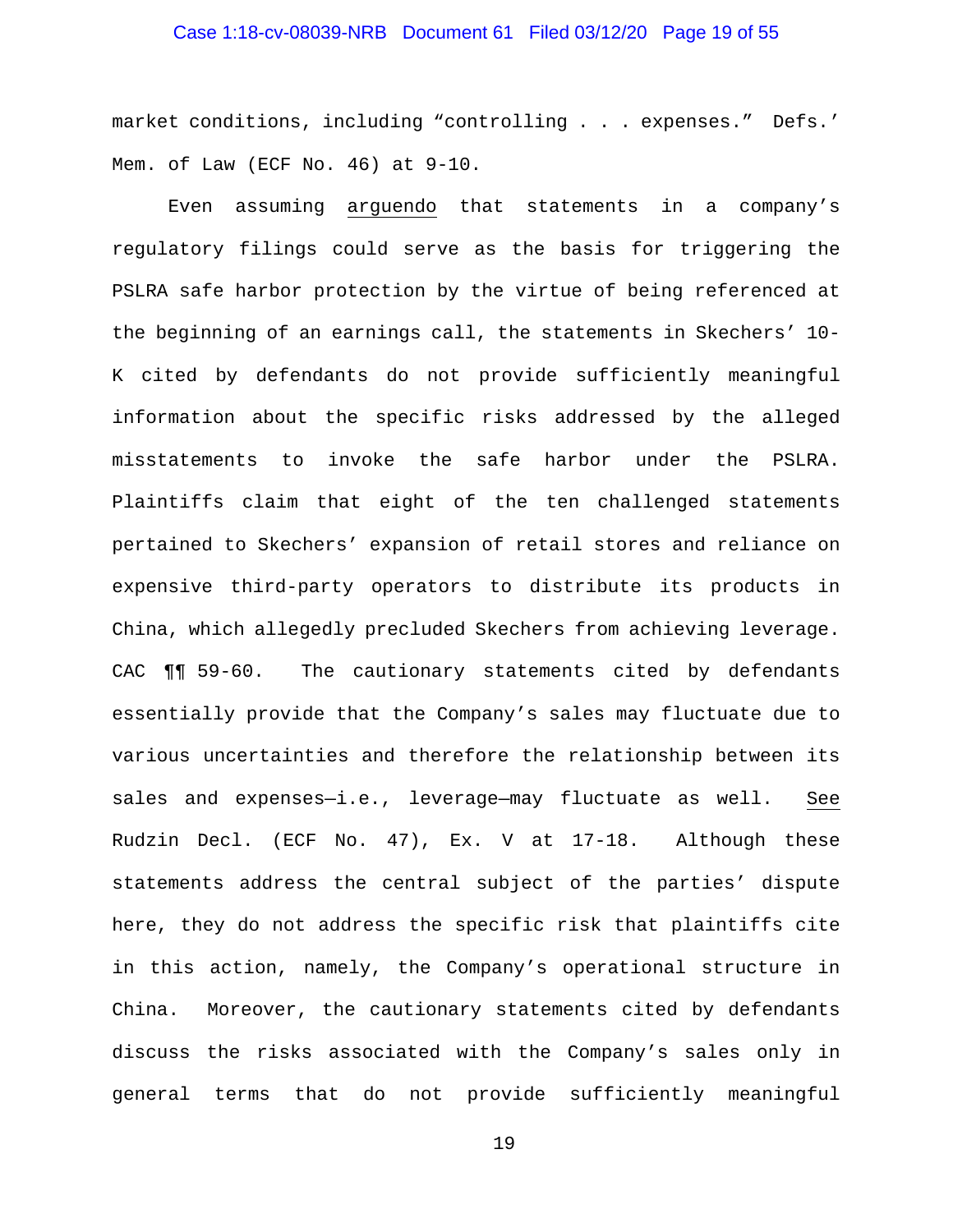market conditions, including "controlling . . . expenses." Defs.' Mem. of Law (ECF No. 46) at 9-10.

Even assuming arguendo that statements in a company's regulatory filings could serve as the basis for triggering the PSLRA safe harbor protection by the virtue of being referenced at the beginning of an earnings call, the statements in Skechers' 10-K cited by defendants do not provide sufficiently meaningful information about the specific risks addressed by the alleged misstatements to invoke the safe harbor under the PSLRA. Plaintiffs claim that eight of the ten challenged statements pertained to Skechers' expansion of retail stores and reliance on expensive third-party operators to distribute its products in China, which allegedly precluded Skechers from achieving leverage. CAC ¶¶ 59-60. The cautionary statements cited by defendants essentially provide that the Company's sales may fluctuate due to various uncertainties and therefore the relationship between its sales and expenses—i.e., leverage—may fluctuate as well. See Rudzin Decl. (ECF No. 47), Ex. V at 17-18. Although these statements address the central subject of the parties' dispute here, they do not address the specific risk that plaintiffs cite in this action, namely, the Company's operational structure in China. Moreover, the cautionary statements cited by defendants discuss the risks associated with the Company's sales only in general terms that do not provide sufficiently meaningful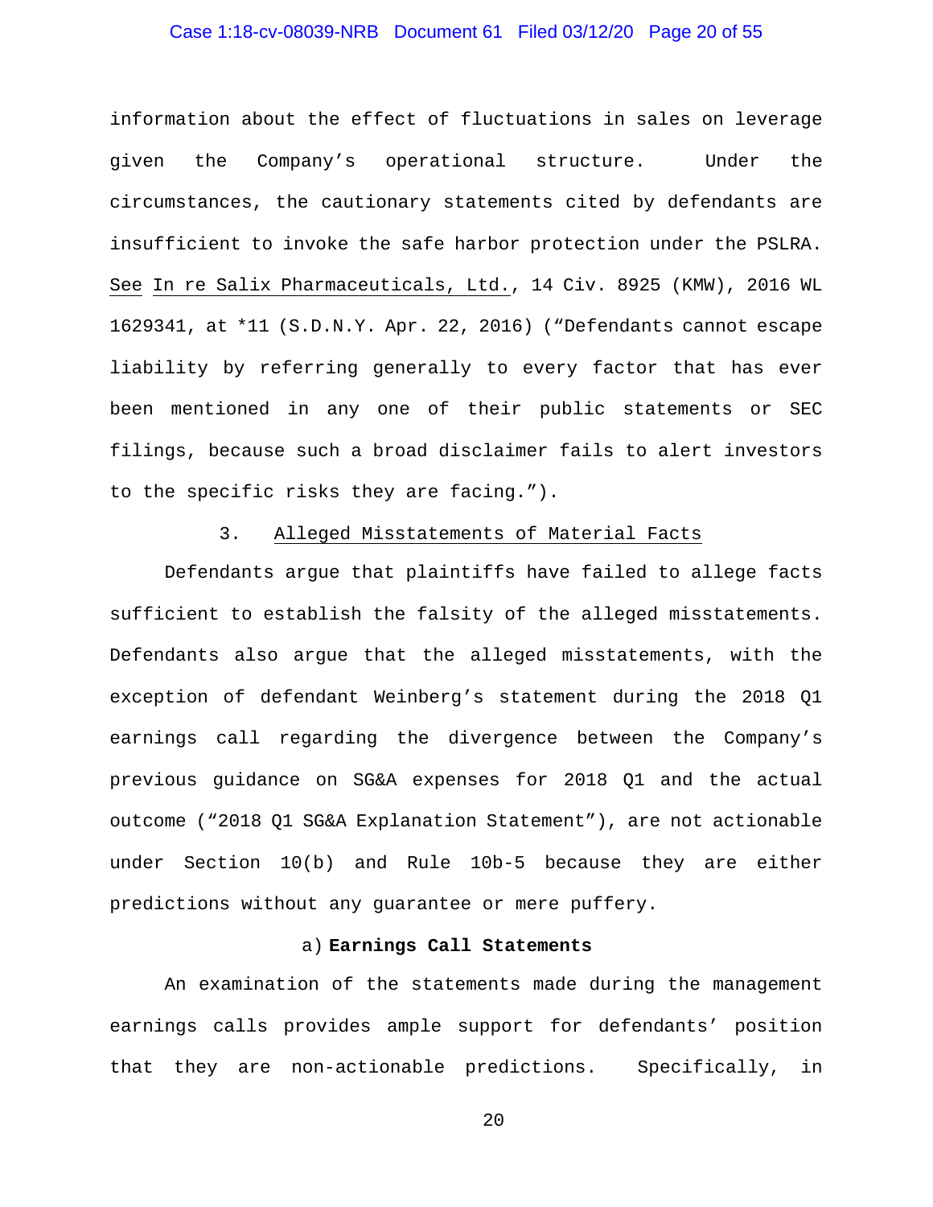information about the effect of fluctuations in sales on leverage given the Company's operational structure. Under the circumstances, the cautionary statements cited by defendants are insufficient to invoke the safe harbor protection under the PSLRA. See In re Salix Pharmaceuticals, Ltd., 14 Civ. 8925 (KMW), 2016 WL 1629341, at *11 (S.D.N.Y. Apr. 22, 2016) ("Defendants cannot escape liability by referring generally to every factor that has ever been mentioned in any one of their public statements or SEC filings, because such a broad disclaimer fails to alert investors to the specific risks they are facing.").

### 3. Alleged Misstatements of Material Facts

Defendants argue that plaintiffs have failed to allege facts sufficient to establish the falsity of the alleged misstatements. Defendants also argue that the alleged misstatements, with the exception of defendant Weinberg's statement during the 2018 Q1 earnings call regarding the divergence between the Company's previous guidance on SG&A expenses for 2018 Q1 and the actual outcome ("2018 Q1 SG&A Explanation Statement"), are not actionable under Section 10(b) and Rule 10b-5 because they are either predictions without any guarantee or mere puffery.

#### a) **Earnings Call Statements**

An examination of the statements made during the management earnings calls provides ample support for defendants' position that they are non-actionable predictions. Specifically, in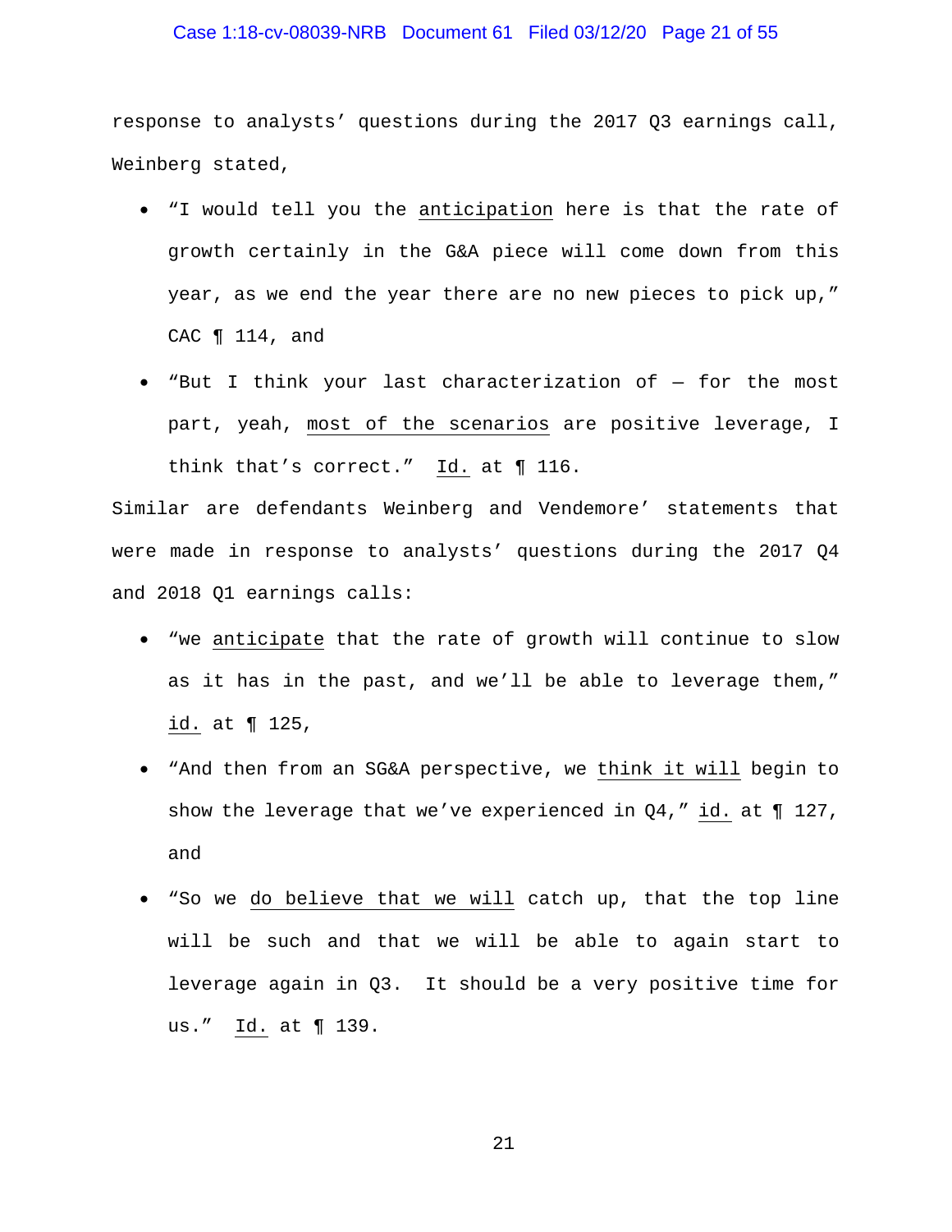response to analysts' questions during the 2017 Q3 earnings call, Weinberg stated,

- "I would tell you the <u>anticipation</u> here is that the rate of growth certainly in the G&A piece will come down from this year, as we end the year there are no new pieces to pick up," CAC ¶ 114, and
- "But I think your last characterization of — for the most part, yeah, <u>most of the scenarios</u> are positive leverage, I think that's correct." <u>Id.</u> at ¶ 116.

Similar are defendants Weinberg and Vendemore' statements that were made in response to analysts' questions during the 2017 Q4 and 2018 Q1 earnings calls:

- "we <u>anticipate</u> that the rate of growth will continue to slow as it has in the past, and we'll be able to leverage them," <u>id.</u> at ¶ 125,
- "And then from an SG&A perspective, we <u>think it will</u> begin to show the leverage that we've experienced in Q4," <u>id.</u> at ¶ 127, and
- "So we <u>do believe that we will</u> catch up, that the top line will be such and that we will be able to again start to leverage again in Q3. It should be a very positive time for us." <u>Id.</u> at ¶ 139.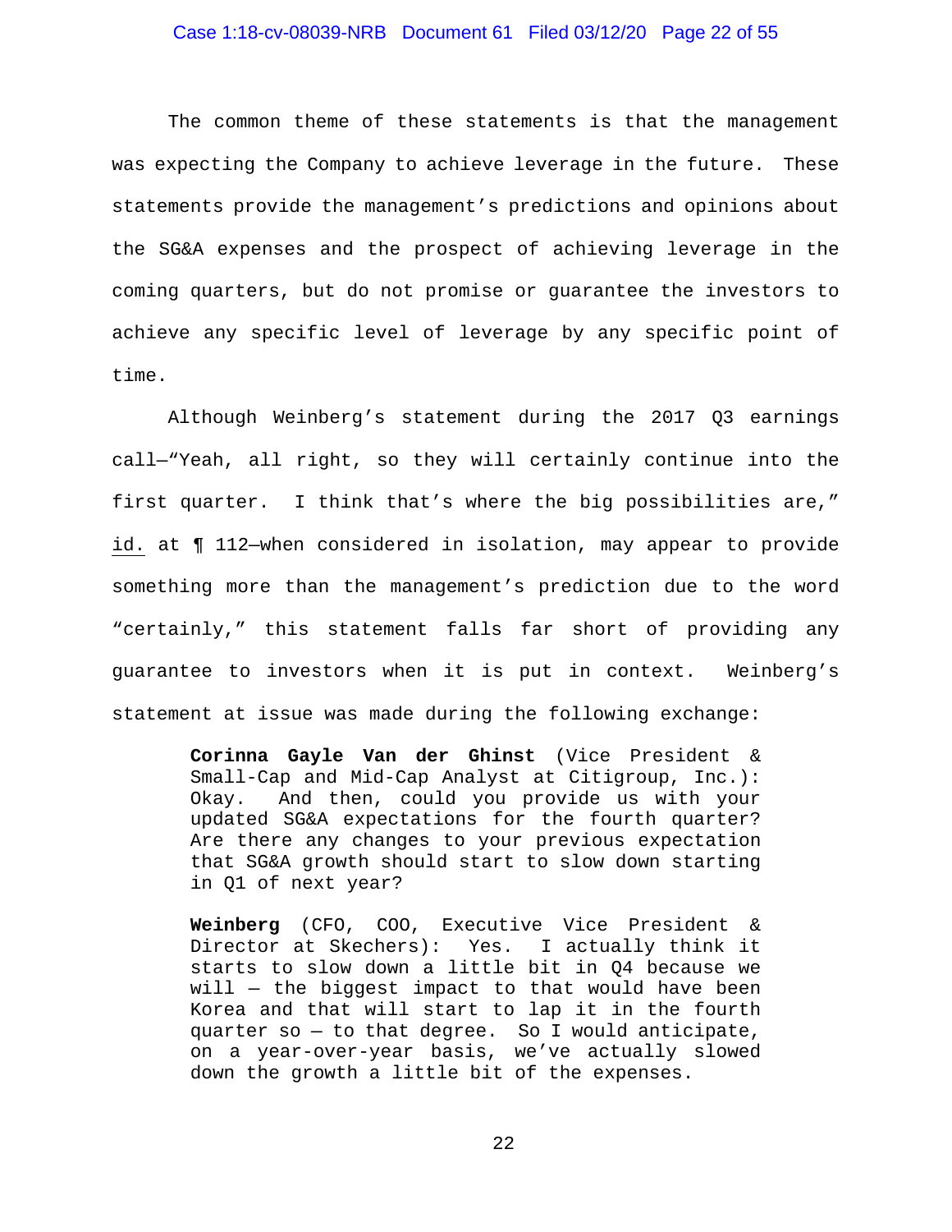The common theme of these statements is that the management was expecting the Company to achieve leverage in the future. These statements provide the management's predictions and opinions about the SG&A expenses and the prospect of achieving leverage in the coming quarters, but do not promise or guarantee the investors to achieve any specific level of leverage by any specific point of time.

Although Weinberg's statement during the 2017 Q3 earnings call—"Yeah, all right, so they will certainly continue into the first quarter. I think that's where the big possibilities are," id. at ¶ 112—when considered in isolation, may appear to provide something more than the management's prediction due to the word "certainly," this statement falls far short of providing any guarantee to investors when it is put in context. Weinberg's statement at issue was made during the following exchange:

> **Corinna Gayle Van der Ghinst** (Vice President & Small-Cap and Mid-Cap Analyst at Citigroup, Inc.): Okay. And then, could you provide us with your updated SG&A expectations for the fourth quarter? Are there any changes to your previous expectation that SG&A growth should start to slow down starting in Q1 of next year?
>
> **Weinberg** (CFO, COO, Executive Vice President & Director at Skechers): Yes. I actually think it starts to slow down a little bit in Q4 because we will — the biggest impact to that would have been Korea and that will start to lap it in the fourth quarter so — to that degree. So I would anticipate, on a year-over-year basis, we've actually slowed down the growth a little bit of the expenses.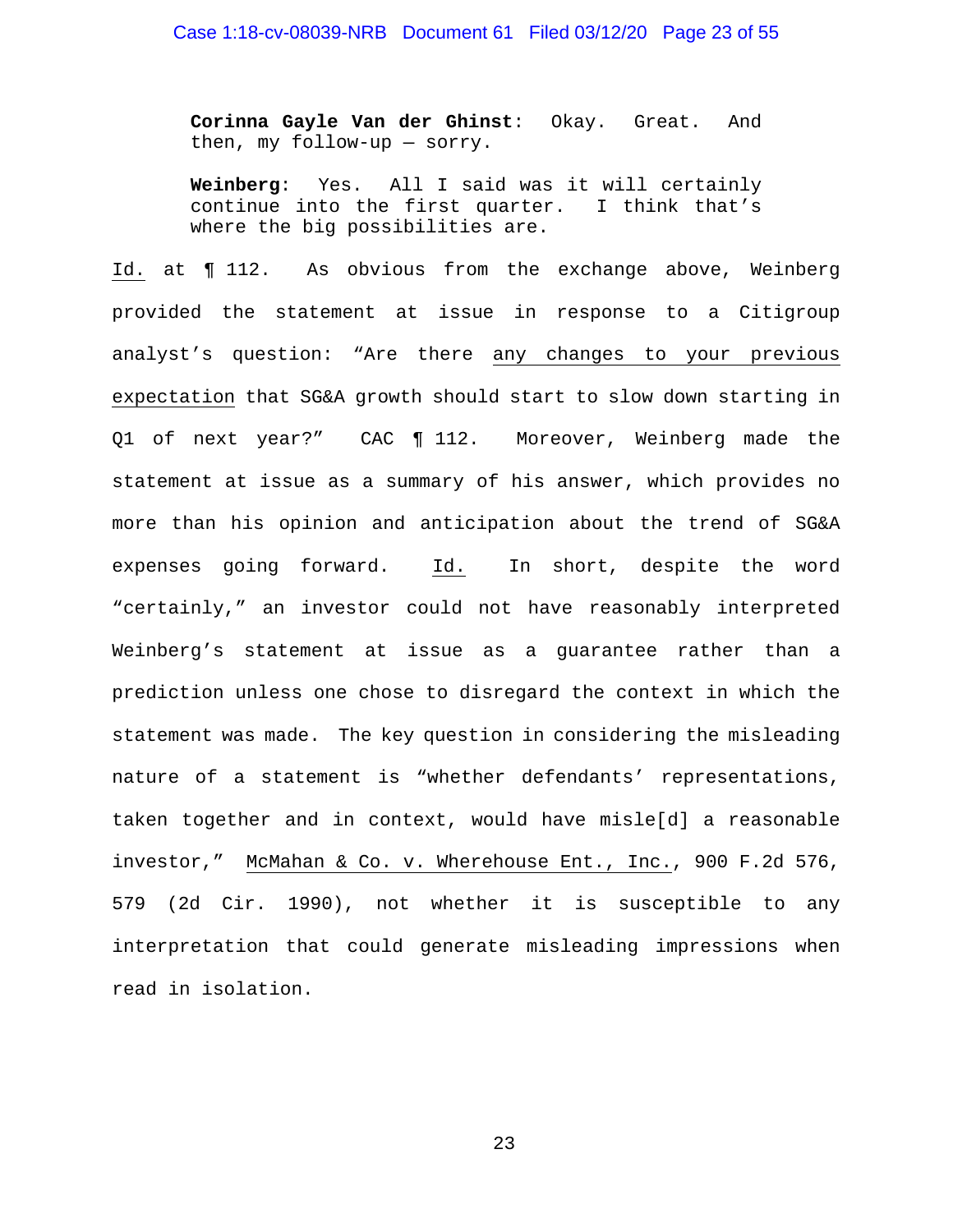> **Corinna Gayle Van der Ghinst**: Okay. Great. And then, my follow-up — sorry.
>
> **Weinberg**: Yes. All I said was it will certainly continue into the first quarter. I think that's where the big possibilities are.

Id. at ¶ 112. As obvious from the exchange above, Weinberg provided the statement at issue in response to a Citigroup analyst's question: "Are there any changes to your previous expectation that SG&A growth should start to slow down starting in Q1 of next year?" CAC ¶ 112. Moreover, Weinberg made the statement at issue as a summary of his answer, which provides no more than his opinion and anticipation about the trend of SG&A expenses going forward. Id. In short, despite the word "certainly," an investor could not have reasonably interpreted Weinberg's statement at issue as a guarantee rather than a prediction unless one chose to disregard the context in which the statement was made. The key question in considering the misleading nature of a statement is "whether defendants' representations, taken together and in context, would have misle[d] a reasonable investor," McMahan & Co. v. Wherehouse Ent., Inc., 900 F.2d 576, 579 (2d Cir. 1990), not whether it is susceptible to any interpretation that could generate misleading impressions when read in isolation.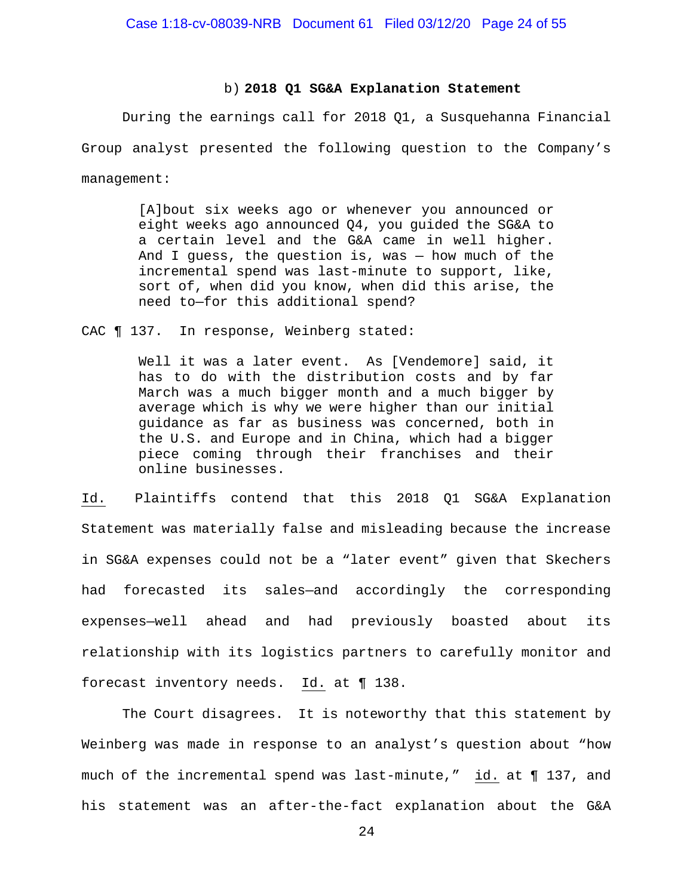b) **2018 Q1 SG&A Explanation Statement**

During the earnings call for 2018 Q1, a Susquehanna Financial Group analyst presented the following question to the Company's management:

> [A]bout six weeks ago or whenever you announced or eight weeks ago announced Q4, you guided the SG&A to a certain level and the G&A came in well higher. And I guess, the question is, was — how much of the incremental spend was last-minute to support, like, sort of, when did you know, when did this arise, the need to—for this additional spend?

CAC ¶ 137. In response, Weinberg stated:

> Well it was a later event. As [Vendemore] said, it has to do with the distribution costs and by far March was a much bigger month and a much bigger by average which is why we were higher than our initial guidance as far as business was concerned, both in the U.S. and Europe and in China, which had a bigger piece coming through their franchises and their online businesses.

Id. Plaintiffs contend that this 2018 Q1 SG&A Explanation Statement was materially false and misleading because the increase in SG&A expenses could not be a "later event" given that Skechers had forecasted its sales—and accordingly the corresponding expenses—well ahead and had previously boasted about its relationship with its logistics partners to carefully monitor and forecast inventory needs. Id. at ¶ 138.

The Court disagrees. It is noteworthy that this statement by Weinberg was made in response to an analyst's question about "how much of the incremental spend was last-minute," id. at ¶ 137, and his statement was an after-the-fact explanation about the G&A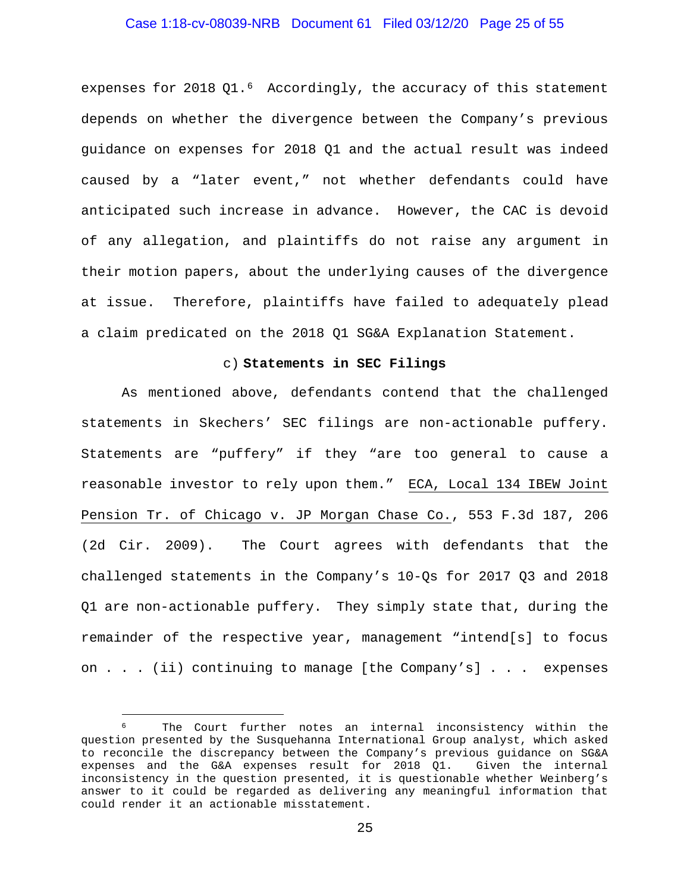expenses for 2018 Q1.[6] Accordingly, the accuracy of this statement depends on whether the divergence between the Company's previous guidance on expenses for 2018 Q1 and the actual result was indeed caused by a "later event," not whether defendants could have anticipated such increase in advance. However, the CAC is devoid of any allegation, and plaintiffs do not raise any argument in their motion papers, about the underlying causes of the divergence at issue. Therefore, plaintiffs have failed to adequately plead a claim predicated on the 2018 Q1 SG&A Explanation Statement.

c) **Statements in SEC Filings**

As mentioned above, defendants contend that the challenged statements in Skechers' SEC filings are non-actionable puffery. Statements are "puffery" if they "are too general to cause a reasonable investor to rely upon them." ECA, Local 134 IBEW Joint Pension Tr. of Chicago v. JP Morgan Chase Co., 553 F.3d 187, 206 (2d Cir. 2009). The Court agrees with defendants that the challenged statements in the Company's 10-Qs for 2017 Q3 and 2018 Q1 are non-actionable puffery. They simply state that, during the remainder of the respective year, management "intend[s] to focus on . . . (ii) continuing to manage [the Company's] . . . expenses

---

[6] The Court further notes an internal inconsistency within the question presented by the Susquehanna International Group analyst, which asked to reconcile the discrepancy between the Company's previous guidance on SG&A expenses and the G&A expenses result for 2018 Q1. Given the internal inconsistency in the question presented, it is questionable whether Weinberg's answer to it could be regarded as delivering any meaningful information that could render it an actionable misstatement.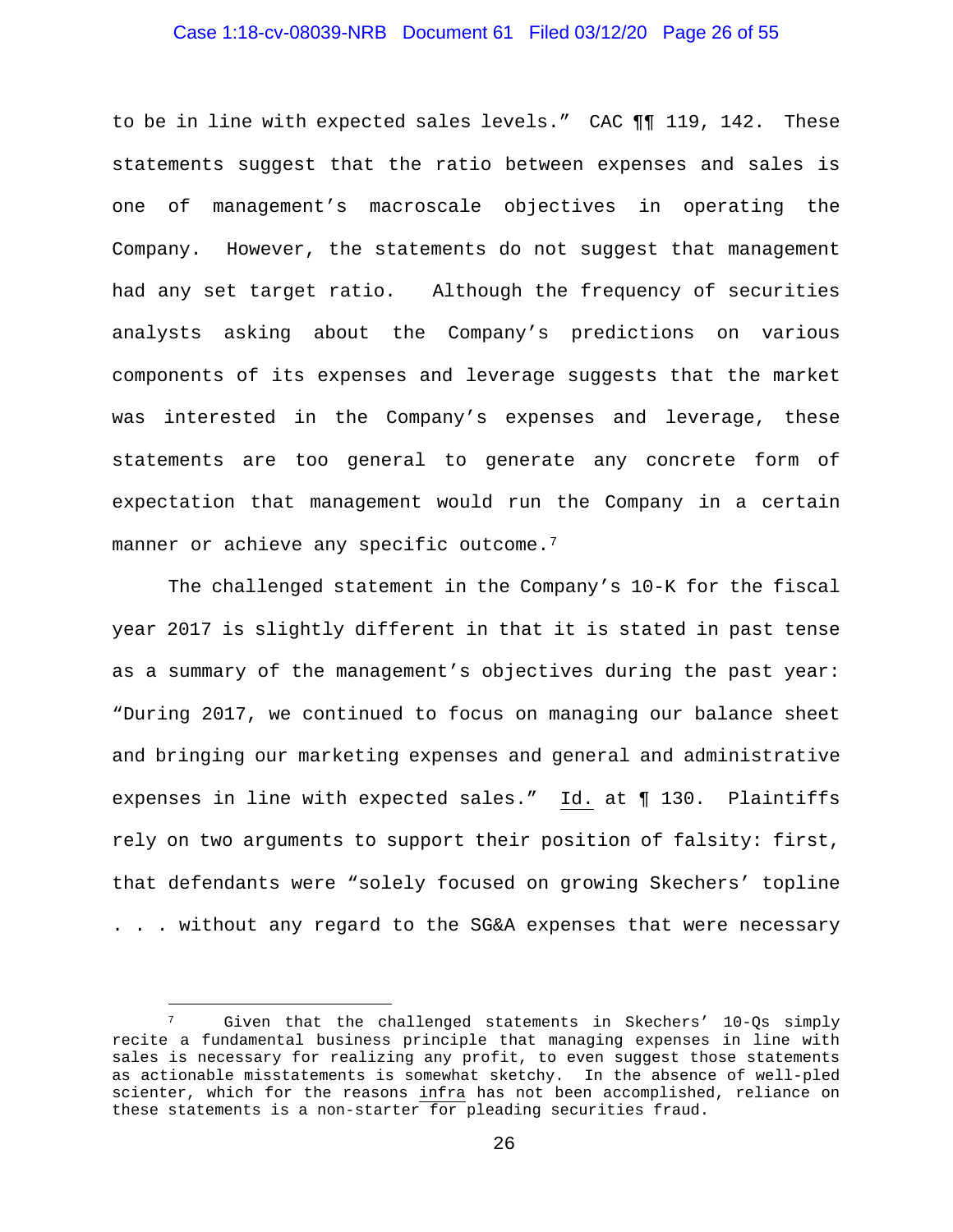to be in line with expected sales levels." CAC ¶¶ 119, 142. These statements suggest that the ratio between expenses and sales is one of management's macroscale objectives in operating the Company. However, the statements do not suggest that management had any set target ratio. Although the frequency of securities analysts asking about the Company's predictions on various components of its expenses and leverage suggests that the market was interested in the Company's expenses and leverage, these statements are too general to generate any concrete form of expectation that management would run the Company in a certain manner or achieve any specific outcome.[7]

The challenged statement in the Company's 10-K for the fiscal year 2017 is slightly different in that it is stated in past tense as a summary of the management's objectives during the past year: "During 2017, we continued to focus on managing our balance sheet and bringing our marketing expenses and general and administrative expenses in line with expected sales." Id. at ¶ 130. Plaintiffs rely on two arguments to support their position of falsity: first, that defendants were "solely focused on growing Skechers' topline . . . without any regard to the SG&A expenses that were necessary

---

[7] Given that the challenged statements in Skechers' 10-Qs simply recite a fundamental business principle that managing expenses in line with sales is necessary for realizing any profit, to even suggest those statements as actionable misstatements is somewhat sketchy. In the absence of well-pled scienter, which for the reasons infra has not been accomplished, reliance on these statements is a non-starter for pleading securities fraud.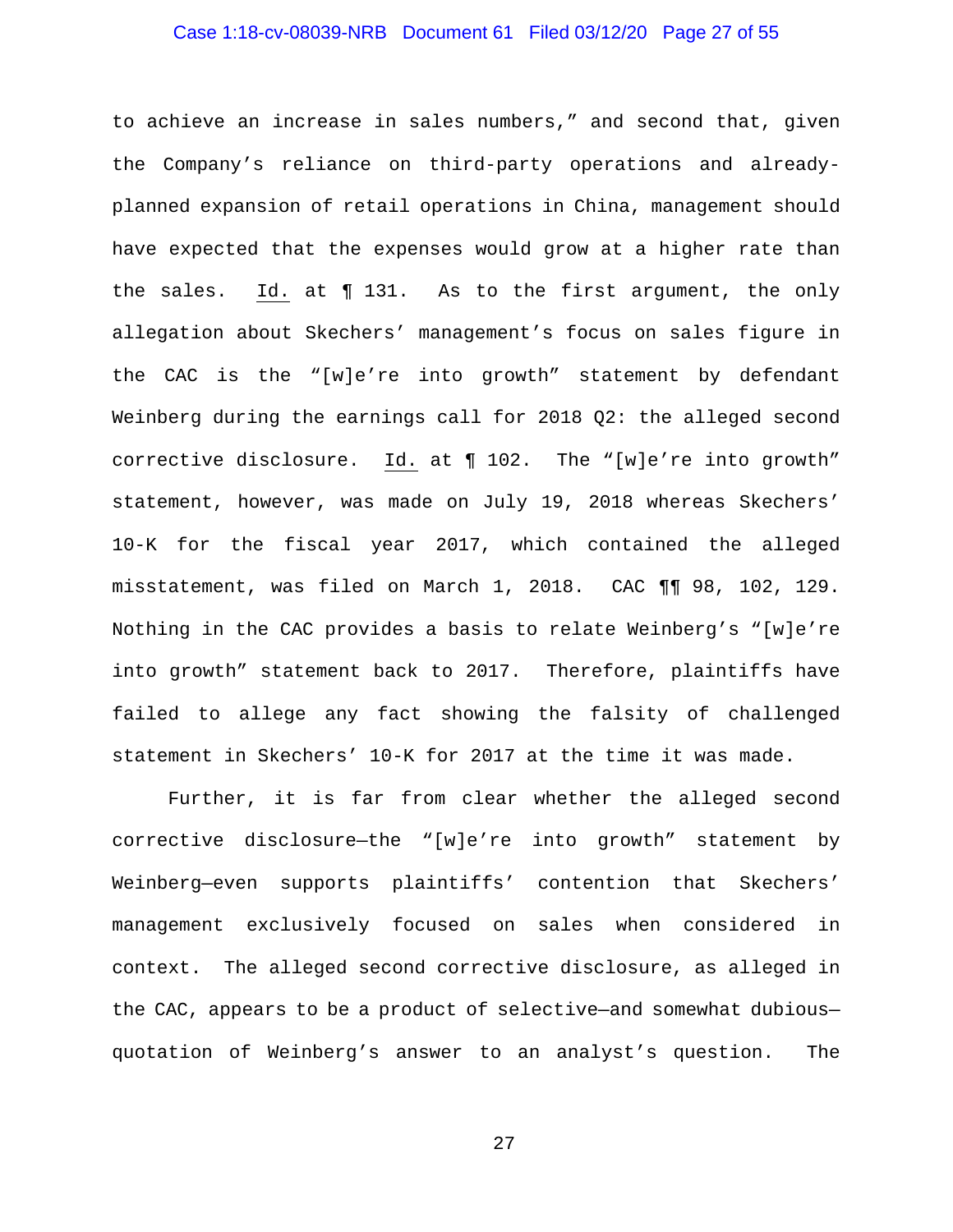to achieve an increase in sales numbers," and second that, given the Company's reliance on third-party operations and already-planned expansion of retail operations in China, management should have expected that the expenses would grow at a higher rate than the sales. Id. at ¶ 131. As to the first argument, the only allegation about Skechers' management's focus on sales figure in the CAC is the "[w]e're into growth" statement by defendant Weinberg during the earnings call for 2018 Q2: the alleged second corrective disclosure. Id. at ¶ 102. The "[w]e're into growth" statement, however, was made on July 19, 2018 whereas Skechers' 10-K for the fiscal year 2017, which contained the alleged misstatement, was filed on March 1, 2018. CAC ¶¶ 98, 102, 129. Nothing in the CAC provides a basis to relate Weinberg's "[w]e're into growth" statement back to 2017. Therefore, plaintiffs have failed to allege any fact showing the falsity of challenged statement in Skechers' 10-K for 2017 at the time it was made.

Further, it is far from clear whether the alleged second corrective disclosure—the "[w]e're into growth" statement by Weinberg—even supports plaintiffs' contention that Skechers' management exclusively focused on sales when considered in context. The alleged second corrective disclosure, as alleged in the CAC, appears to be a product of selective—and somewhat dubious—quotation of Weinberg's answer to an analyst's question. The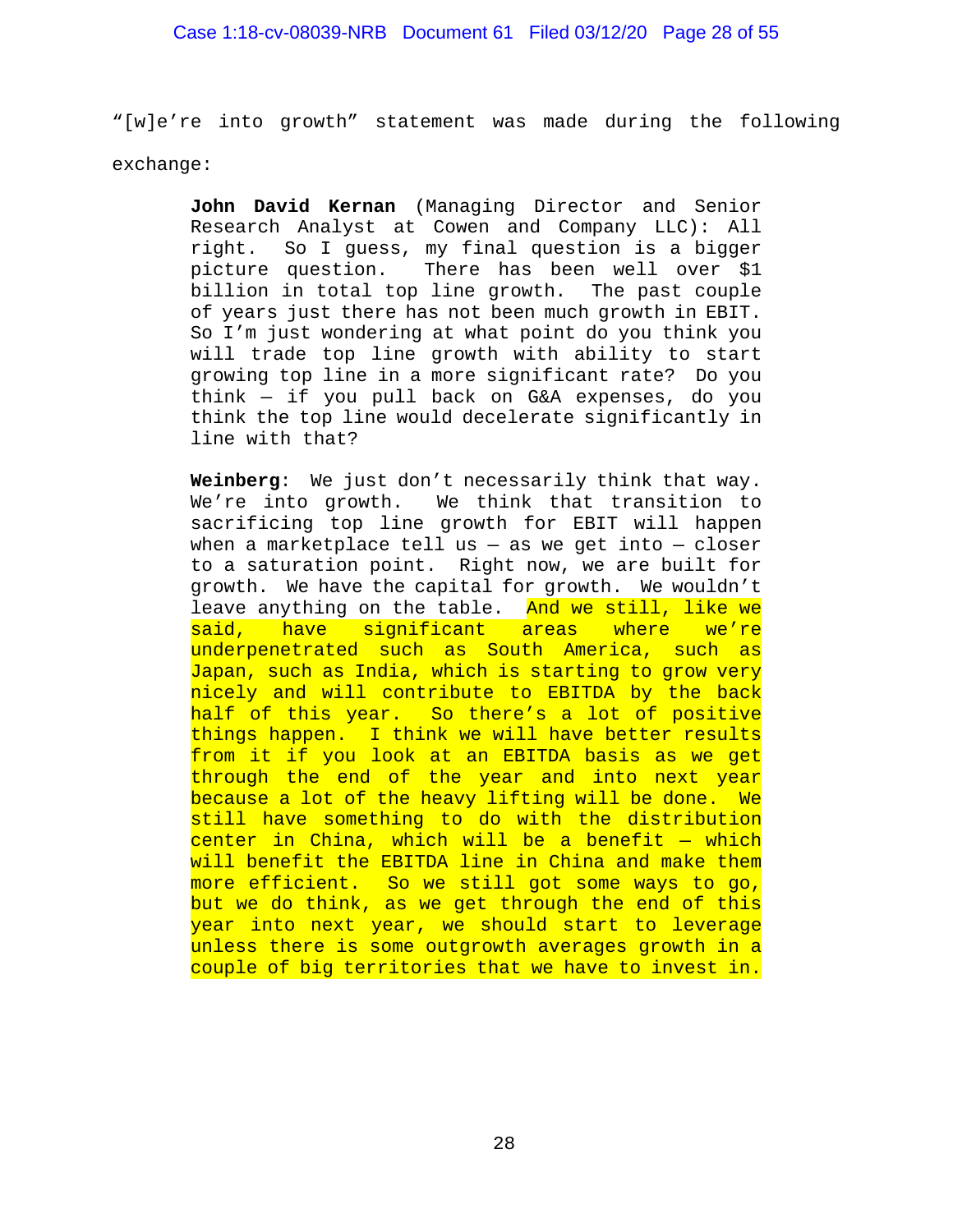"[w]e're into growth" statement was made during the following exchange:

> **John David Kernan** (Managing Director and Senior Research Analyst at Cowen and Company LLC): All right. So I guess, my final question is a bigger picture question. There has been well over $1 billion in total top line growth. The past couple of years just there has not been much growth in EBIT. So I'm just wondering at what point do you think you will trade top line growth with ability to start growing top line in a more significant rate? Do you think – if you pull back on G&A expenses, do you think the top line would decelerate significantly in line with that?
>
> **Weinberg**: We just don't necessarily think that way. We're into growth. We think that transition to sacrificing top line growth for EBIT will happen when a marketplace tell us – as we get into – closer to a saturation point. Right now, we are built for growth. We have the capital for growth. We wouldn't leave anything on the table. And we still, like we said, have significant areas where we're underpenetrated such as South America, such as Japan, such as India, which is starting to grow very nicely and will contribute to EBITDA by the back half of this year. So there's a lot of positive things happen. I think we will have better results from it if you look at an EBITDA basis as we get through the end of the year and into next year because a lot of the heavy lifting will be done. We still have something to do with the distribution center in China, which will be a benefit – which will benefit the EBITDA line in China and make them more efficient. So we still got some ways to go, but we do think, as we get through the end of this year into next year, we should start to leverage unless there is some outgrowth averages growth in a couple of big territories that we have to invest in.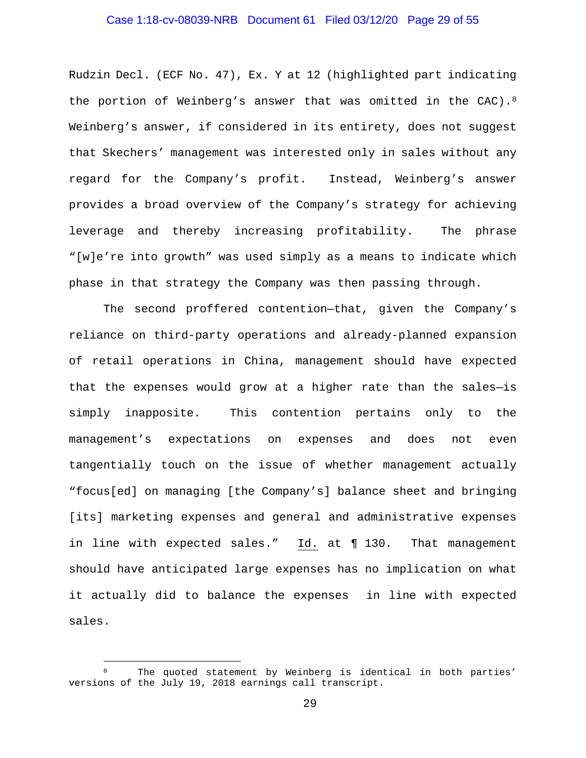Rudzin Decl. (ECF No. 47), Ex. Y at 12 (highlighted part indicating the portion of Weinberg's answer that was omitted in the CAC).[8] Weinberg's answer, if considered in its entirety, does not suggest that Skechers' management was interested only in sales without any regard for the Company's profit. Instead, Weinberg's answer provides a broad overview of the Company's strategy for achieving leverage and thereby increasing profitability. The phrase "[w]e're into growth" was used simply as a means to indicate which phase in that strategy the Company was then passing through.

The second proffered contention—that, given the Company's reliance on third-party operations and already-planned expansion of retail operations in China, management should have expected that the expenses would grow at a higher rate than the sales—is simply inapposite. This contention pertains only to the management's expectations on expenses and does not even tangentially touch on the issue of whether management actually "focus[ed] on managing [the Company's] balance sheet and bringing [its] marketing expenses and general and administrative expenses in line with expected sales." Id. at ¶ 130. That management should have anticipated large expenses has no implication on what it actually did to balance the expenses in line with expected sales.

---

[8] The quoted statement by Weinberg is identical in both parties' versions of the July 19, 2018 earnings call transcript.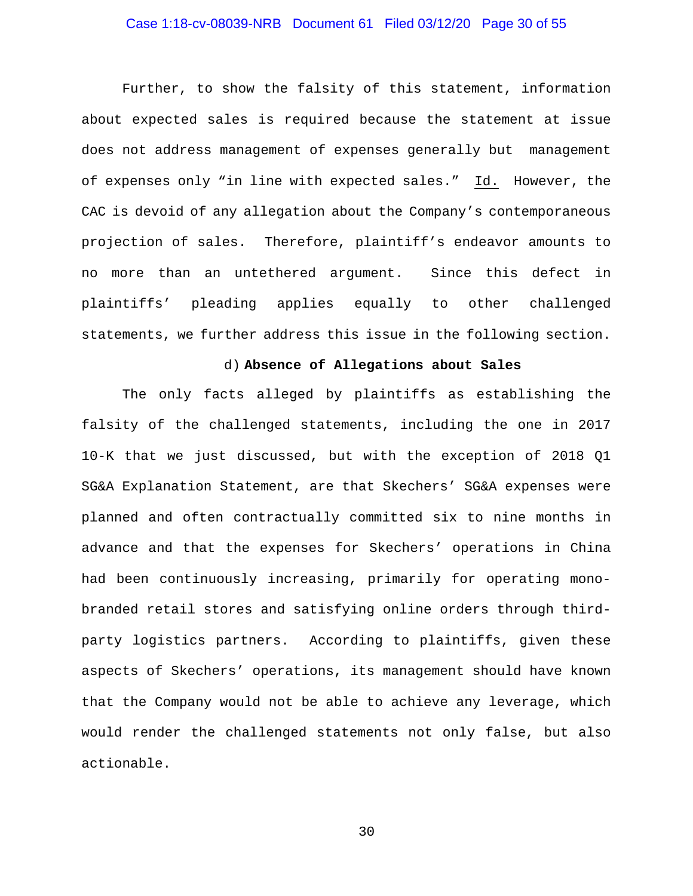Further, to show the falsity of this statement, information about expected sales is required because the statement at issue does not address management of expenses generally but management of expenses only "in line with expected sales." Id. However, the CAC is devoid of any allegation about the Company's contemporaneous projection of sales. Therefore, plaintiff's endeavor amounts to no more than an untethered argument. Since this defect in plaintiffs' pleading applies equally to other challenged statements, we further address this issue in the following section.

d) **Absence of Allegations about Sales**

The only facts alleged by plaintiffs as establishing the falsity of the challenged statements, including the one in 2017 10-K that we just discussed, but with the exception of 2018 Q1 SG&A Explanation Statement, are that Skechers' SG&A expenses were planned and often contractually committed six to nine months in advance and that the expenses for Skechers' operations in China had been continuously increasing, primarily for operating mono-branded retail stores and satisfying online orders through third-party logistics partners. According to plaintiffs, given these aspects of Skechers' operations, its management should have known that the Company would not be able to achieve any leverage, which would render the challenged statements not only false, but also actionable.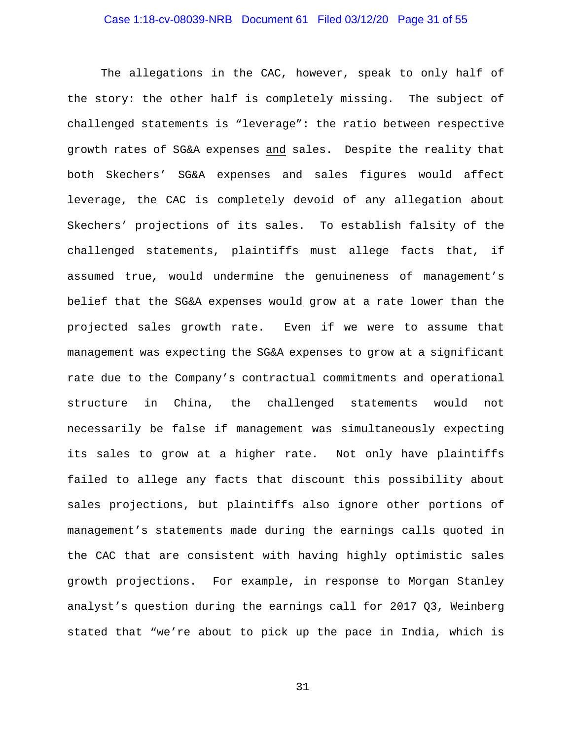The allegations in the CAC, however, speak to only half of the story: the other half is completely missing. The subject of challenged statements is "leverage": the ratio between respective growth rates of SG&A expenses <u>and</u> sales. Despite the reality that both Skechers' SG&A expenses and sales figures would affect leverage, the CAC is completely devoid of any allegation about Skechers' projections of its sales. To establish falsity of the challenged statements, plaintiffs must allege facts that, if assumed true, would undermine the genuineness of management's belief that the SG&A expenses would grow at a rate lower than the projected sales growth rate. Even if we were to assume that management was expecting the SG&A expenses to grow at a significant rate due to the Company's contractual commitments and operational structure in China, the challenged statements would not necessarily be false if management was simultaneously expecting its sales to grow at a higher rate. Not only have plaintiffs failed to allege any facts that discount this possibility about sales projections, but plaintiffs also ignore other portions of management's statements made during the earnings calls quoted in the CAC that are consistent with having highly optimistic sales growth projections. For example, in response to Morgan Stanley analyst's question during the earnings call for 2017 Q3, Weinberg stated that "we're about to pick up the pace in India, which is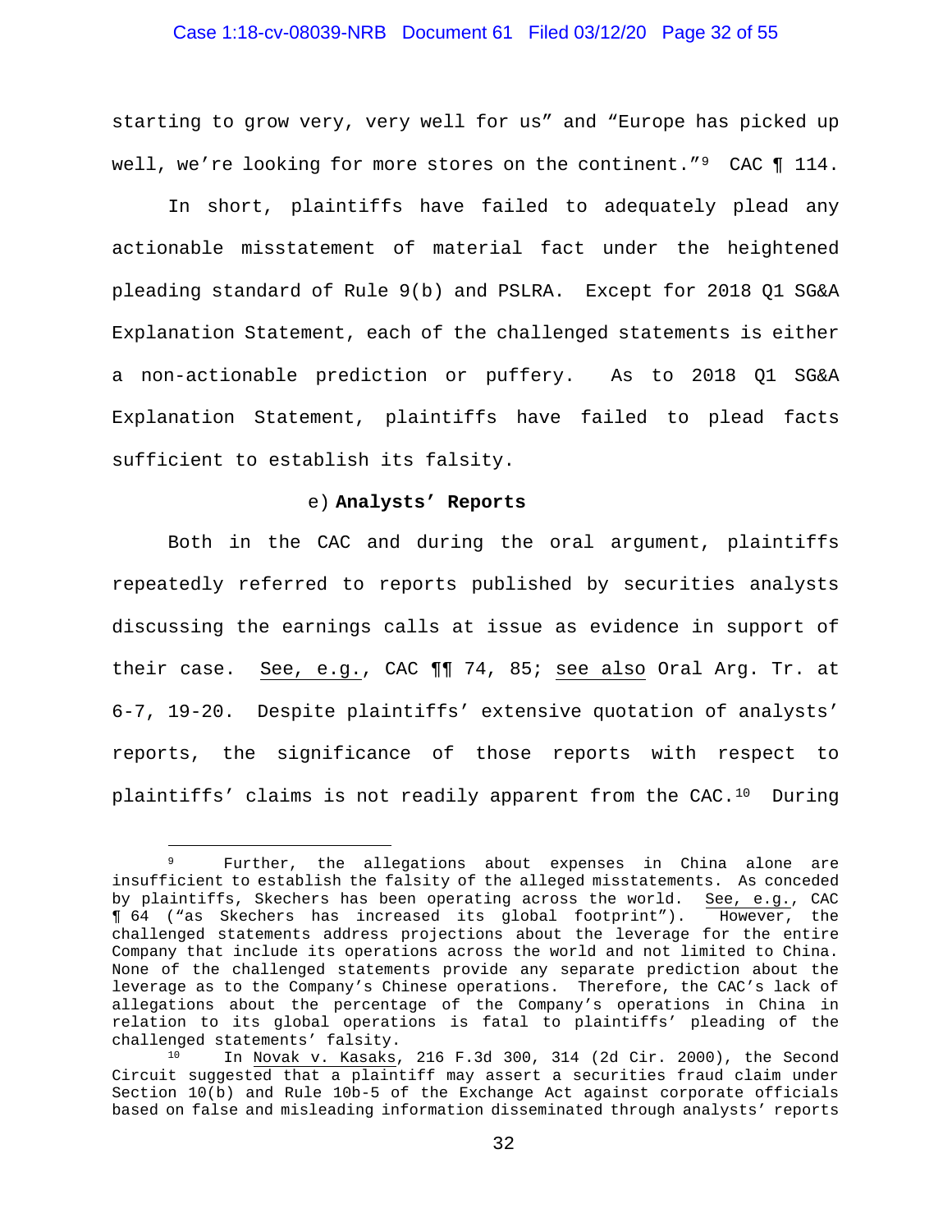starting to grow very, very well for us" and "Europe has picked up well, we're looking for more stores on the continent."[9] CAC ¶ 114.

In short, plaintiffs have failed to adequately plead any actionable misstatement of material fact under the heightened pleading standard of Rule 9(b) and PSLRA. Except for 2018 Q1 SG&A Explanation Statement, each of the challenged statements is either a non-actionable prediction or puffery. As to 2018 Q1 SG&A Explanation Statement, plaintiffs have failed to plead facts sufficient to establish its falsity.

e) **Analysts' Reports**

Both in the CAC and during the oral argument, plaintiffs repeatedly referred to reports published by securities analysts discussing the earnings calls at issue as evidence in support of their case. See, e.g., CAC ¶¶ 74, 85; see also Oral Arg. Tr. at 6-7, 19-20. Despite plaintiffs' extensive quotation of analysts' reports, the significance of those reports with respect to plaintiffs' claims is not readily apparent from the CAC.[10] During

---

[9] Further, the allegations about expenses in China alone are insufficient to establish the falsity of the alleged misstatements. As conceded by plaintiffs, Skechers has been operating across the world. See, e.g., CAC ¶ 64 ("as Skechers has increased its global footprint"). However, the challenged statements address projections about the leverage for the entire Company that include its operations across the world and not limited to China. None of the challenged statements provide any separate prediction about the leverage as to the Company's Chinese operations. Therefore, the CAC's lack of allegations about the percentage of the Company's operations in China in relation to its global operations is fatal to plaintiffs' pleading of the challenged statements' falsity.

[10] In Novak v. Kasaks, 216 F.3d 300, 314 (2d Cir. 2000), the Second Circuit suggested that a plaintiff may assert a securities fraud claim under Section 10(b) and Rule 10b-5 of the Exchange Act against corporate officials based on false and misleading information disseminated through analysts' reports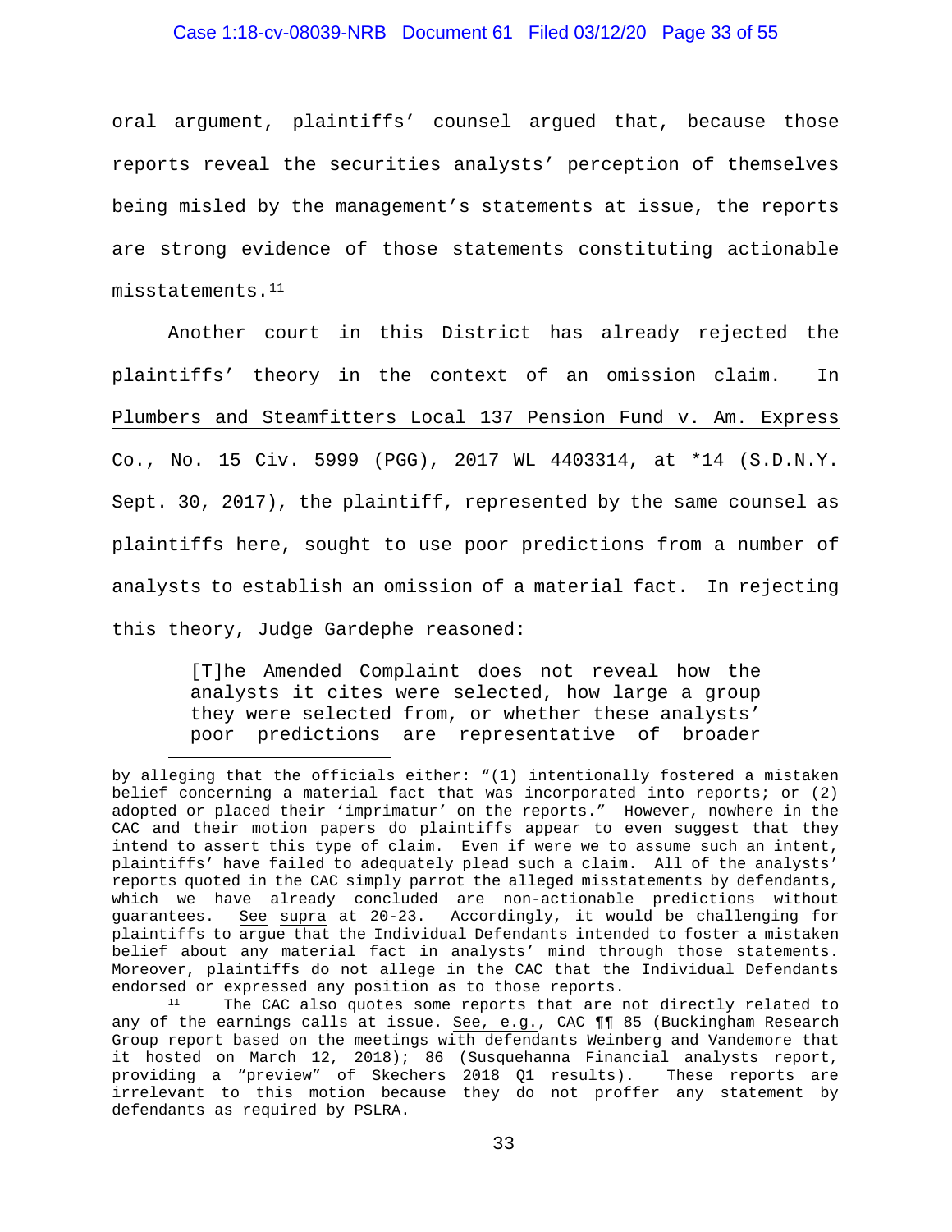oral argument, plaintiffs' counsel argued that, because those reports reveal the securities analysts' perception of themselves being misled by the management's statements at issue, the reports are strong evidence of those statements constituting actionable misstatements.[11]

Another court in this District has already rejected the plaintiffs' theory in the context of an omission claim. In Plumbers and Steamfitters Local 137 Pension Fund v. Am. Express Co., No. 15 Civ. 5999 (PGG), 2017 WL 4403314, at *14 (S.D.N.Y. Sept. 30, 2017), the plaintiff, represented by the same counsel as plaintiffs here, sought to use poor predictions from a number of analysts to establish an omission of a material fact. In rejecting this theory, Judge Gardephe reasoned:

> [T]he Amended Complaint does not reveal how the analysts it cites were selected, how large a group they were selected from, or whether these analysts' poor predictions are representative of broader

---

by alleging that the officials either: "(1) intentionally fostered a mistaken belief concerning a material fact that was incorporated into reports; or (2) adopted or placed their 'imprimatur' on the reports." However, nowhere in the CAC and their motion papers do plaintiffs appear to even suggest that they intend to assert this type of claim. Even if were we to assume such an intent, plaintiffs' have failed to adequately plead such a claim. All of the analysts' reports quoted in the CAC simply parrot the alleged misstatements by defendants, which we have already concluded are non-actionable predictions without guarantees. See supra at 20-23. Accordingly, it would be challenging for plaintiffs to argue that the Individual Defendants intended to foster a mistaken belief about any material fact in analysts' mind through those statements. Moreover, plaintiffs do not allege in the CAC that the Individual Defendants endorsed or expressed any position as to those reports.

[11] The CAC also quotes some reports that are not directly related to any of the earnings calls at issue. See, e.g., CAC ¶¶ 85 (Buckingham Research Group report based on the meetings with defendants Weinberg and Vandemore that it hosted on March 12, 2018); 86 (Susquehanna Financial analysts report, providing a "preview" of Skechers 2018 Q1 results). These reports are irrelevant to this motion because they do not proffer any statement by defendants as required by PSLRA.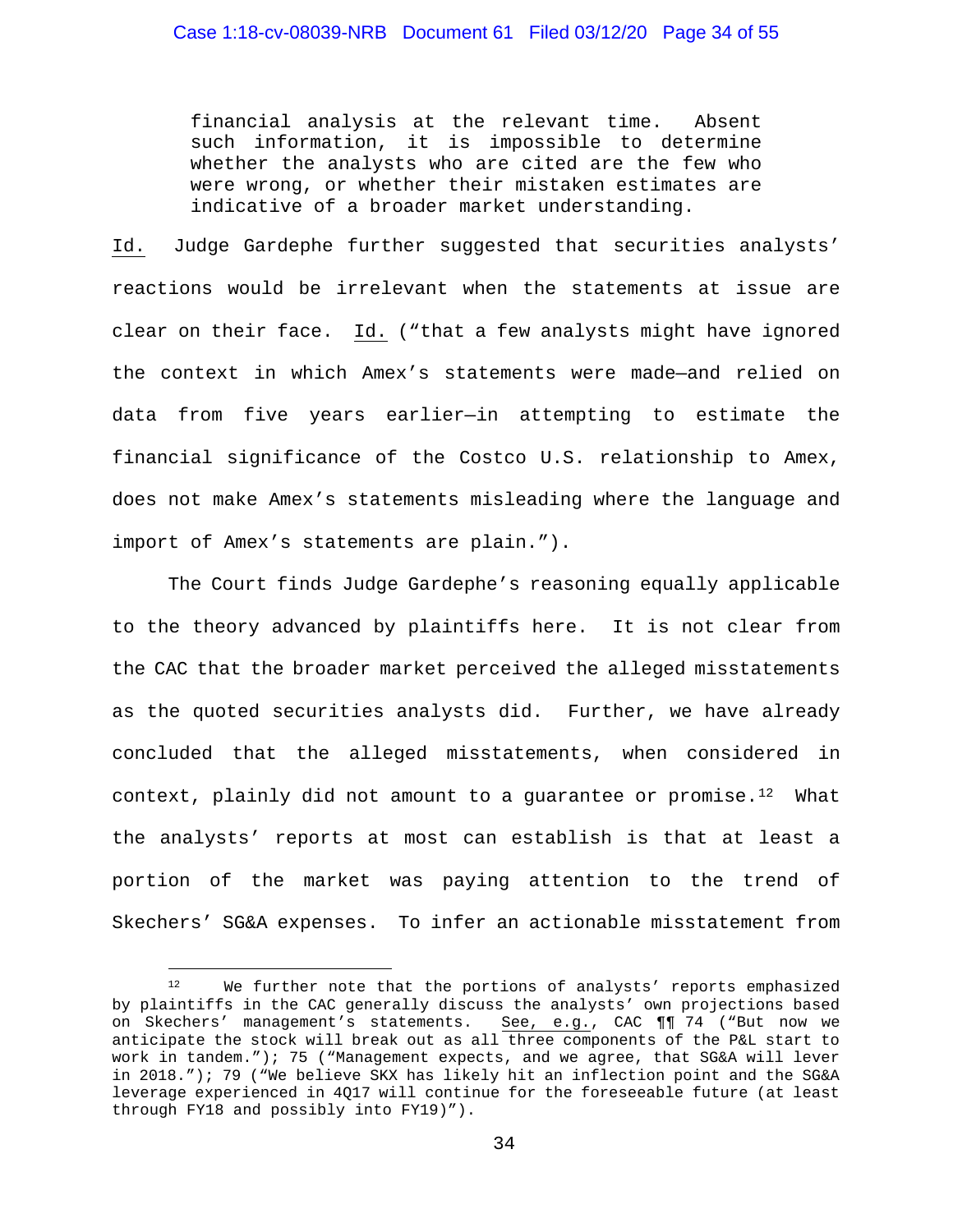> financial analysis at the relevant time. Absent such information, it is impossible to determine whether the analysts who are cited are the few who were wrong, or whether their mistaken estimates are indicative of a broader market understanding.

Id. Judge Gardephe further suggested that securities analysts' reactions would be irrelevant when the statements at issue are clear on their face. Id. ("that a few analysts might have ignored the context in which Amex's statements were made—and relied on data from five years earlier—in attempting to estimate the financial significance of the Costco U.S. relationship to Amex, does not make Amex's statements misleading where the language and import of Amex's statements are plain.").

The Court finds Judge Gardephe's reasoning equally applicable to the theory advanced by plaintiffs here. It is not clear from the CAC that the broader market perceived the alleged misstatements as the quoted securities analysts did. Further, we have already concluded that the alleged misstatements, when considered in context, plainly did not amount to a guarantee or promise.[12] What the analysts' reports at most can establish is that at least a portion of the market was paying attention to the trend of Skechers' SG&A expenses. To infer an actionable misstatement from

[12] We further note that the portions of analysts' reports emphasized by plaintiffs in the CAC generally discuss the analysts' own projections based on Skechers' management's statements. See, e.g., CAC ¶¶ 74 ("But now we anticipate the stock will break out as all three components of the P&L start to work in tandem."); 75 ("Management expects, and we agree, that SG&A will lever in 2018."); 79 ("We believe SKX has likely hit an inflection point and the SG&A leverage experienced in 4Q17 will continue for the foreseeable future (at least through FY18 and possibly into FY19)").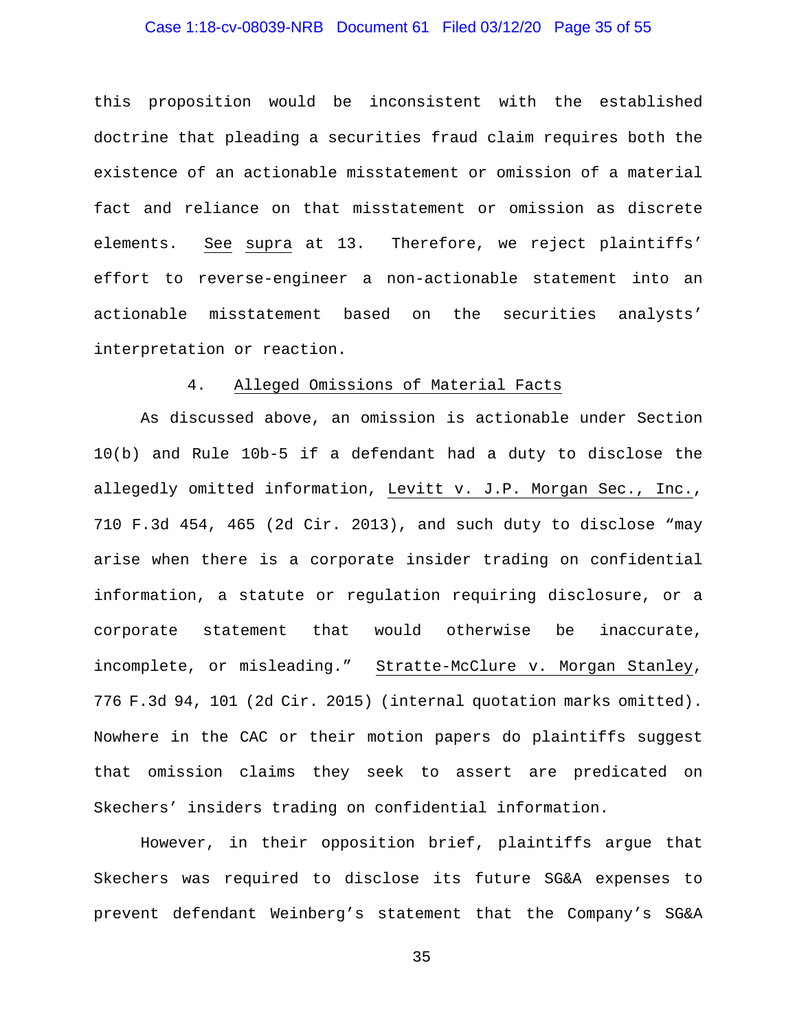this proposition would be inconsistent with the established doctrine that pleading a securities fraud claim requires both the existence of an actionable misstatement or omission of a material fact and reliance on that misstatement or omission as discrete elements. See supra at 13. Therefore, we reject plaintiffs' effort to reverse-engineer a non-actionable statement into an actionable misstatement based on the securities analysts' interpretation or reaction.

4. Alleged Omissions of Material Facts

As discussed above, an omission is actionable under Section 10(b) and Rule 10b-5 if a defendant had a duty to disclose the allegedly omitted information, Levitt v. J.P. Morgan Sec., Inc., 710 F.3d 454, 465 (2d Cir. 2013), and such duty to disclose "may arise when there is a corporate insider trading on confidential information, a statute or regulation requiring disclosure, or a corporate statement that would otherwise be inaccurate, incomplete, or misleading." Stratte-McClure v. Morgan Stanley, 776 F.3d 94, 101 (2d Cir. 2015) (internal quotation marks omitted). Nowhere in the CAC or their motion papers do plaintiffs suggest that omission claims they seek to assert are predicated on Skechers' insiders trading on confidential information.

However, in their opposition brief, plaintiffs argue that Skechers was required to disclose its future SG&A expenses to prevent defendant Weinberg's statement that the Company's SG&A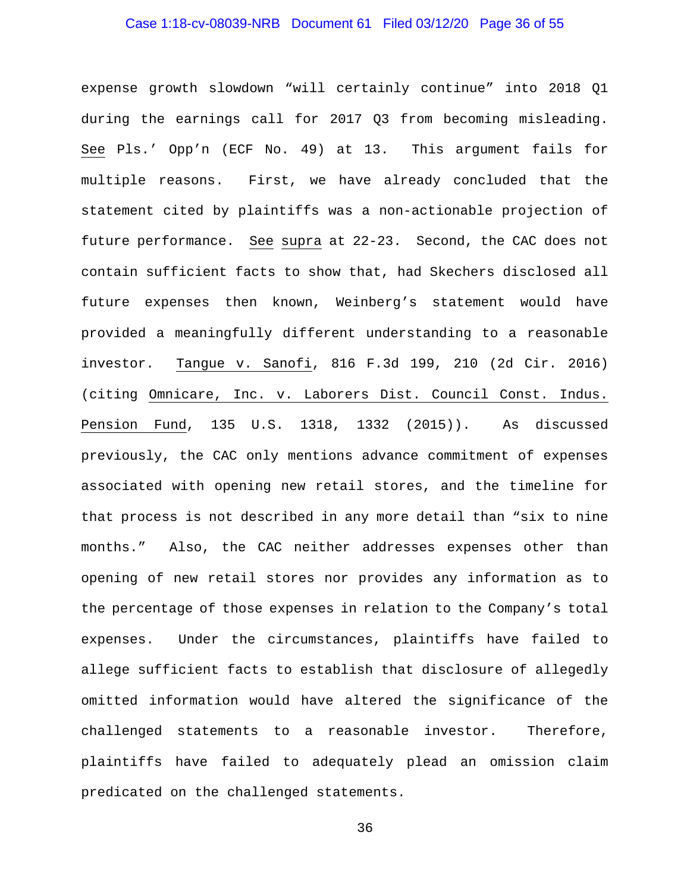expense growth slowdown "will certainly continue" into 2018 Q1 during the earnings call for 2017 Q3 from becoming misleading. See Pls.' Opp'n (ECF No. 49) at 13. This argument fails for multiple reasons. First, we have already concluded that the statement cited by plaintiffs was a non-actionable projection of future performance. See supra at 22-23. Second, the CAC does not contain sufficient facts to show that, had Skechers disclosed all future expenses then known, Weinberg's statement would have provided a meaningfully different understanding to a reasonable investor. Tangue v. Sanofi, 816 F.3d 199, 210 (2d Cir. 2016) (citing Omnicare, Inc. v. Laborers Dist. Council Const. Indus. Pension Fund, 135 U.S. 1318, 1332 (2015)). As discussed previously, the CAC only mentions advance commitment of expenses associated with opening new retail stores, and the timeline for that process is not described in any more detail than "six to nine months." Also, the CAC neither addresses expenses other than opening of new retail stores nor provides any information as to the percentage of those expenses in relation to the Company's total expenses. Under the circumstances, plaintiffs have failed to allege sufficient facts to establish that disclosure of allegedly omitted information would have altered the significance of the challenged statements to a reasonable investor. Therefore, plaintiffs have failed to adequately plead an omission claim predicated on the challenged statements.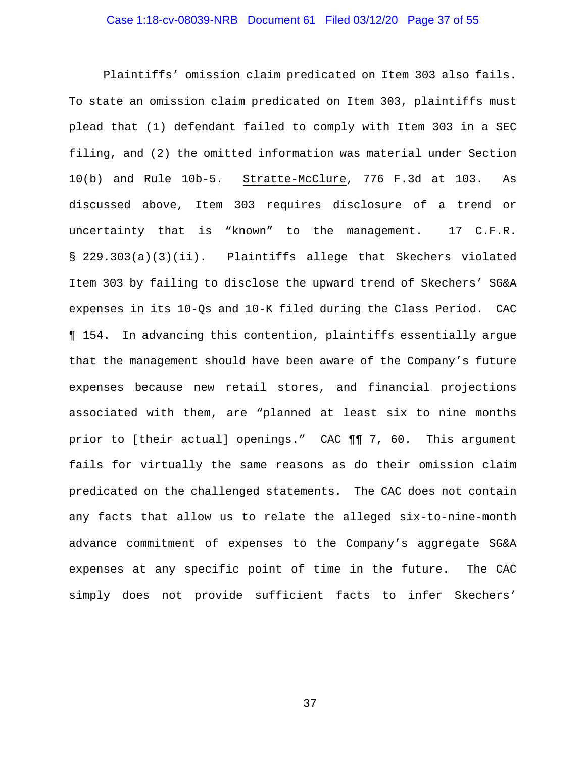Plaintiffs' omission claim predicated on Item 303 also fails. To state an omission claim predicated on Item 303, plaintiffs must plead that (1) defendant failed to comply with Item 303 in a SEC filing, and (2) the omitted information was material under Section 10(b) and Rule 10b-5. Stratte-McClure, 776 F.3d at 103. As discussed above, Item 303 requires disclosure of a trend or uncertainty that is "known" to the management. 17 C.F.R. § 229.303(a)(3)(ii). Plaintiffs allege that Skechers violated Item 303 by failing to disclose the upward trend of Skechers' SG&A expenses in its 10-Qs and 10-K filed during the Class Period. CAC ¶ 154. In advancing this contention, plaintiffs essentially argue that the management should have been aware of the Company's future expenses because new retail stores, and financial projections associated with them, are "planned at least six to nine months prior to [their actual] openings." CAC ¶¶ 7, 60. This argument fails for virtually the same reasons as do their omission claim predicated on the challenged statements. The CAC does not contain any facts that allow us to relate the alleged six-to-nine-month advance commitment of expenses to the Company's aggregate SG&A expenses at any specific point of time in the future. The CAC simply does not provide sufficient facts to infer Skechers'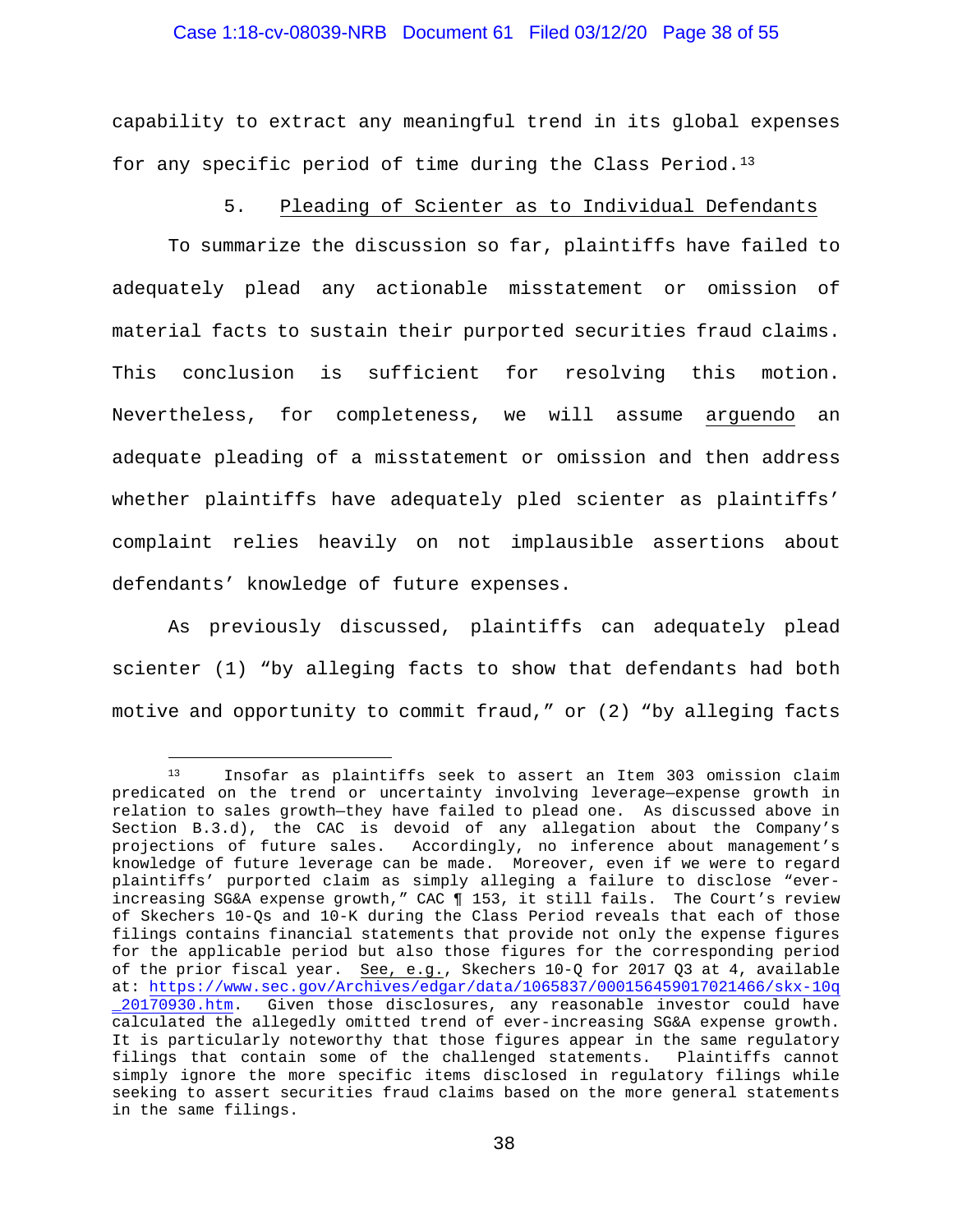capability to extract any meaningful trend in its global expenses for any specific period of time during the Class Period.[13]

5. Pleading of Scienter as to Individual Defendants

To summarize the discussion so far, plaintiffs have failed to adequately plead any actionable misstatement or omission of material facts to sustain their purported securities fraud claims. This conclusion is sufficient for resolving this motion. Nevertheless, for completeness, we will assume arguendo an adequate pleading of a misstatement or omission and then address whether plaintiffs have adequately pled scienter as plaintiffs' complaint relies heavily on not implausible assertions about defendants' knowledge of future expenses.

As previously discussed, plaintiffs can adequately plead scienter (1) "by alleging facts to show that defendants had both motive and opportunity to commit fraud," or (2) "by alleging facts

---

[13] Insofar as plaintiffs seek to assert an Item 303 omission claim predicated on the trend or uncertainty involving leverage—expense growth in relation to sales growth—they have failed to plead one. As discussed above in Section B.3.d), the CAC is devoid of any allegation about the Company's projections of future sales. Accordingly, no inference about management's knowledge of future leverage can be made. Moreover, even if we were to regard plaintiffs' purported claim as simply alleging a failure to disclose "ever-increasing SG&A expense growth," CAC ¶ 153, it still fails. The Court's review of Skechers 10-Qs and 10-K during the Class Period reveals that each of those filings contains financial statements that provide not only the expense figures for the applicable period but also those figures for the corresponding period of the prior fiscal year. See, e.g., Skechers 10-Q for 2017 Q3 at 4, available at: https://www.sec.gov/Archives/edgar/data/1065837/000156459017021466/skx-10q_20170930.htm. Given those disclosures, any reasonable investor could have calculated the allegedly omitted trend of ever-increasing SG&A expense growth. It is particularly noteworthy that those figures appear in the same regulatory filings that contain some of the challenged statements. Plaintiffs cannot simply ignore the more specific items disclosed in regulatory filings while seeking to assert securities fraud claims based on the more general statements in the same filings.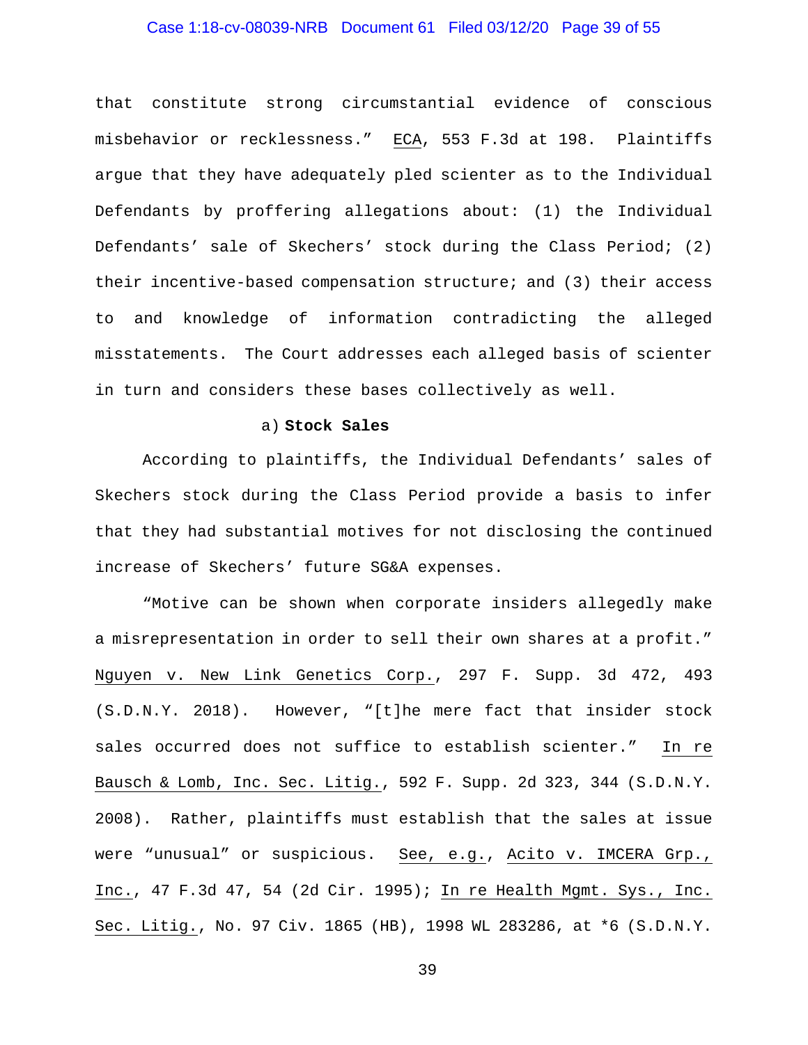that constitute strong circumstantial evidence of conscious misbehavior or recklessness." ECA, 553 F.3d at 198. Plaintiffs argue that they have adequately pled scienter as to the Individual Defendants by proffering allegations about: (1) the Individual Defendants' sale of Skechers' stock during the Class Period; (2) their incentive-based compensation structure; and (3) their access to and knowledge of information contradicting the alleged misstatements. The Court addresses each alleged basis of scienter in turn and considers these bases collectively as well.

a) **Stock Sales**

According to plaintiffs, the Individual Defendants' sales of Skechers stock during the Class Period provide a basis to infer that they had substantial motives for not disclosing the continued increase of Skechers' future SG&A expenses.

"Motive can be shown when corporate insiders allegedly make a misrepresentation in order to sell their own shares at a profit." Nguyen v. New Link Genetics Corp., 297 F. Supp. 3d 472, 493 (S.D.N.Y. 2018). However, "[t]he mere fact that insider stock sales occurred does not suffice to establish scienter." In re Bausch & Lomb, Inc. Sec. Litig., 592 F. Supp. 2d 323, 344 (S.D.N.Y. 2008). Rather, plaintiffs must establish that the sales at issue were "unusual" or suspicious. See, e.g., Acito v. IMCERA Grp., Inc., 47 F.3d 47, 54 (2d Cir. 1995); In re Health Mgmt. Sys., Inc. Sec. Litig., No. 97 Civ. 1865 (HB), 1998 WL 283286, at *6 (S.D.N.Y.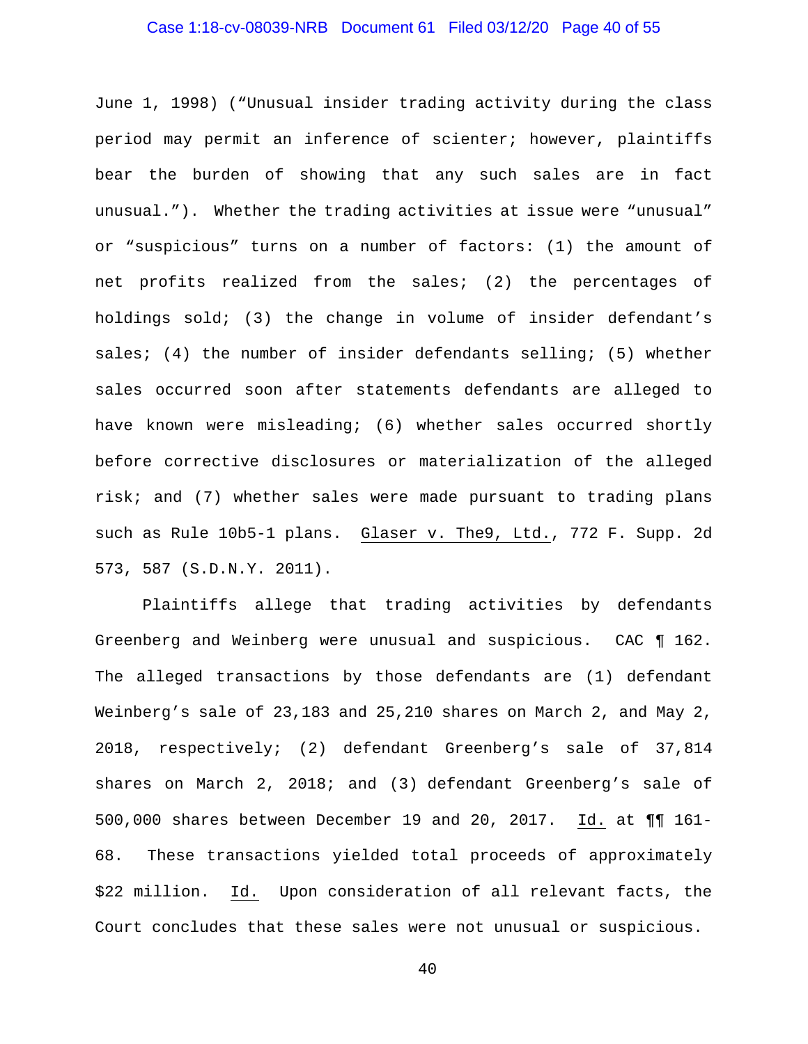June 1, 1998) ("Unusual insider trading activity during the class period may permit an inference of scienter; however, plaintiffs bear the burden of showing that any such sales are in fact unusual."). Whether the trading activities at issue were "unusual" or "suspicious" turns on a number of factors: (1) the amount of net profits realized from the sales; (2) the percentages of holdings sold; (3) the change in volume of insider defendant's sales; (4) the number of insider defendants selling; (5) whether sales occurred soon after statements defendants are alleged to have known were misleading; (6) whether sales occurred shortly before corrective disclosures or materialization of the alleged risk; and (7) whether sales were made pursuant to trading plans such as Rule 10b5-1 plans. Glaser v. The9, Ltd., 772 F. Supp. 2d 573, 587 (S.D.N.Y. 2011).

Plaintiffs allege that trading activities by defendants Greenberg and Weinberg were unusual and suspicious. CAC ¶ 162. The alleged transactions by those defendants are (1) defendant Weinberg's sale of 23,183 and 25,210 shares on March 2, and May 2, 2018, respectively; (2) defendant Greenberg's sale of 37,814 shares on March 2, 2018; and (3) defendant Greenberg's sale of 500,000 shares between December 19 and 20, 2017. Id. at ¶¶ 161-68. These transactions yielded total proceeds of approximately $22 million. Id. Upon consideration of all relevant facts, the Court concludes that these sales were not unusual or suspicious.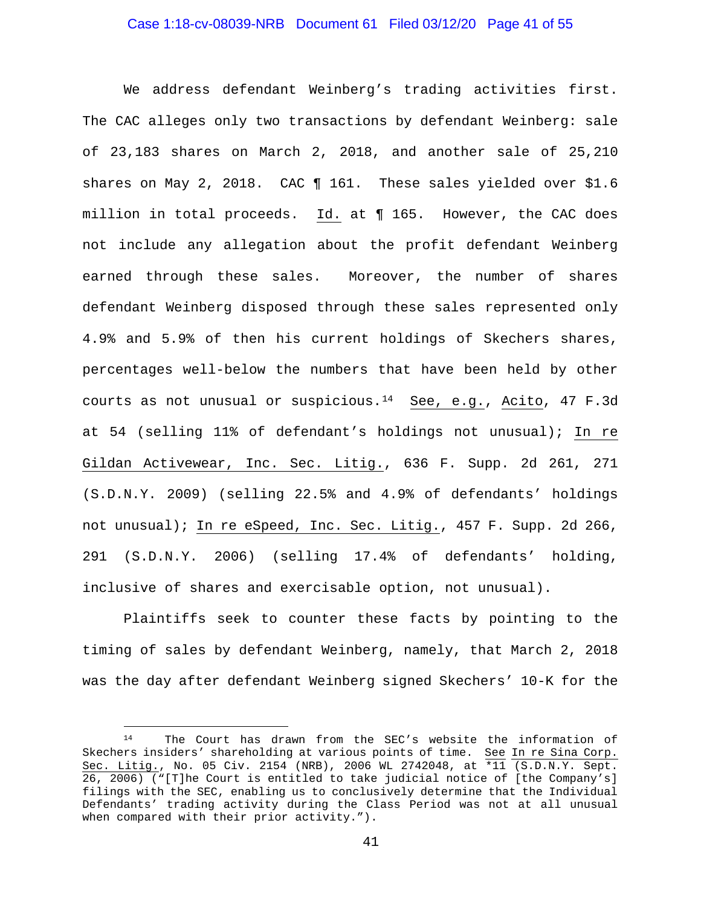We address defendant Weinberg's trading activities first. The CAC alleges only two transactions by defendant Weinberg: sale of 23,183 shares on March 2, 2018, and another sale of 25,210 shares on May 2, 2018. CAC ¶ 161. These sales yielded over $1.6 million in total proceeds. Id. at ¶ 165. However, the CAC does not include any allegation about the profit defendant Weinberg earned through these sales. Moreover, the number of shares defendant Weinberg disposed through these sales represented only 4.9% and 5.9% of then his current holdings of Skechers shares, percentages well-below the numbers that have been held by other courts as not unusual or suspicious.[14] See, e.g., Acito, 47 F.3d at 54 (selling 11% of defendant's holdings not unusual); In re Gildan Activewear, Inc. Sec. Litig., 636 F. Supp. 2d 261, 271 (S.D.N.Y. 2009) (selling 22.5% and 4.9% of defendants' holdings not unusual); In re eSpeed, Inc. Sec. Litig., 457 F. Supp. 2d 266, 291 (S.D.N.Y. 2006) (selling 17.4% of defendants' holding, inclusive of shares and exercisable option, not unusual).

Plaintiffs seek to counter these facts by pointing to the timing of sales by defendant Weinberg, namely, that March 2, 2018 was the day after defendant Weinberg signed Skechers' 10-K for the

---

[14] The Court has drawn from the SEC's website the information of Skechers insiders' shareholding at various points of time. See In re Sina Corp. Sec. Litig., No. 05 Civ. 2154 (NRB), 2006 WL 2742048, at *11 (S.D.N.Y. Sept. 26, 2006) ("[T]he Court is entitled to take judicial notice of [the Company's] filings with the SEC, enabling us to conclusively determine that the Individual Defendants' trading activity during the Class Period was not at all unusual when compared with their prior activity.").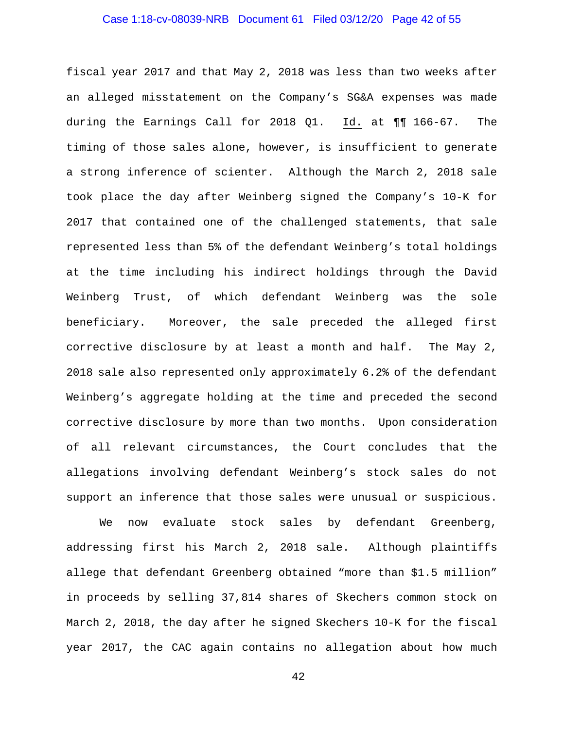fiscal year 2017 and that May 2, 2018 was less than two weeks after an alleged misstatement on the Company's SG&A expenses was made during the Earnings Call for 2018 Q1. Id. at ¶¶ 166-67. The timing of those sales alone, however, is insufficient to generate a strong inference of scienter. Although the March 2, 2018 sale took place the day after Weinberg signed the Company's 10-K for 2017 that contained one of the challenged statements, that sale represented less than 5% of the defendant Weinberg's total holdings at the time including his indirect holdings through the David Weinberg Trust, of which defendant Weinberg was the sole beneficiary. Moreover, the sale preceded the alleged first corrective disclosure by at least a month and half. The May 2, 2018 sale also represented only approximately 6.2% of the defendant Weinberg's aggregate holding at the time and preceded the second corrective disclosure by more than two months. Upon consideration of all relevant circumstances, the Court concludes that the allegations involving defendant Weinberg's stock sales do not support an inference that those sales were unusual or suspicious.

We now evaluate stock sales by defendant Greenberg, addressing first his March 2, 2018 sale. Although plaintiffs allege that defendant Greenberg obtained "more than $1.5 million" in proceeds by selling 37,814 shares of Skechers common stock on March 2, 2018, the day after he signed Skechers 10-K for the fiscal year 2017, the CAC again contains no allegation about how much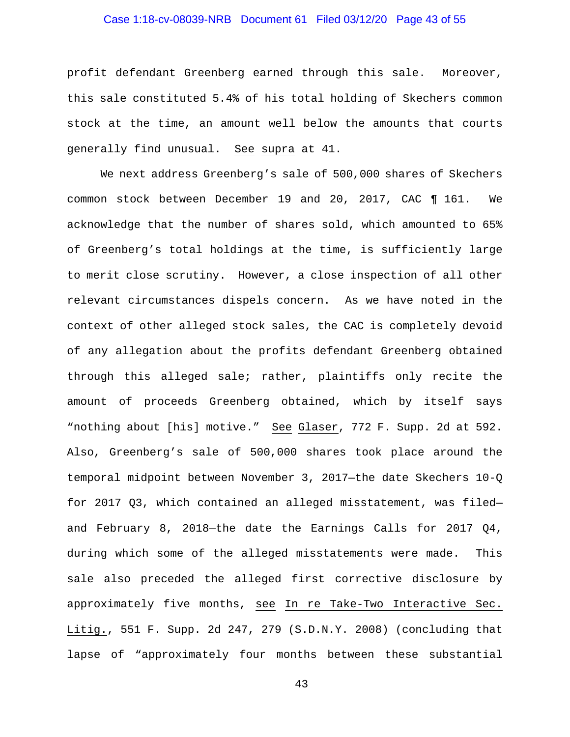profit defendant Greenberg earned through this sale. Moreover, this sale constituted 5.4% of his total holding of Skechers common stock at the time, an amount well below the amounts that courts generally find unusual. See supra at 41.

We next address Greenberg's sale of 500,000 shares of Skechers common stock between December 19 and 20, 2017, CAC ¶ 161. We acknowledge that the number of shares sold, which amounted to 65% of Greenberg's total holdings at the time, is sufficiently large to merit close scrutiny. However, a close inspection of all other relevant circumstances dispels concern. As we have noted in the context of other alleged stock sales, the CAC is completely devoid of any allegation about the profits defendant Greenberg obtained through this alleged sale; rather, plaintiffs only recite the amount of proceeds Greenberg obtained, which by itself says "nothing about [his] motive." See Glaser, 772 F. Supp. 2d at 592. Also, Greenberg's sale of 500,000 shares took place around the temporal midpoint between November 3, 2017—the date Skechers 10-Q for 2017 Q3, which contained an alleged misstatement, was filed—and February 8, 2018—the date the Earnings Calls for 2017 Q4, during which some of the alleged misstatements were made. This sale also preceded the alleged first corrective disclosure by approximately five months, see In re Take-Two Interactive Sec. Litig., 551 F. Supp. 2d 247, 279 (S.D.N.Y. 2008) (concluding that lapse of "approximately four months between these substantial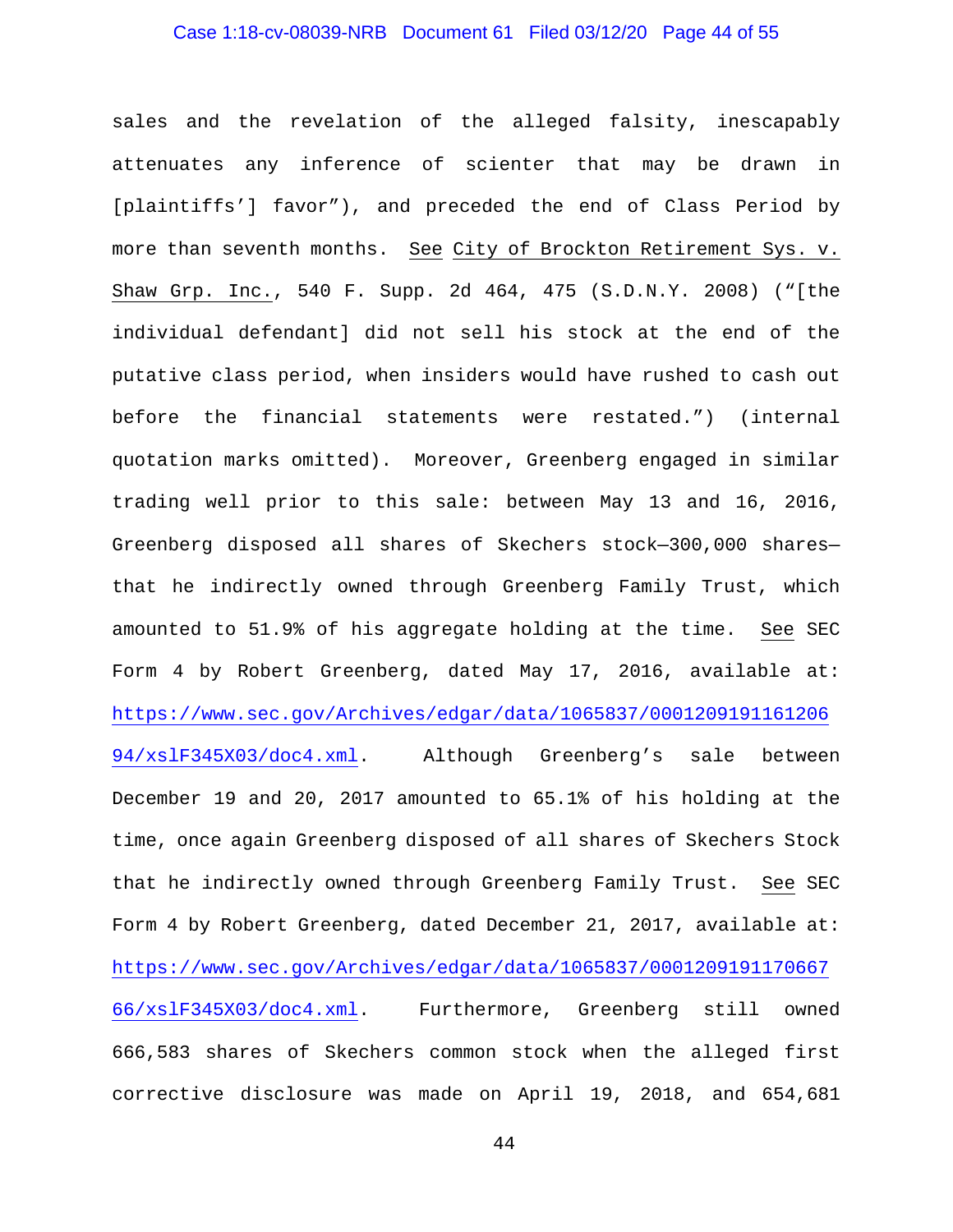sales and the revelation of the alleged falsity, inescapably attenuates any inference of scienter that may be drawn in [plaintiffs'] favor"), and preceded the end of Class Period by more than seventh months. See City of Brockton Retirement Sys. v. Shaw Grp. Inc., 540 F. Supp. 2d 464, 475 (S.D.N.Y. 2008) ("[the individual defendant] did not sell his stock at the end of the putative class period, when insiders would have rushed to cash out before the financial statements were restated.") (internal quotation marks omitted). Moreover, Greenberg engaged in similar trading well prior to this sale: between May 13 and 16, 2016, Greenberg disposed all shares of Skechers stock—300,000 shares—that he indirectly owned through Greenberg Family Trust, which amounted to 51.9% of his aggregate holding at the time. See SEC Form 4 by Robert Greenberg, dated May 17, 2016, available at: https://www.sec.gov/Archives/edgar/data/1065837/000120919116120694/xslF345X03/doc4.xml. Although Greenberg's sale between December 19 and 20, 2017 amounted to 65.1% of his holding at the time, once again Greenberg disposed of all shares of Skechers Stock that he indirectly owned through Greenberg Family Trust. See SEC Form 4 by Robert Greenberg, dated December 21, 2017, available at: https://www.sec.gov/Archives/edgar/data/1065837/000120919117066766/xslF345X03/doc4.xml. Furthermore, Greenberg still owned 666,583 shares of Skechers common stock when the alleged first corrective disclosure was made on April 19, 2018, and 654,681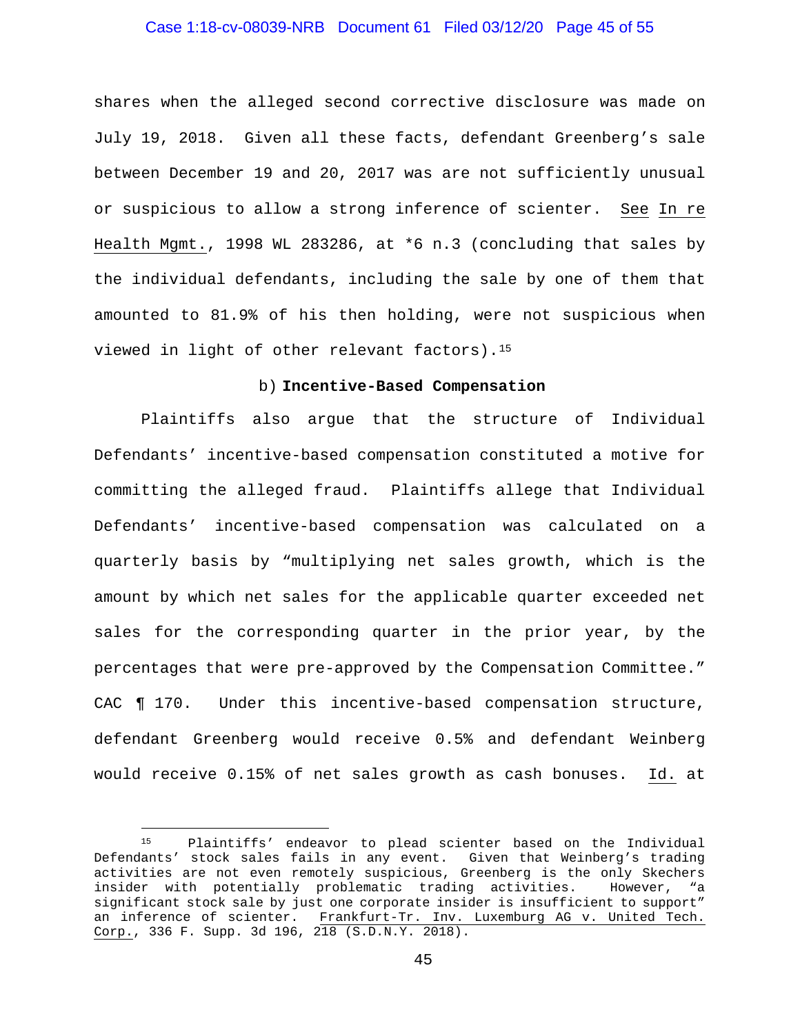shares when the alleged second corrective disclosure was made on July 19, 2018. Given all these facts, defendant Greenberg's sale between December 19 and 20, 2017 was are not sufficiently unusual or suspicious to allow a strong inference of scienter. See In re Health Mgmt., 1998 WL 283286, at *6 n.3 (concluding that sales by the individual defendants, including the sale by one of them that amounted to 81.9% of his then holding, were not suspicious when viewed in light of other relevant factors).[15]

b) **Incentive-Based Compensation**

Plaintiffs also argue that the structure of Individual Defendants' incentive-based compensation constituted a motive for committing the alleged fraud. Plaintiffs allege that Individual Defendants' incentive-based compensation was calculated on a quarterly basis by "multiplying net sales growth, which is the amount by which net sales for the applicable quarter exceeded net sales for the corresponding quarter in the prior year, by the percentages that were pre-approved by the Compensation Committee." CAC ¶ 170. Under this incentive-based compensation structure, defendant Greenberg would receive 0.5% and defendant Weinberg would receive 0.15% of net sales growth as cash bonuses. Id. at

[15] Plaintiffs' endeavor to plead scienter based on the Individual Defendants' stock sales fails in any event. Given that Weinberg's trading activities are not even remotely suspicious, Greenberg is the only Skechers insider with potentially problematic trading activities. However, "a significant stock sale by just one corporate insider is insufficient to support" an inference of scienter. Frankfurt-Tr. Inv. Luxemburg AG v. United Tech. Corp., 336 F. Supp. 3d 196, 218 (S.D.N.Y. 2018).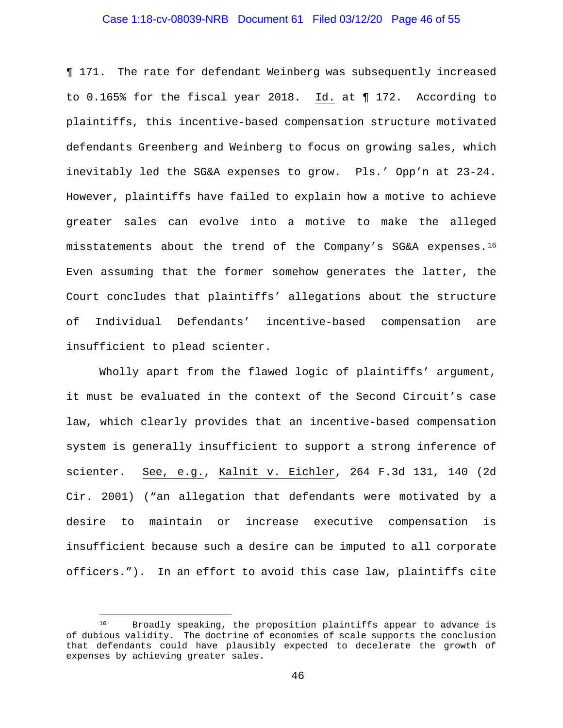¶ 171. The rate for defendant Weinberg was subsequently increased to 0.165% for the fiscal year 2018. Id. at ¶ 172. According to plaintiffs, this incentive-based compensation structure motivated defendants Greenberg and Weinberg to focus on growing sales, which inevitably led the SG&A expenses to grow. Pls.' Opp'n at 23-24. However, plaintiffs have failed to explain how a motive to achieve greater sales can evolve into a motive to make the alleged misstatements about the trend of the Company's SG&A expenses.[16] Even assuming that the former somehow generates the latter, the Court concludes that plaintiffs' allegations about the structure of Individual Defendants' incentive-based compensation are insufficient to plead scienter.

Wholly apart from the flawed logic of plaintiffs' argument, it must be evaluated in the context of the Second Circuit's case law, which clearly provides that an incentive-based compensation system is generally insufficient to support a strong inference of scienter. See, e.g., Kalnit v. Eichler, 264 F.3d 131, 140 (2d Cir. 2001) ("an allegation that defendants were motivated by a desire to maintain or increase executive compensation is insufficient because such a desire can be imputed to all corporate officers."). In an effort to avoid this case law, plaintiffs cite

[16] Broadly speaking, the proposition plaintiffs appear to advance is of dubious validity. The doctrine of economies of scale supports the conclusion that defendants could have plausibly expected to decelerate the growth of expenses by achieving greater sales.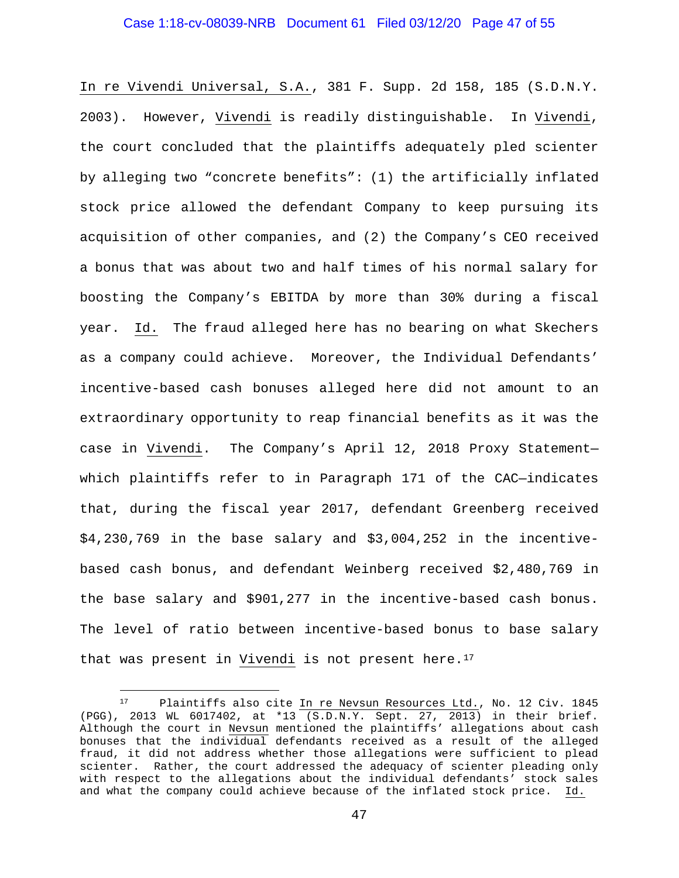In re Vivendi Universal, S.A., 381 F. Supp. 2d 158, 185 (S.D.N.Y. 2003). However, Vivendi is readily distinguishable. In Vivendi, the court concluded that the plaintiffs adequately pled scienter by alleging two "concrete benefits": (1) the artificially inflated stock price allowed the defendant Company to keep pursuing its acquisition of other companies, and (2) the Company's CEO received a bonus that was about two and half times of his normal salary for boosting the Company's EBITDA by more than 30% during a fiscal year. Id. The fraud alleged here has no bearing on what Skechers as a company could achieve. Moreover, the Individual Defendants' incentive-based cash bonuses alleged here did not amount to an extraordinary opportunity to reap financial benefits as it was the case in Vivendi. The Company's April 12, 2018 Proxy Statement—which plaintiffs refer to in Paragraph 171 of the CAC—indicates that, during the fiscal year 2017, defendant Greenberg received $4,230,769 in the base salary and $3,004,252 in the incentive-based cash bonus, and defendant Weinberg received $2,480,769 in the base salary and $901,277 in the incentive-based cash bonus. The level of ratio between incentive-based bonus to base salary that was present in Vivendi is not present here.[17]

---

[17] Plaintiffs also cite In re Nevsun Resources Ltd., No. 12 Civ. 1845 (PGG), 2013 WL 6017402, at *13 (S.D.N.Y. Sept. 27, 2013) in their brief. Although the court in Nevsun mentioned the plaintiffs' allegations about cash bonuses that the individual defendants received as a result of the alleged fraud, it did not address whether those allegations were sufficient to plead scienter. Rather, the court addressed the adequacy of scienter pleading only with respect to the allegations about the individual defendants' stock sales and what the company could achieve because of the inflated stock price. Id.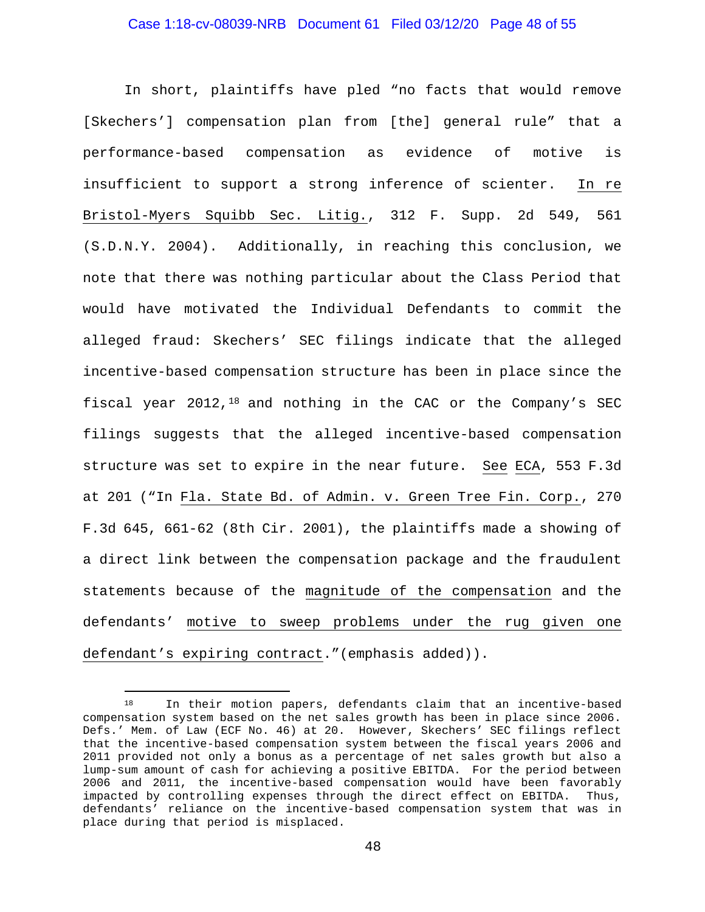In short, plaintiffs have pled "no facts that would remove [Skechers'] compensation plan from [the] general rule" that a performance-based compensation as evidence of motive is insufficient to support a strong inference of scienter. In re Bristol-Myers Squibb Sec. Litig., 312 F. Supp. 2d 549, 561 (S.D.N.Y. 2004). Additionally, in reaching this conclusion, we note that there was nothing particular about the Class Period that would have motivated the Individual Defendants to commit the alleged fraud: Skechers' SEC filings indicate that the alleged incentive-based compensation structure has been in place since the fiscal year 2012,[18] and nothing in the CAC or the Company's SEC filings suggests that the alleged incentive-based compensation structure was set to expire in the near future. See ECA, 553 F.3d at 201 ("In Fla. State Bd. of Admin. v. Green Tree Fin. Corp., 270 F.3d 645, 661-62 (8th Cir. 2001), the plaintiffs made a showing of a direct link between the compensation package and the fraudulent statements because of the magnitude of the compensation and the defendants' motive to sweep problems under the rug given one defendant's expiring contract."(emphasis added)).

---

[18] In their motion papers, defendants claim that an incentive-based compensation system based on the net sales growth has been in place since 2006. Defs.' Mem. of Law (ECF No. 46) at 20. However, Skechers' SEC filings reflect that the incentive-based compensation system between the fiscal years 2006 and 2011 provided not only a bonus as a percentage of net sales growth but also a lump-sum amount of cash for achieving a positive EBITDA. For the period between 2006 and 2011, the incentive-based compensation would have been favorably impacted by controlling expenses through the direct effect on EBITDA. Thus, defendants' reliance on the incentive-based compensation system that was in place during that period is misplaced.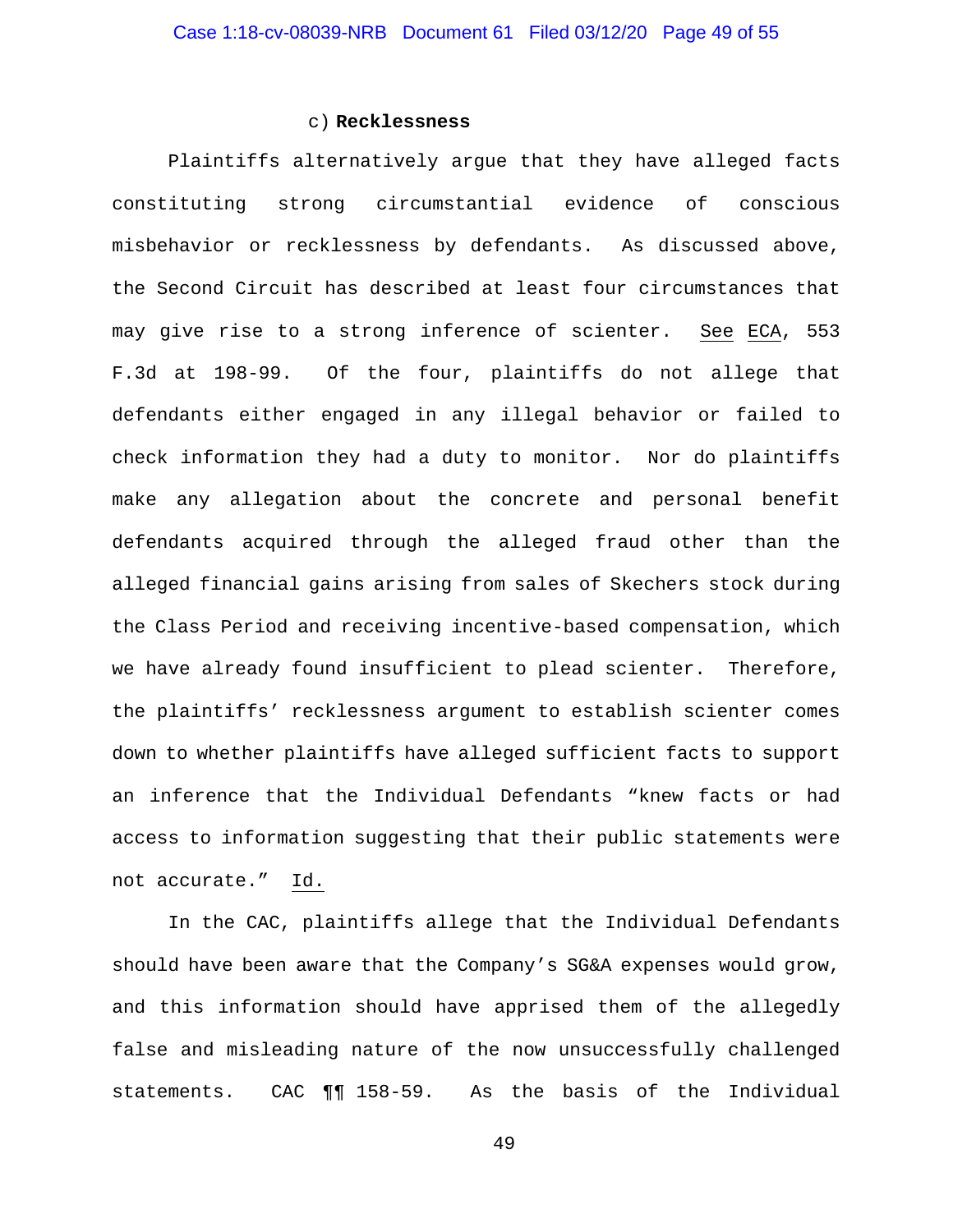c) **Recklessness**

Plaintiffs alternatively argue that they have alleged facts constituting strong circumstantial evidence of conscious misbehavior or recklessness by defendants. As discussed above, the Second Circuit has described at least four circumstances that may give rise to a strong inference of scienter. See ECA, 553 F.3d at 198-99. Of the four, plaintiffs do not allege that defendants either engaged in any illegal behavior or failed to check information they had a duty to monitor. Nor do plaintiffs make any allegation about the concrete and personal benefit defendants acquired through the alleged fraud other than the alleged financial gains arising from sales of Skechers stock during the Class Period and receiving incentive-based compensation, which we have already found insufficient to plead scienter. Therefore, the plaintiffs' recklessness argument to establish scienter comes down to whether plaintiffs have alleged sufficient facts to support an inference that the Individual Defendants "knew facts or had access to information suggesting that their public statements were not accurate." Id.

In the CAC, plaintiffs allege that the Individual Defendants should have been aware that the Company's SG&A expenses would grow, and this information should have apprised them of the allegedly false and misleading nature of the now unsuccessfully challenged statements. CAC ¶¶ 158-59. As the basis of the Individual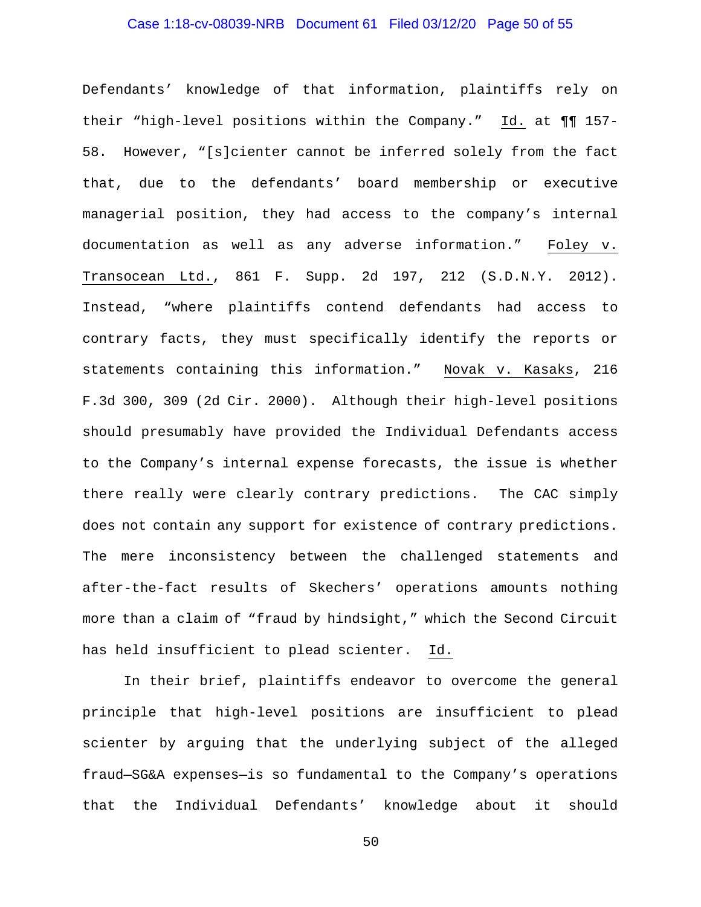Defendants' knowledge of that information, plaintiffs rely on their "high-level positions within the Company." Id. at ¶¶ 157-58. However, "[s]cienter cannot be inferred solely from the fact that, due to the defendants' board membership or executive managerial position, they had access to the company's internal documentation as well as any adverse information." Foley v. Transocean Ltd., 861 F. Supp. 2d 197, 212 (S.D.N.Y. 2012). Instead, "where plaintiffs contend defendants had access to contrary facts, they must specifically identify the reports or statements containing this information." Novak v. Kasaks, 216 F.3d 300, 309 (2d Cir. 2000). Although their high-level positions should presumably have provided the Individual Defendants access to the Company's internal expense forecasts, the issue is whether there really were clearly contrary predictions. The CAC simply does not contain any support for existence of contrary predictions. The mere inconsistency between the challenged statements and after-the-fact results of Skechers' operations amounts nothing more than a claim of "fraud by hindsight," which the Second Circuit has held insufficient to plead scienter. Id.

In their brief, plaintiffs endeavor to overcome the general principle that high-level positions are insufficient to plead scienter by arguing that the underlying subject of the alleged fraud—SG&A expenses—is so fundamental to the Company's operations that the Individual Defendants' knowledge about it should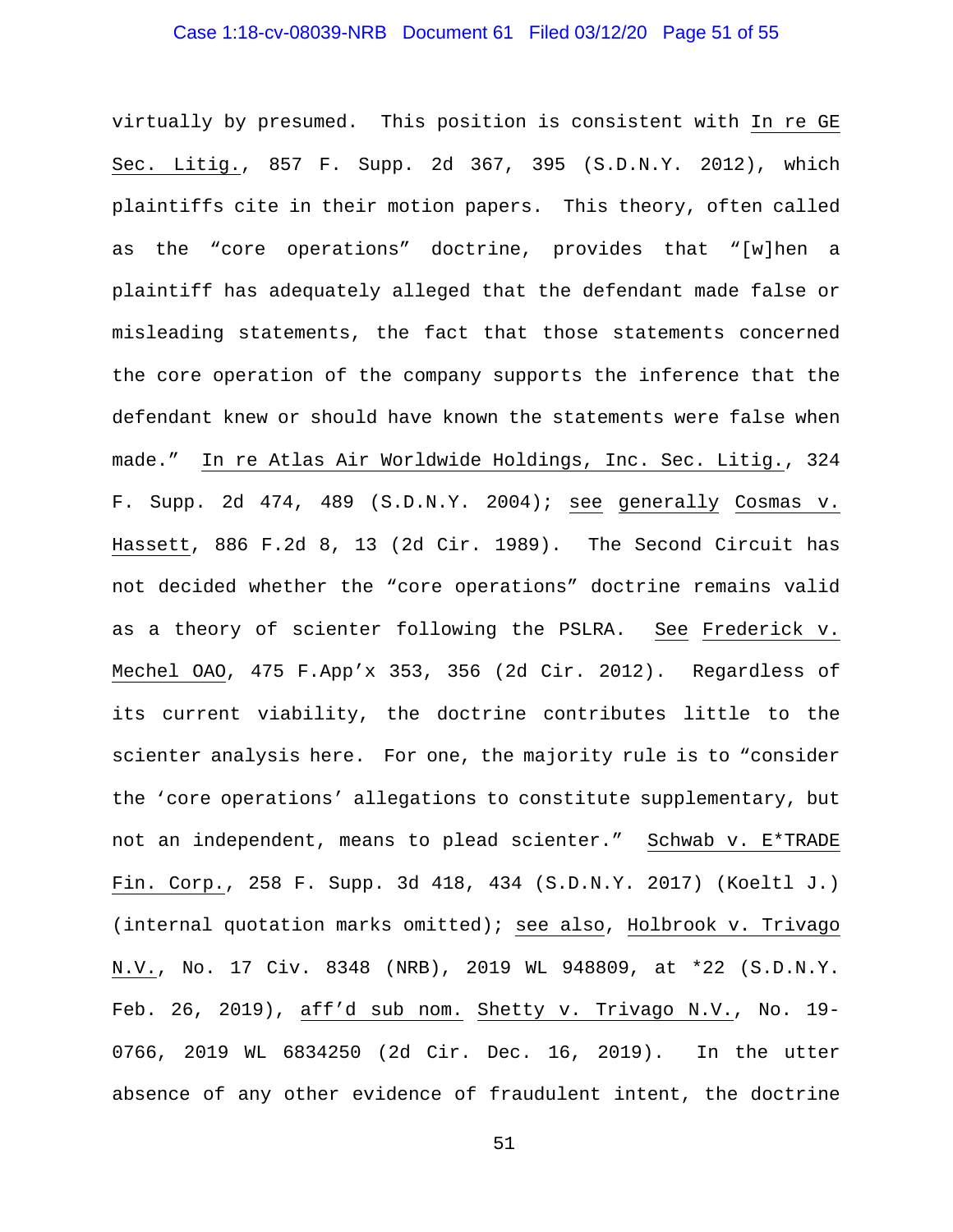virtually by presumed. This position is consistent with In re GE Sec. Litig., 857 F. Supp. 2d 367, 395 (S.D.N.Y. 2012), which plaintiffs cite in their motion papers. This theory, often called as the "core operations" doctrine, provides that "[w]hen a plaintiff has adequately alleged that the defendant made false or misleading statements, the fact that those statements concerned the core operation of the company supports the inference that the defendant knew or should have known the statements were false when made." In re Atlas Air Worldwide Holdings, Inc. Sec. Litig., 324 F. Supp. 2d 474, 489 (S.D.N.Y. 2004); see generally Cosmas v. Hassett, 886 F.2d 8, 13 (2d Cir. 1989). The Second Circuit has not decided whether the "core operations" doctrine remains valid as a theory of scienter following the PSLRA. See Frederick v. Mechel OAO, 475 F.App'x 353, 356 (2d Cir. 2012). Regardless of its current viability, the doctrine contributes little to the scienter analysis here. For one, the majority rule is to "consider the 'core operations' allegations to constitute supplementary, but not an independent, means to plead scienter." Schwab v. E*TRADE Fin. Corp., 258 F. Supp. 3d 418, 434 (S.D.N.Y. 2017) (Koeltl J.) (internal quotation marks omitted); see also, Holbrook v. Trivago N.V., No. 17 Civ. 8348 (NRB), 2019 WL 948809, at *22 (S.D.N.Y. Feb. 26, 2019), aff'd sub nom. Shetty v. Trivago N.V., No. 19-0766, 2019 WL 6834250 (2d Cir. Dec. 16, 2019). In the utter absence of any other evidence of fraudulent intent, the doctrine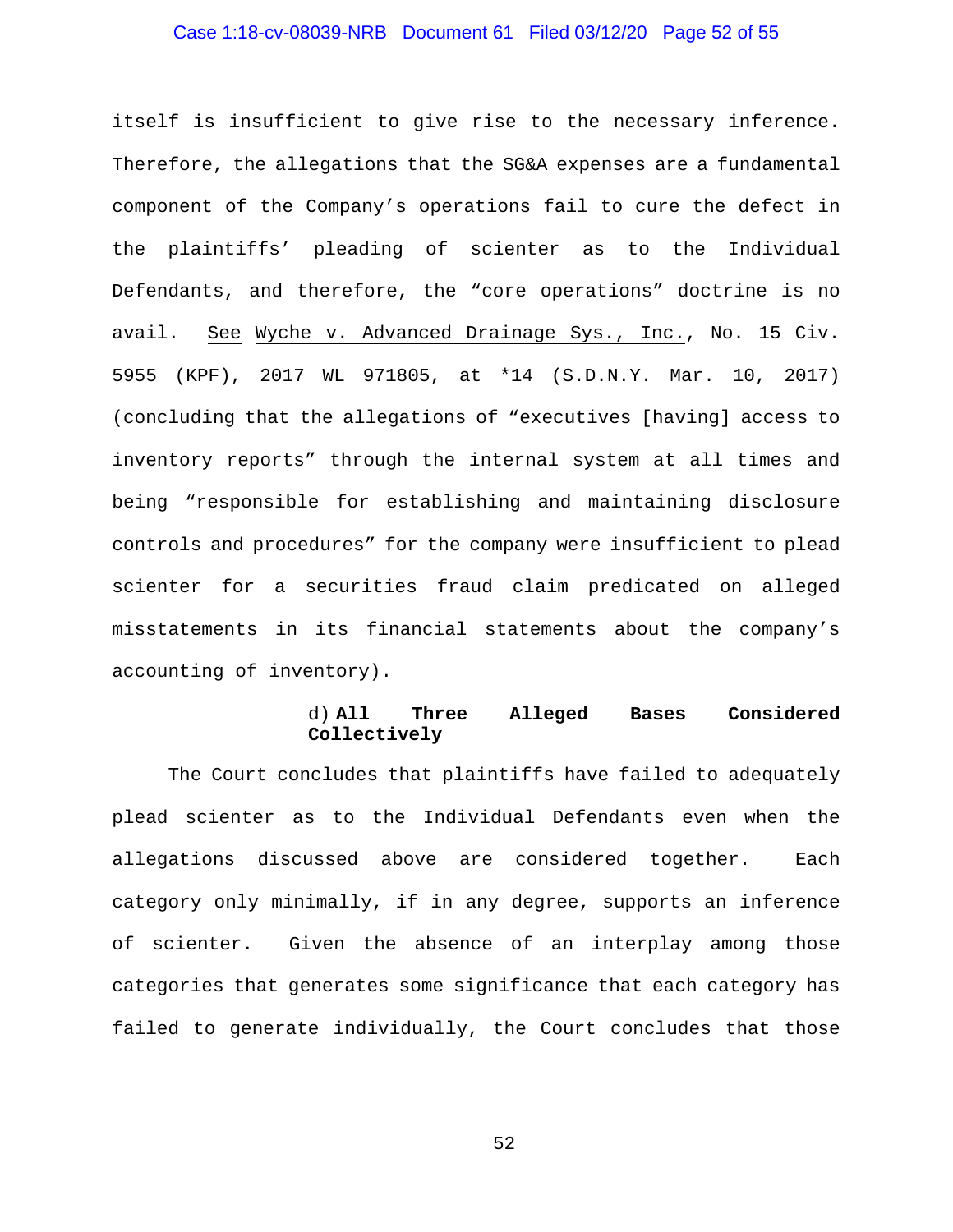itself is insufficient to give rise to the necessary inference. Therefore, the allegations that the SG&A expenses are a fundamental component of the Company's operations fail to cure the defect in the plaintiffs' pleading of scienter as to the Individual Defendants, and therefore, the "core operations" doctrine is no avail. See Wyche v. Advanced Drainage Sys., Inc., No. 15 Civ. 5955 (KPF), 2017 WL 971805, at *14 (S.D.N.Y. Mar. 10, 2017) (concluding that the allegations of "executives [having] access to inventory reports" through the internal system at all times and being "responsible for establishing and maintaining disclosure controls and procedures" for the company were insufficient to plead scienter for a securities fraud claim predicated on alleged misstatements in its financial statements about the company's accounting of inventory).

d) **All Three Alleged Bases Considered Collectively**

The Court concludes that plaintiffs have failed to adequately plead scienter as to the Individual Defendants even when the allegations discussed above are considered together. Each category only minimally, if in any degree, supports an inference of scienter. Given the absence of an interplay among those categories that generates some significance that each category has failed to generate individually, the Court concludes that those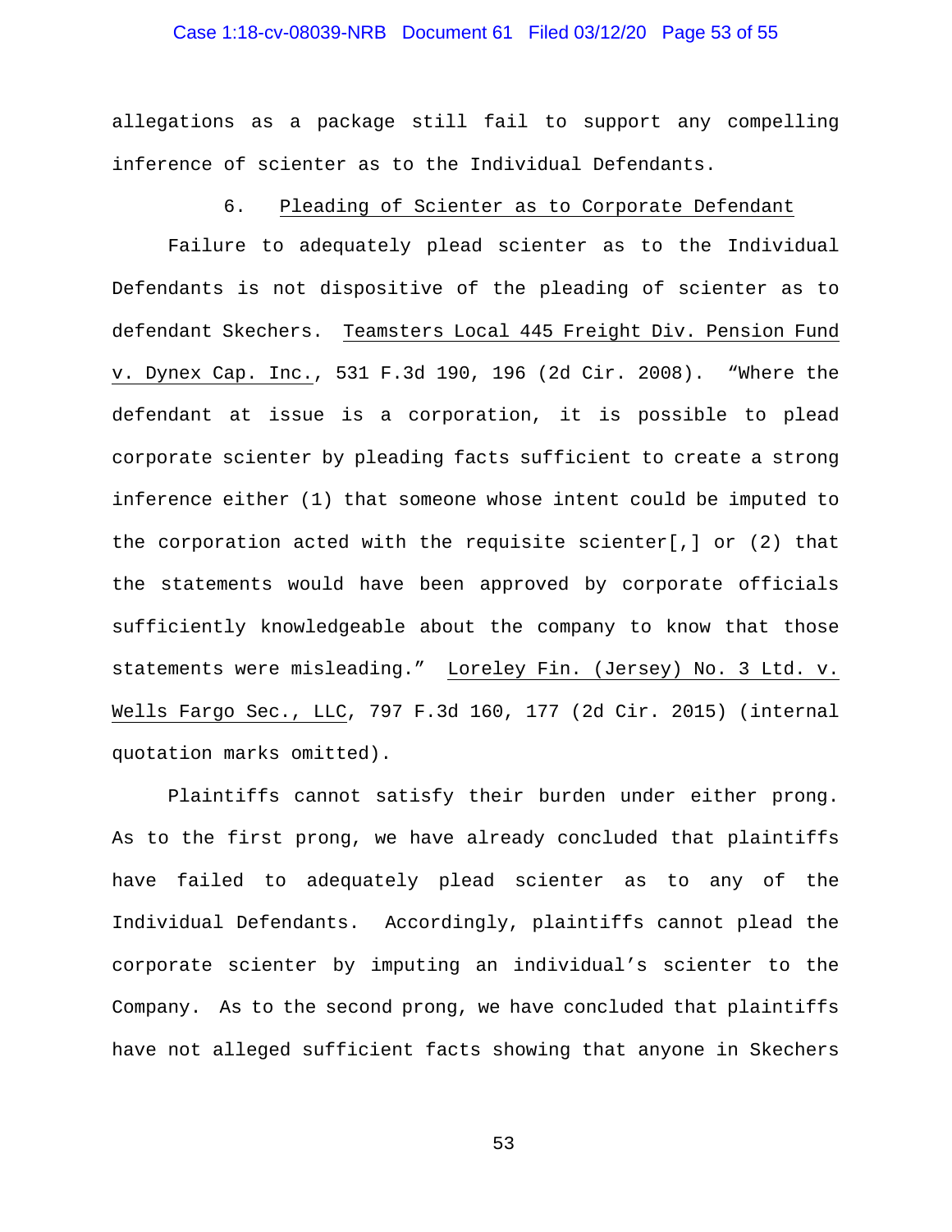allegations as a package still fail to support any compelling inference of scienter as to the Individual Defendants.

6. Pleading of Scienter as to Corporate Defendant

Failure to adequately plead scienter as to the Individual Defendants is not dispositive of the pleading of scienter as to defendant Skechers. Teamsters Local 445 Freight Div. Pension Fund v. Dynex Cap. Inc., 531 F.3d 190, 196 (2d Cir. 2008). "Where the defendant at issue is a corporation, it is possible to plead corporate scienter by pleading facts sufficient to create a strong inference either (1) that someone whose intent could be imputed to the corporation acted with the requisite scienter[,] or (2) that the statements would have been approved by corporate officials sufficiently knowledgeable about the company to know that those statements were misleading." Loreley Fin. (Jersey) No. 3 Ltd. v. Wells Fargo Sec., LLC, 797 F.3d 160, 177 (2d Cir. 2015) (internal quotation marks omitted).

Plaintiffs cannot satisfy their burden under either prong. As to the first prong, we have already concluded that plaintiffs have failed to adequately plead scienter as to any of the Individual Defendants. Accordingly, plaintiffs cannot plead the corporate scienter by imputing an individual's scienter to the Company. As to the second prong, we have concluded that plaintiffs have not alleged sufficient facts showing that anyone in Skechers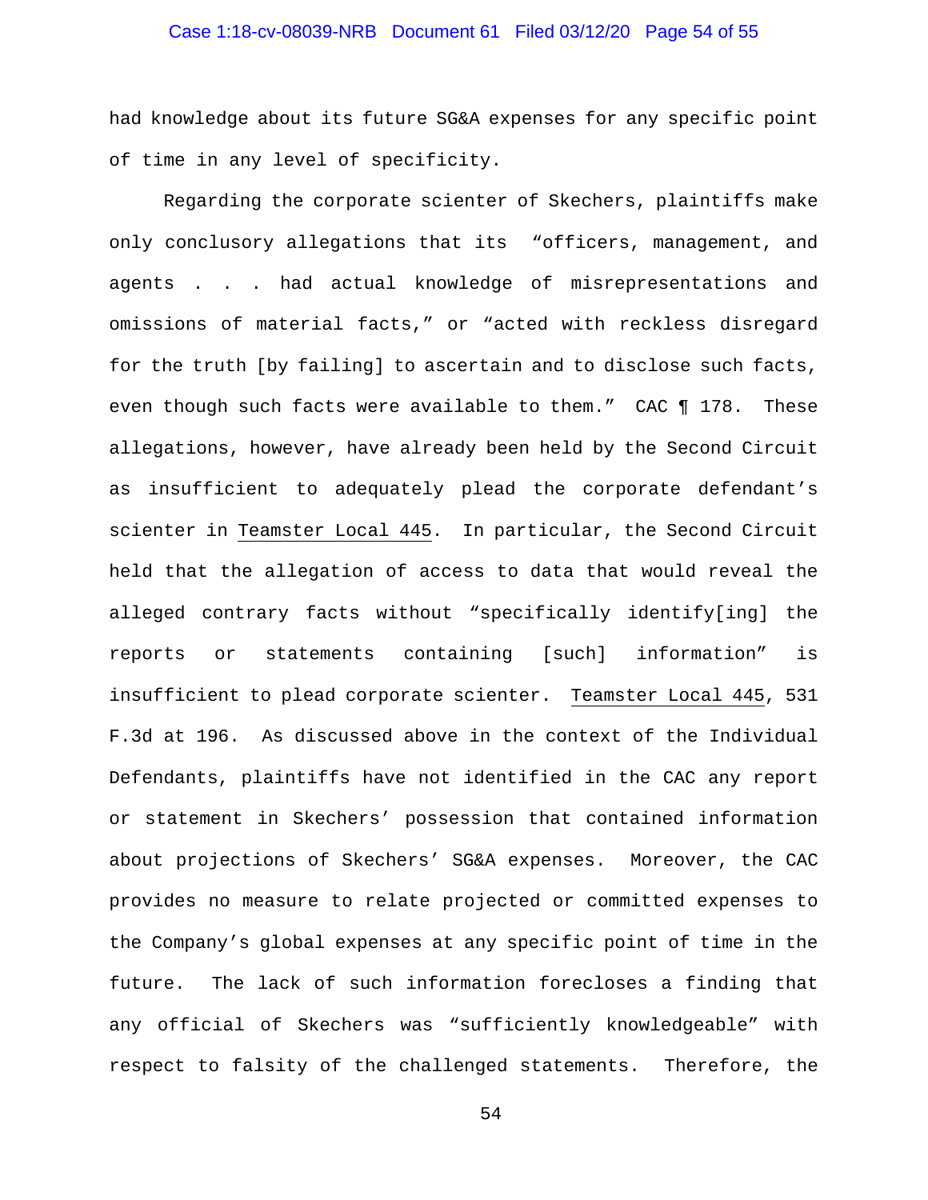had knowledge about its future SG&A expenses for any specific point of time in any level of specificity.

Regarding the corporate scienter of Skechers, plaintiffs make only conclusory allegations that its "officers, management, and agents . . . had actual knowledge of misrepresentations and omissions of material facts," or "acted with reckless disregard for the truth [by failing] to ascertain and to disclose such facts, even though such facts were available to them." CAC ¶ 178. These allegations, however, have already been held by the Second Circuit as insufficient to adequately plead the corporate defendant's scienter in Teamster Local 445. In particular, the Second Circuit held that the allegation of access to data that would reveal the alleged contrary facts without "specifically identify[ing] the reports or statements containing [such] information" is insufficient to plead corporate scienter. Teamster Local 445, 531 F.3d at 196. As discussed above in the context of the Individual Defendants, plaintiffs have not identified in the CAC any report or statement in Skechers' possession that contained information about projections of Skechers' SG&A expenses. Moreover, the CAC provides no measure to relate projected or committed expenses to the Company's global expenses at any specific point of time in the future. The lack of such information forecloses a finding that any official of Skechers was "sufficiently knowledgeable" with respect to falsity of the challenged statements. Therefore, the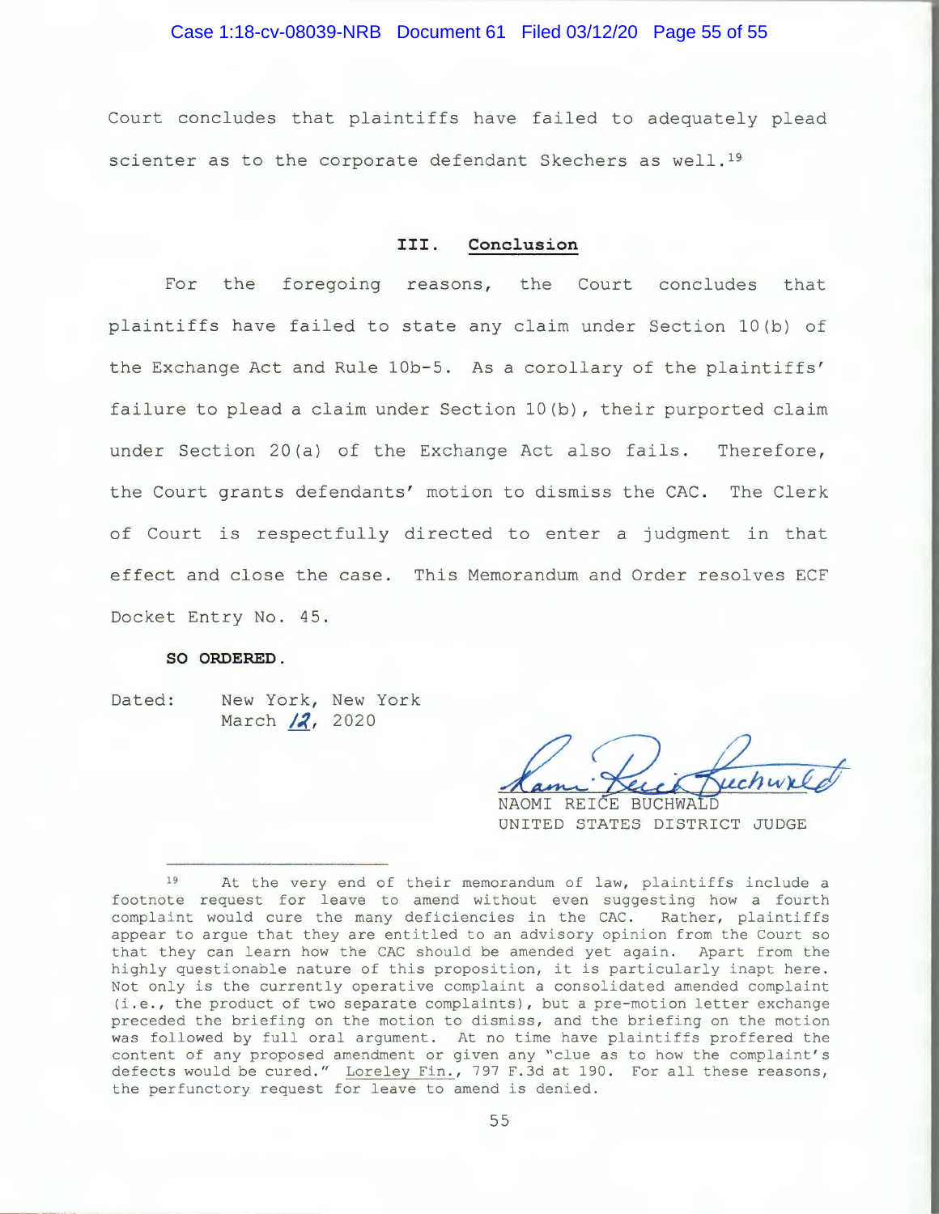Court concludes that plaintiffs have failed to adequately plead scienter as to the corporate defendant Skechers as well.[19]

## III. Conclusion

For the foregoing reasons, the Court concludes that plaintiffs have failed to state any claim under Section 10(b) of the Exchange Act and Rule 10b-5. As a corollary of the plaintiffs' failure to plead a claim under Section 10(b), their purported claim under Section 20(a) of the Exchange Act also fails. Therefore, the Court grants defendants' motion to dismiss the CAC. The Clerk of Court is respectfully directed to enter a judgment in that effect and close the case. This Memorandum and Order resolves ECF Docket Entry No. 45.

**SO ORDERED.**

Dated: New York, New York
March 12, 2020

NAOMI REICE BUCHWALD
UNITED STATES DISTRICT JUDGE

---

[19] At the very end of their memorandum of law, plaintiffs include a footnote request for leave to amend without even suggesting how a fourth complaint would cure the many deficiencies in the CAC. Rather, plaintiffs appear to argue that they are entitled to an advisory opinion from the Court so that they can learn how the CAC should be amended yet again. Apart from the highly questionable nature of this proposition, it is particularly inapt here. Not only is the currently operative complaint a consolidated amended complaint (i.e., the product of two separate complaints), but a pre-motion letter exchange preceded the briefing on the motion to dismiss, and the briefing on the motion was followed by full oral argument. At no time have plaintiffs proffered the content of any proposed amendment or given any "clue as to how the complaint's defects would be cured." Loreley Fin., 797 F.3d at 190. For all these reasons, the perfunctory request for leave to amend is denied.